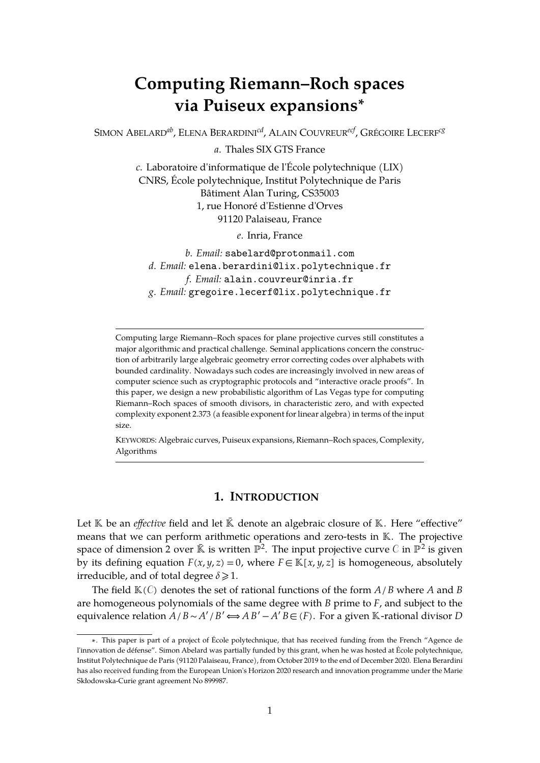# Computing Riemann–Roch spaces via Puiseux expansions*

Simon Abelard[ab], Elena Berardini[cd], Alain Couvreur[ecf], Grégoire Lecerf[cg]

*a.* Thales SIX GTS France

*c.* Laboratoire d'informatique de l'École polytechnique (LIX)
CNRS, École polytechnique, Institut Polytechnique de Paris
Bâtiment Alan Turing, CS35003
1, rue Honoré d'Estienne d'Orves
91120 Palaiseau, France

*e.* Inria, France

*b. Email:* sabelard@protonmail.com
*d. Email:* elena.berardini@lix.polytechnique.fr
*f. Email:* alain.couvreur@inria.fr
*g. Email:* gregoire.lecerf@lix.polytechnique.fr

---

Computing large Riemann–Roch spaces for plane projective curves still constitutes a major algorithmic and practical challenge. Seminal applications concern the construction of arbitrarily large algebraic geometry error correcting codes over alphabets with bounded cardinality. Nowadays such codes are increasingly involved in new areas of computer science such as cryptographic protocols and "interactive oracle proofs". In this paper, we design a new probabilistic algorithm of Las Vegas type for computing Riemann–Roch spaces of smooth divisors, in characteristic zero, and with expected complexity exponent 2.373 (a feasible exponent for linear algebra) in terms of the input size.

Keywords: Algebraic curves, Puiseux expansions, Riemann–Roch spaces, Complexity, Algorithms

---

## 1. Introduction

Let $\mathbb{K}$ be an *effective* field and let $\bar{\mathbb{K}}$ denote an algebraic closure of $\mathbb{K}$. Here "effective" means that we can perform arithmetic operations and zero-tests in $\mathbb{K}$. The projective space of dimension 2 over $\bar{\mathbb{K}}$ is written $\mathbb{P}^2$. The input projective curve $\mathcal{C}$ in $\mathbb{P}^2$ is given by its defining equation $F(x, y, z) = 0$, where $F \in \mathbb{K}[x, y, z]$ is homogeneous, absolutely irreducible, and of total degree $\delta \geqslant 1$.

The field $\mathbb{K}(\mathcal{C})$ denotes the set of rational functions of the form $A/B$ where $A$ and $B$ are homogeneous polynomials of the same degree with $B$ prime to $F$, and subject to the equivalence relation $A/B \sim A'/B' \Longleftrightarrow AB' - A'B \in (F)$. For a given $\mathbb{K}$-rational divisor $D$

---

*. This paper is part of a project of École polytechnique, that has received funding from the French "Agence de l'innovation de défense". Simon Abelard was partially funded by this grant, when he was hosted at École polytechnique, Institut Polytechnique de Paris (91120 Palaiseau, France), from October 2019 to the end of December 2020. Elena Berardini has also received funding from the European Union's Horizon 2020 research and innovation programme under the Marie Skłodowska-Curie grant agreement No 899987.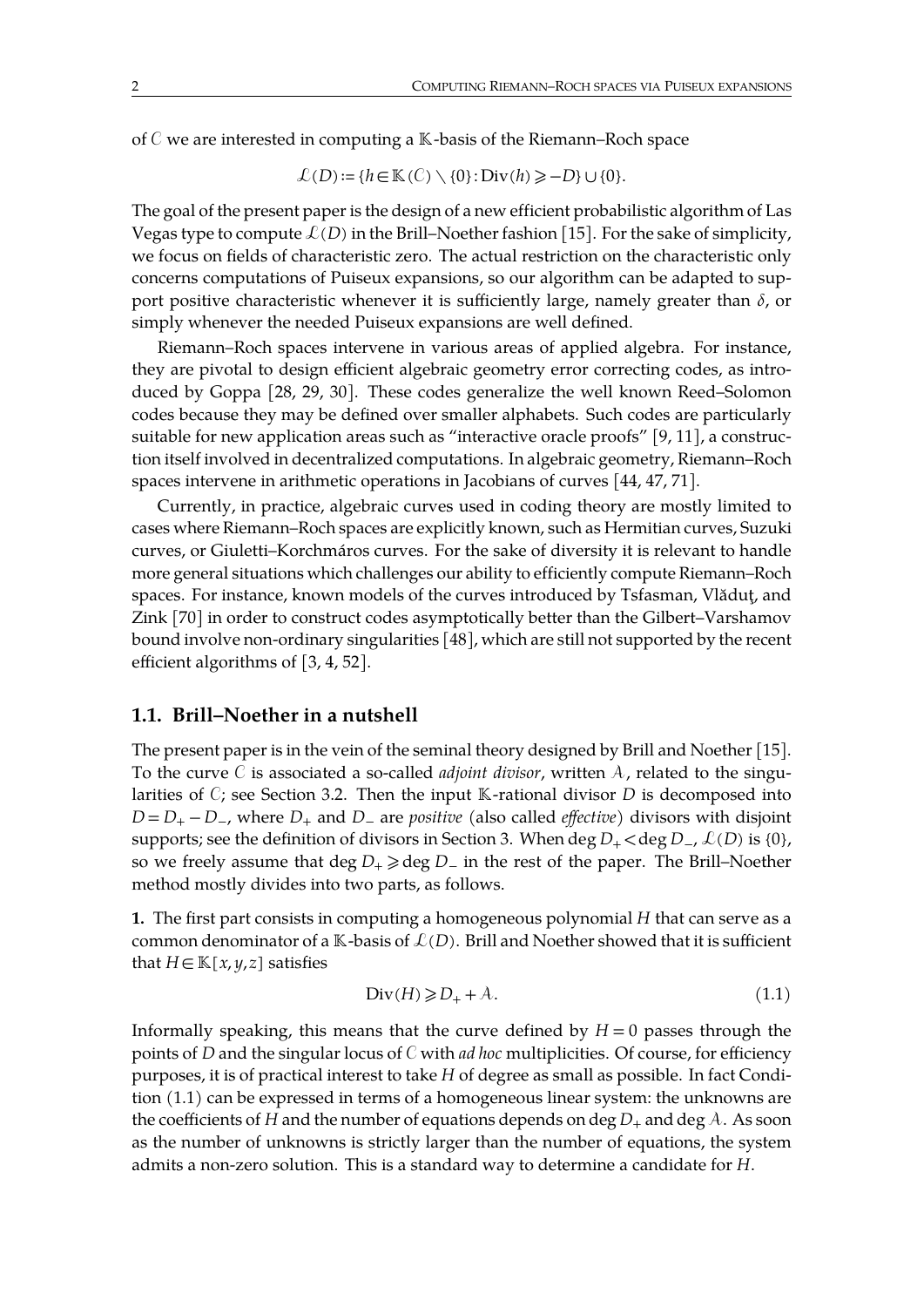of $\mathcal{C}$ we are interested in computing a $\mathbb{K}$-basis of the Riemann–Roch space

$$\mathcal{L}(D) := \{h \in \mathbb{K}(\mathcal{C}) \setminus \{0\} : \operatorname{Div}(h) \geqslant -D\} \cup \{0\}.$$

The goal of the present paper is the design of a new efficient probabilistic algorithm of Las Vegas type to compute $\mathcal{L}(D)$ in the Brill–Noether fashion [15]. For the sake of simplicity, we focus on fields of characteristic zero. The actual restriction on the characteristic only concerns computations of Puiseux expansions, so our algorithm can be adapted to support positive characteristic whenever it is sufficiently large, namely greater than $\delta$, or simply whenever the needed Puiseux expansions are well defined.

Riemann–Roch spaces intervene in various areas of applied algebra. For instance, they are pivotal to design efficient algebraic geometry error correcting codes, as introduced by Goppa [28, 29, 30]. These codes generalize the well known Reed–Solomon codes because they may be defined over smaller alphabets. Such codes are particularly suitable for new application areas such as "interactive oracle proofs" [9, 11], a construction itself involved in decentralized computations. In algebraic geometry, Riemann–Roch spaces intervene in arithmetic operations in Jacobians of curves [44, 47, 71].

Currently, in practice, algebraic curves used in coding theory are mostly limited to cases where Riemann–Roch spaces are explicitly known, such as Hermitian curves, Suzuki curves, or Giuletti–Korchmáros curves. For the sake of diversity it is relevant to handle more general situations which challenges our ability to efficiently compute Riemann–Roch spaces. For instance, known models of the curves introduced by Tsfasman, Vlăduţ, and Zink [70] in order to construct codes asymptotically better than the Gilbert–Varshamov bound involve non-ordinary singularities [48], which are still not supported by the recent efficient algorithms of [3, 4, 52].

## 1.1. Brill–Noether in a nutshell

The present paper is in the vein of the seminal theory designed by Brill and Noether [15]. To the curve $\mathcal{C}$ is associated a so-called *adjoint divisor*, written $\mathcal{A}$, related to the singularities of $\mathcal{C}$; see Section 3.2. Then the input $\mathbb{K}$-rational divisor $D$ is decomposed into $D = D_+ - D_-$, where $D_+$ and $D_-$ are *positive* (also called *effective*) divisors with disjoint supports; see the definition of divisors in Section 3. When $\deg D_+ < \deg D_-$, $\mathcal{L}(D)$ is $\{0\}$, so we freely assume that $\deg D_+ \geqslant \deg D_-$ in the rest of the paper. The Brill–Noether method mostly divides into two parts, as follows.

**1.** The first part consists in computing a homogeneous polynomial $H$ that can serve as a common denominator of a $\mathbb{K}$-basis of $\mathcal{L}(D)$. Brill and Noether showed that it is sufficient that $H \in \mathbb{K}[x, y, z]$ satisfies

$$\operatorname{Div}(H) \geqslant D_+ + \mathcal{A}. \tag{1.1}$$

Informally speaking, this means that the curve defined by $H = 0$ passes through the points of $D$ and the singular locus of $\mathcal{C}$ with *ad hoc* multiplicities. Of course, for efficiency purposes, it is of practical interest to take $H$ of degree as small as possible. In fact Condition (1.1) can be expressed in terms of a homogeneous linear system: the unknowns are the coefficients of $H$ and the number of equations depends on $\deg D_+$ and $\deg \mathcal{A}$. As soon as the number of unknowns is strictly larger than the number of equations, the system admits a non-zero solution. This is a standard way to determine a candidate for $H$.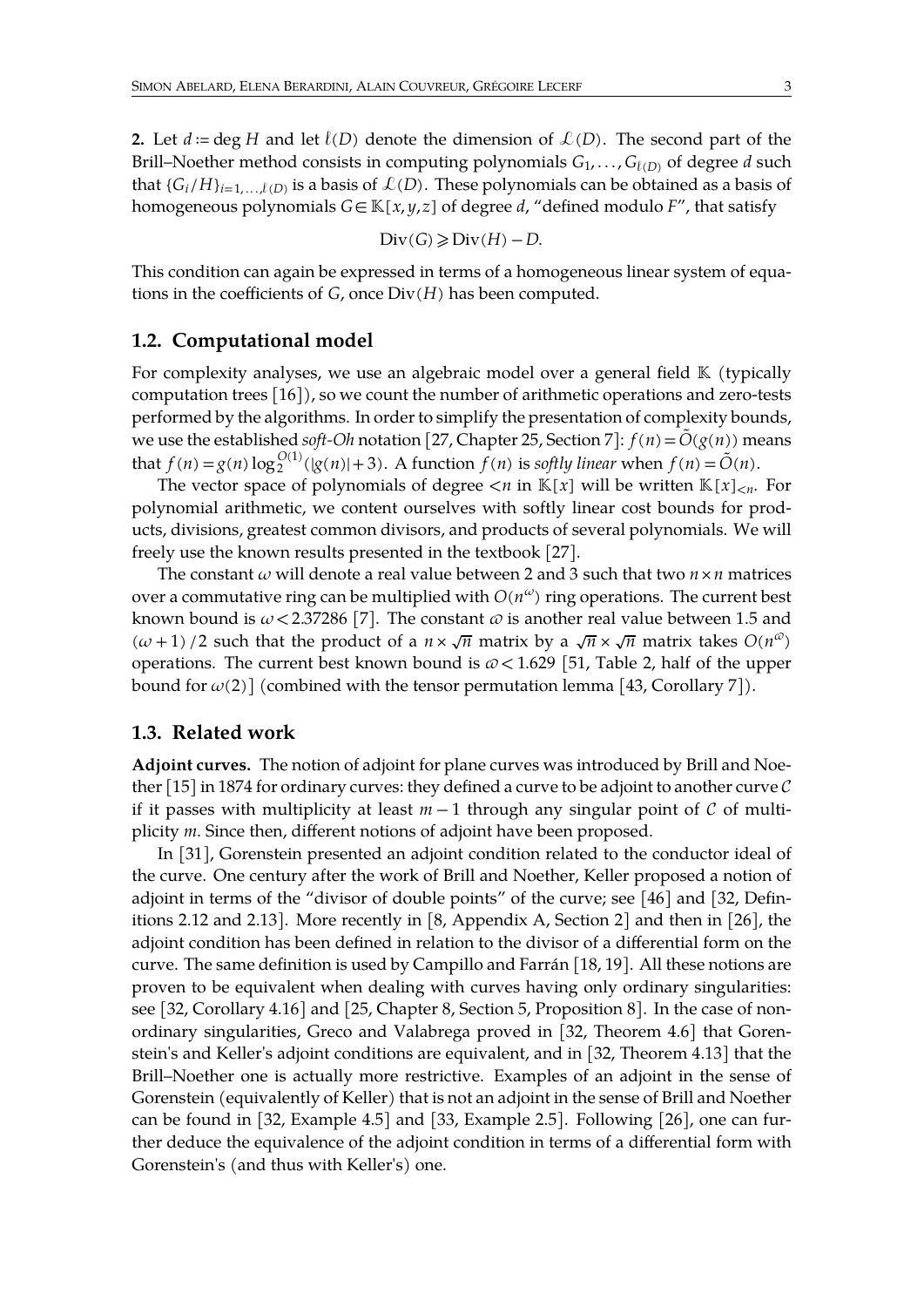**2.** Let $d := \deg H$ and let $\ell(D)$ denote the dimension of $\mathcal{L}(D)$. The second part of the Brill–Noether method consists in computing polynomials $G_1, \ldots, G_{\ell(D)}$ of degree $d$ such that $\{G_i/H\}_{i=1,\ldots,\ell(D)}$ is a basis of $\mathcal{L}(D)$. These polynomials can be obtained as a basis of homogeneous polynomials $G \in \mathbb{K}[x,y,z]$ of degree $d$, "defined modulo $F$", that satisfy

$$\operatorname{Div}(G) \geqslant \operatorname{Div}(H) - D.$$

This condition can again be expressed in terms of a homogeneous linear system of equations in the coefficients of $G$, once $\operatorname{Div}(H)$ has been computed.

## 1.2. Computational model

For complexity analyses, we use an algebraic model over a general field $\mathbb{K}$ (typically computation trees [16]), so we count the number of arithmetic operations and zero-tests performed by the algorithms. In order to simplify the presentation of complexity bounds, we use the established *soft-Oh* notation [27, Chapter 25, Section 7]: $f(n) = \tilde{O}(g(n))$ means that $f(n) = g(n) \log_2^{O(1)}(|g(n)| + 3)$. A function $f(n)$ is *softly linear* when $f(n) = \tilde{O}(n)$.

The vector space of polynomials of degree $< n$ in $\mathbb{K}[x]$ will be written $\mathbb{K}[x]_{<n}$. For polynomial arithmetic, we content ourselves with softly linear cost bounds for products, divisions, greatest common divisors, and products of several polynomials. We will freely use the known results presented in the textbook [27].

The constant $\omega$ will denote a real value between 2 and 3 such that two $n \times n$ matrices over a commutative ring can be multiplied with $O(n^{\omega})$ ring operations. The current best known bound is $\omega < 2.37286$ [7]. The constant $\varpi$ is another real value between 1.5 and $(\omega+1)/2$ such that the product of a $n \times \sqrt{n}$ matrix by a $\sqrt{n} \times \sqrt{n}$ matrix takes $O(n^{\varpi})$ operations. The current best known bound is $\varpi < 1.629$ [51, Table 2, half of the upper bound for $\omega(2)$] (combined with the tensor permutation lemma [43, Corollary 7]).

## 1.3. Related work

**Adjoint curves.** The notion of adjoint for plane curves was introduced by Brill and Noether [15] in 1874 for ordinary curves: they defined a curve to be adjoint to another curve $\mathcal{C}$ if it passes with multiplicity at least $m-1$ through any singular point of $\mathcal{C}$ of multiplicity $m$. Since then, different notions of adjoint have been proposed.

In [31], Gorenstein presented an adjoint condition related to the conductor ideal of the curve. One century after the work of Brill and Noether, Keller proposed a notion of adjoint in terms of the "divisor of double points" of the curve; see [46] and [32, Definitions 2.12 and 2.13]. More recently in [8, Appendix A, Section 2] and then in [26], the adjoint condition has been defined in relation to the divisor of a differential form on the curve. The same definition is used by Campillo and Farrán [18, 19]. All these notions are proven to be equivalent when dealing with curves having only ordinary singularities: see [32, Corollary 4.16] and [25, Chapter 8, Section 5, Proposition 8]. In the case of non-ordinary singularities, Greco and Valabrega proved in [32, Theorem 4.6] that Gorenstein's and Keller's adjoint conditions are equivalent, and in [32, Theorem 4.13] that the Brill–Noether one is actually more restrictive. Examples of an adjoint in the sense of Gorenstein (equivalently of Keller) that is not an adjoint in the sense of Brill and Noether can be found in [32, Example 4.5] and [33, Example 2.5]. Following [26], one can further deduce the equivalence of the adjoint condition in terms of a differential form with Gorenstein's (and thus with Keller's) one.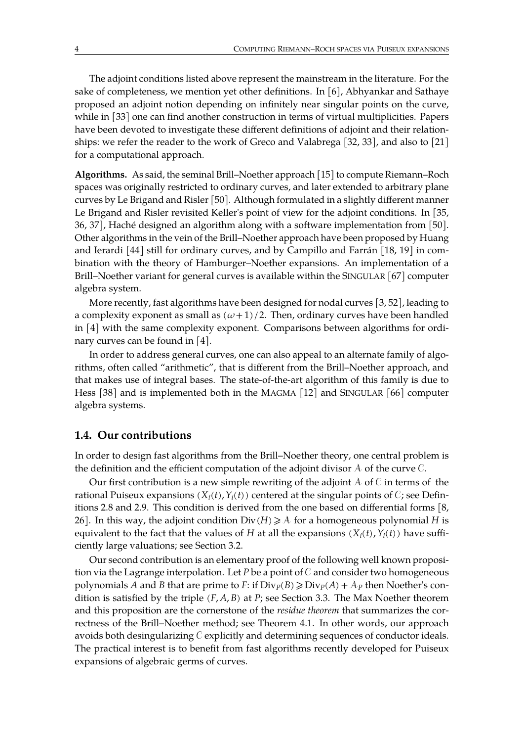The adjoint conditions listed above represent the mainstream in the literature. For the sake of completeness, we mention yet other definitions. In [6], Abhyankar and Sathaye proposed an adjoint notion depending on infinitely near singular points on the curve, while in [33] one can find another construction in terms of virtual multiplicities. Papers have been devoted to investigate these different definitions of adjoint and their relationships: we refer the reader to the work of Greco and Valabrega [32, 33], and also to [21] for a computational approach.

**Algorithms.** As said, the seminal Brill–Noether approach [15] to compute Riemann–Roch spaces was originally restricted to ordinary curves, and later extended to arbitrary plane curves by Le Brigand and Risler [50]. Although formulated in a slightly different manner Le Brigand and Risler revisited Keller's point of view for the adjoint conditions. In [35, 36, 37], Haché designed an algorithm along with a software implementation from [50]. Other algorithms in the vein of the Brill–Noether approach have been proposed by Huang and Ierardi [44] still for ordinary curves, and by Campillo and Farrán [18, 19] in combination with the theory of Hamburger–Noether expansions. An implementation of a Brill–Noether variant for general curves is available within the SINGULAR [67] computer algebra system.

More recently, fast algorithms have been designed for nodal curves [3, 52], leading to a complexity exponent as small as $(\omega+1)/2$. Then, ordinary curves have been handled in [4] with the same complexity exponent. Comparisons between algorithms for ordinary curves can be found in [4].

In order to address general curves, one can also appeal to an alternate family of algorithms, often called "arithmetic", that is different from the Brill–Noether approach, and that makes use of integral bases. The state-of-the-art algorithm of this family is due to Hess [38] and is implemented both in the MAGMA [12] and SINGULAR [66] computer algebra systems.

## 1.4. Our contributions

In order to design fast algorithms from the Brill–Noether theory, one central problem is the definition and the efficient computation of the adjoint divisor $\mathcal{A}$ of the curve $\mathcal{C}$.

Our first contribution is a new simple rewriting of the adjoint $\mathcal{A}$ of $\mathcal{C}$ in terms of the rational Puiseux expansions $(X_i(t), Y_i(t))$ centered at the singular points of $\mathcal{C}$; see Definitions 2.8 and 2.9. This condition is derived from the one based on differential forms [8, 26]. In this way, the adjoint condition $\mathrm{Div}(H) \geqslant \mathcal{A}$ for a homogeneous polynomial $H$ is equivalent to the fact that the values of $H$ at all the expansions $(X_i(t), Y_i(t))$ have sufficiently large valuations; see Section 3.2.

Our second contribution is an elementary proof of the following well known proposition via the Lagrange interpolation. Let $P$ be a point of $\mathcal{C}$ and consider two homogeneous polynomials $A$ and $B$ that are prime to $F$: if $\mathrm{Div}_P(B) \geqslant \mathrm{Div}_P(A) + \mathcal{A}_P$ then Noether's condition is satisfied by the triple $(F, A, B)$ at $P$; see Section 3.3. The Max Noether theorem and this proposition are the cornerstone of the *residue theorem* that summarizes the correctness of the Brill–Noether method; see Theorem 4.1. In other words, our approach avoids both desingularizing $\mathcal{C}$ explicitly and determining sequences of conductor ideals. The practical interest is to benefit from fast algorithms recently developed for Puiseux expansions of algebraic germs of curves.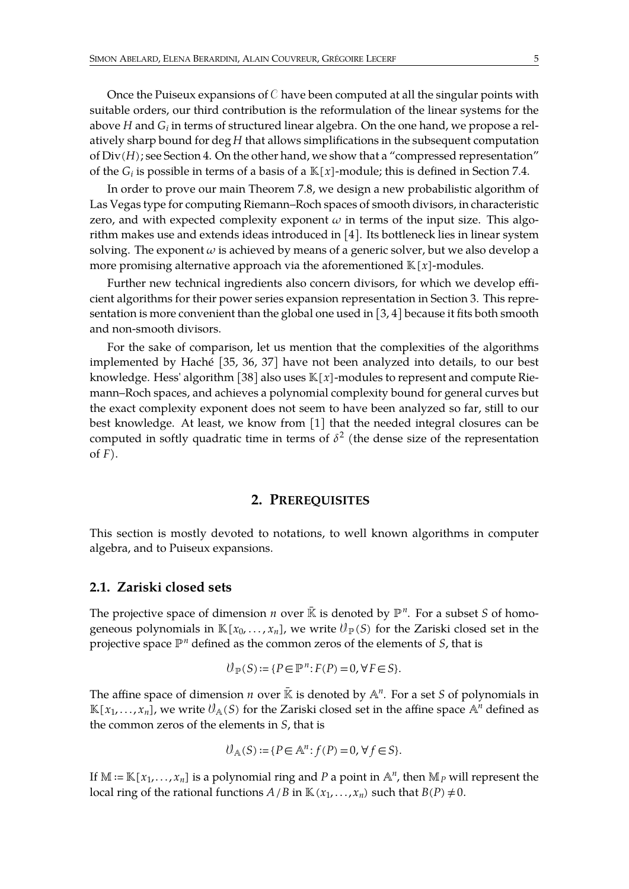Once the Puiseux expansions of $\mathcal{C}$ have been computed at all the singular points with suitable orders, our third contribution is the reformulation of the linear systems for the above $H$ and $G_i$ in terms of structured linear algebra. On the one hand, we propose a relatively sharp bound for $\deg H$ that allows simplifications in the subsequent computation of $\mathrm{Div}(H)$; see Section 4. On the other hand, we show that a "compressed representation" of the $G_i$ is possible in terms of a basis of a $\mathbb{K}[x]$-module; this is defined in Section 7.4.

In order to prove our main Theorem 7.8, we design a new probabilistic algorithm of Las Vegas type for computing Riemann–Roch spaces of smooth divisors, in characteristic zero, and with expected complexity exponent $\omega$ in terms of the input size. This algorithm makes use and extends ideas introduced in [4]. Its bottleneck lies in linear system solving. The exponent $\omega$ is achieved by means of a generic solver, but we also develop a more promising alternative approach via the aforementioned $\mathbb{K}[x]$-modules.

Further new technical ingredients also concern divisors, for which we develop efficient algorithms for their power series expansion representation in Section 3. This representation is more convenient than the global one used in [3, 4] because it fits both smooth and non-smooth divisors.

For the sake of comparison, let us mention that the complexities of the algorithms implemented by Haché [35, 36, 37] have not been analyzed into details, to our best knowledge. Hess' algorithm [38] also uses $\mathbb{K}[x]$-modules to represent and compute Riemann–Roch spaces, and achieves a polynomial complexity bound for general curves but the exact complexity exponent does not seem to have been analyzed so far, still to our best knowledge. At least, we know from [1] that the needed integral closures can be computed in softly quadratic time in terms of $\delta^2$ (the dense size of the representation of $F$).

## 2. Prerequisites

This section is mostly devoted to notations, to well known algorithms in computer algebra, and to Puiseux expansions.

### 2.1. Zariski closed sets

The projective space of dimension $n$ over $\bar{\mathbb{K}}$ is denoted by $\mathbb{P}^n$. For a subset $S$ of homogeneous polynomials in $\mathbb{K}[x_0, \ldots, x_n]$, we write $\mathcal{V}_{\mathbb{P}}(S)$ for the Zariski closed set in the projective space $\mathbb{P}^n$ defined as the common zeros of the elements of $S$, that is

$$\mathcal{V}_{\mathbb{P}}(S) := \{P \in \mathbb{P}^n : F(P) = 0, \forall F \in S\}.$$

The affine space of dimension $n$ over $\bar{\mathbb{K}}$ is denoted by $\mathbb{A}^n$. For a set $S$ of polynomials in $\mathbb{K}[x_1, \ldots, x_n]$, we write $\mathcal{V}_{\mathbb{A}}(S)$ for the Zariski closed set in the affine space $\mathbb{A}^n$ defined as the common zeros of the elements in $S$, that is

$$\mathcal{V}_{\mathbb{A}}(S) := \{P \in \mathbb{A}^n : f(P) = 0, \forall f \in S\}.$$

If $\mathbb{M} := \mathbb{K}[x_1, \ldots, x_n]$ is a polynomial ring and $P$ a point in $\mathbb{A}^n$, then $\mathbb{M}_P$ will represent the local ring of the rational functions $A/B$ in $\mathbb{K}(x_1, \ldots, x_n)$ such that $B(P) \neq 0$.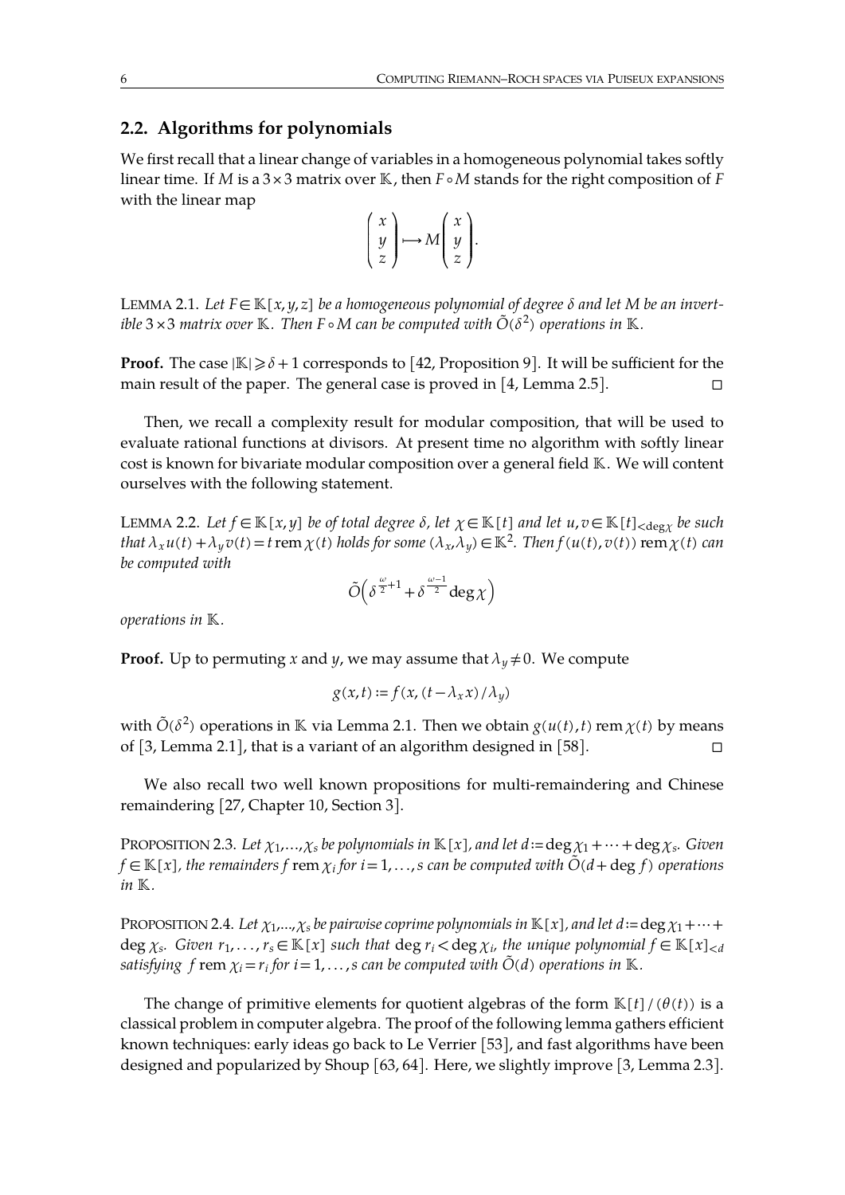## 2.2. Algorithms for polynomials

We first recall that a linear change of variables in a homogeneous polynomial takes softly linear time. If $M$ is a $3 \times 3$ matrix over $\mathbb{K}$, then $F \circ M$ stands for the right composition of $F$ with the linear map

$$\begin{pmatrix} x \\ y \\ z \end{pmatrix} \longmapsto M \begin{pmatrix} x \\ y \\ z \end{pmatrix}.$$

LEMMA 2.1. *Let $F \in \mathbb{K}[x, y, z]$ be a homogeneous polynomial of degree $\delta$ and let $M$ be an invertible $3 \times 3$ matrix over $\mathbb{K}$. Then $F \circ M$ can be computed with $\tilde{O}(\delta^2)$ operations in $\mathbb{K}$.*

**Proof.** The case $|\mathbb{K}| \geqslant \delta + 1$ corresponds to [42, Proposition 9]. It will be sufficient for the main result of the paper. The general case is proved in [4, Lemma 2.5]. □

Then, we recall a complexity result for modular composition, that will be used to evaluate rational functions at divisors. At present time no algorithm with softly linear cost is known for bivariate modular composition over a general field $\mathbb{K}$. We will content ourselves with the following statement.

LEMMA 2.2. *Let $f \in \mathbb{K}[x, y]$ be of total degree $\delta$, let $\chi \in \mathbb{K}[t]$ and let $u, v \in \mathbb{K}[t]_{<\deg \chi}$ be such that $\lambda_x u(t) + \lambda_y v(t) = t \operatorname{rem} \chi(t)$ holds for some $(\lambda_x, \lambda_y) \in \mathbb{K}^2$. Then $f(u(t), v(t)) \operatorname{rem} \chi(t)$ can be computed with*

$$\tilde{O}\left(\delta^{\frac{\omega}{2}+1} + \delta^{\frac{\omega-1}{2}} \deg \chi\right)$$

*operations in $\mathbb{K}$.*

**Proof.** Up to permuting $x$ and $y$, we may assume that $\lambda_y \neq 0$. We compute

$$g(x, t) := f(x, (t - \lambda_x x) / \lambda_y)$$

with $\tilde{O}(\delta^2)$ operations in $\mathbb{K}$ via Lemma 2.1. Then we obtain $g(u(t), t) \operatorname{rem} \chi(t)$ by means of [3, Lemma 2.1], that is a variant of an algorithm designed in [58]. □

We also recall two well known propositions for multi-remaindering and Chinese remaindering [27, Chapter 10, Section 3].

PROPOSITION 2.3. *Let $\chi_1, \ldots, \chi_s$ be polynomials in $\mathbb{K}[x]$, and let $d := \deg \chi_1 + \cdots + \deg \chi_s$. Given $f \in \mathbb{K}[x]$, the remainders $f \operatorname{rem} \chi_i$ for $i = 1, \ldots, s$ can be computed with $\tilde{O}(d + \deg f)$ operations in $\mathbb{K}$.*

PROPOSITION 2.4. *Let $\chi_1, \ldots, \chi_s$ be pairwise coprime polynomials in $\mathbb{K}[x]$, and let $d := \deg \chi_1 + \cdots + \deg \chi_s$. Given $r_1, \ldots, r_s \in \mathbb{K}[x]$ such that $\deg r_i < \deg \chi_i$, the unique polynomial $f \in \mathbb{K}[x]_{<d}$ satisfying $f \operatorname{rem} \chi_i = r_i$ for $i = 1, \ldots, s$ can be computed with $\tilde{O}(d)$ operations in $\mathbb{K}$.*

The change of primitive elements for quotient algebras of the form $\mathbb{K}[t] / (\theta(t))$ is a classical problem in computer algebra. The proof of the following lemma gathers efficient known techniques: early ideas go back to Le Verrier [53], and fast algorithms have been designed and popularized by Shoup [63, 64]. Here, we slightly improve [3, Lemma 2.3].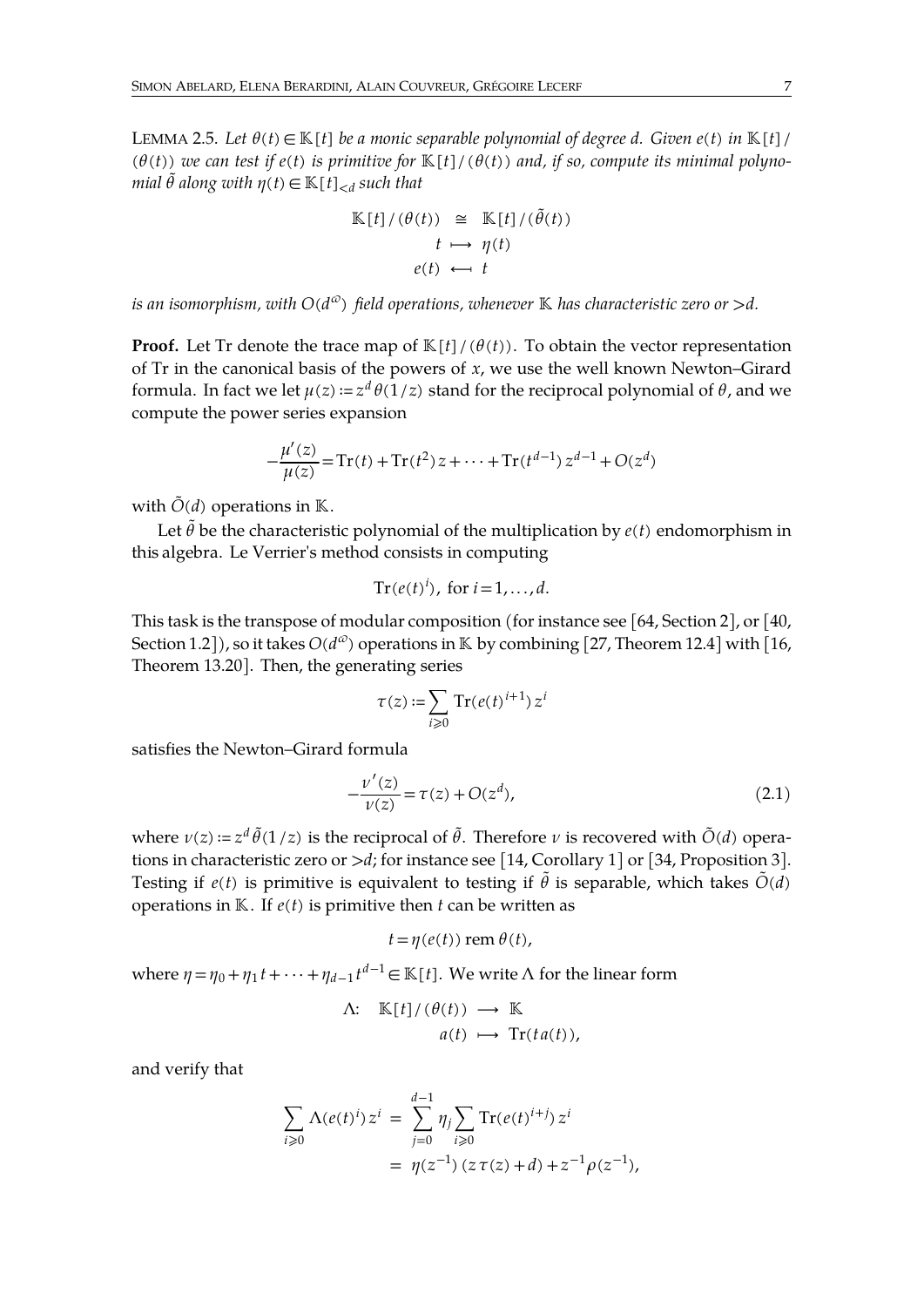LEMMA 2.5. *Let $\theta(t) \in \mathbb{K}[t]$ be a monic separable polynomial of degree $d$. Given $e(t)$ in $\mathbb{K}[t]/(\theta(t))$ we can test if $e(t)$ is primitive for $\mathbb{K}[t]/(\theta(t))$ and, if so, compute its minimal polynomial $\tilde{\theta}$ along with $\eta(t) \in \mathbb{K}[t]_{<d}$ such that*

$$\begin{array}{rcl} \mathbb{K}[t]/(\theta(t)) & \cong & \mathbb{K}[t]/(\tilde{\theta}(t)) \\ t & \longmapsto & \eta(t) \\ e(t) & \longleftarrow & t \end{array}$$

*is an isomorphism, with $O(d^{\omega})$ field operations, whenever $\mathbb{K}$ has characteristic zero or $>d$.*

**Proof.** Let Tr denote the trace map of $\mathbb{K}[t]/(\theta(t))$. To obtain the vector representation of Tr in the canonical basis of the powers of $x$, we use the well known Newton–Girard formula. In fact we let $\mu(z) := z^d \theta(1/z)$ stand for the reciprocal polynomial of $\theta$, and we compute the power series expansion

$$-\frac{\mu'(z)}{\mu(z)} = \mathrm{Tr}(t) + \mathrm{Tr}(t^2)\, z + \cdots + \mathrm{Tr}(t^{d-1})\, z^{d-1} + O(z^d)$$

with $\tilde{O}(d)$ operations in $\mathbb{K}$.

Let $\tilde{\theta}$ be the characteristic polynomial of the multiplication by $e(t)$ endomorphism in this algebra. Le Verrier's method consists in computing

$$\mathrm{Tr}(e(t)^i), \text{ for } i = 1, \ldots, d.$$

This task is the transpose of modular composition (for instance see [64, Section 2], or [40, Section 1.2]), so it takes $O(d^{\omega})$ operations in $\mathbb{K}$ by combining [27, Theorem 12.4] with [16, Theorem 13.20]. Then, the generating series

$$\tau(z) := \sum_{i \geqslant 0} \mathrm{Tr}(e(t)^{i+1})\, z^i$$

satisfies the Newton–Girard formula

$$-\frac{\nu'(z)}{\nu(z)} = \tau(z) + O(z^d), \tag{2.1}$$

where $\nu(z) := z^d \tilde{\theta}(1/z)$ is the reciprocal of $\tilde{\theta}$. Therefore $\nu$ is recovered with $\tilde{O}(d)$ operations in characteristic zero or $>d$; for instance see [14, Corollary 1] or [34, Proposition 3]. Testing if $e(t)$ is primitive is equivalent to testing if $\tilde{\theta}$ is separable, which takes $\tilde{O}(d)$ operations in $\mathbb{K}$. If $e(t)$ is primitive then $t$ can be written as

$$t = \eta(e(t)) \text{ rem } \theta(t),$$

where $\eta = \eta_0 + \eta_1 t + \cdots + \eta_{d-1} t^{d-1} \in \mathbb{K}[t]$. We write $\Lambda$ for the linear form

$$\begin{array}{rrcl} \Lambda\colon & \mathbb{K}[t]/(\theta(t)) & \longrightarrow & \mathbb{K} \\ & a(t) & \longmapsto & \mathrm{Tr}(t\, a(t)), \end{array}$$

and verify that

$$\begin{aligned} \sum_{i \geqslant 0} \Lambda(e(t)^i)\, z^i &= \sum_{j=0}^{d-1} \eta_j \sum_{i \geqslant 0} \mathrm{Tr}(e(t)^{i+j})\, z^i \\ &= \eta(z^{-1})\, (z\, \tau(z) + d) + z^{-1} \rho(z^{-1}), \end{aligned}$$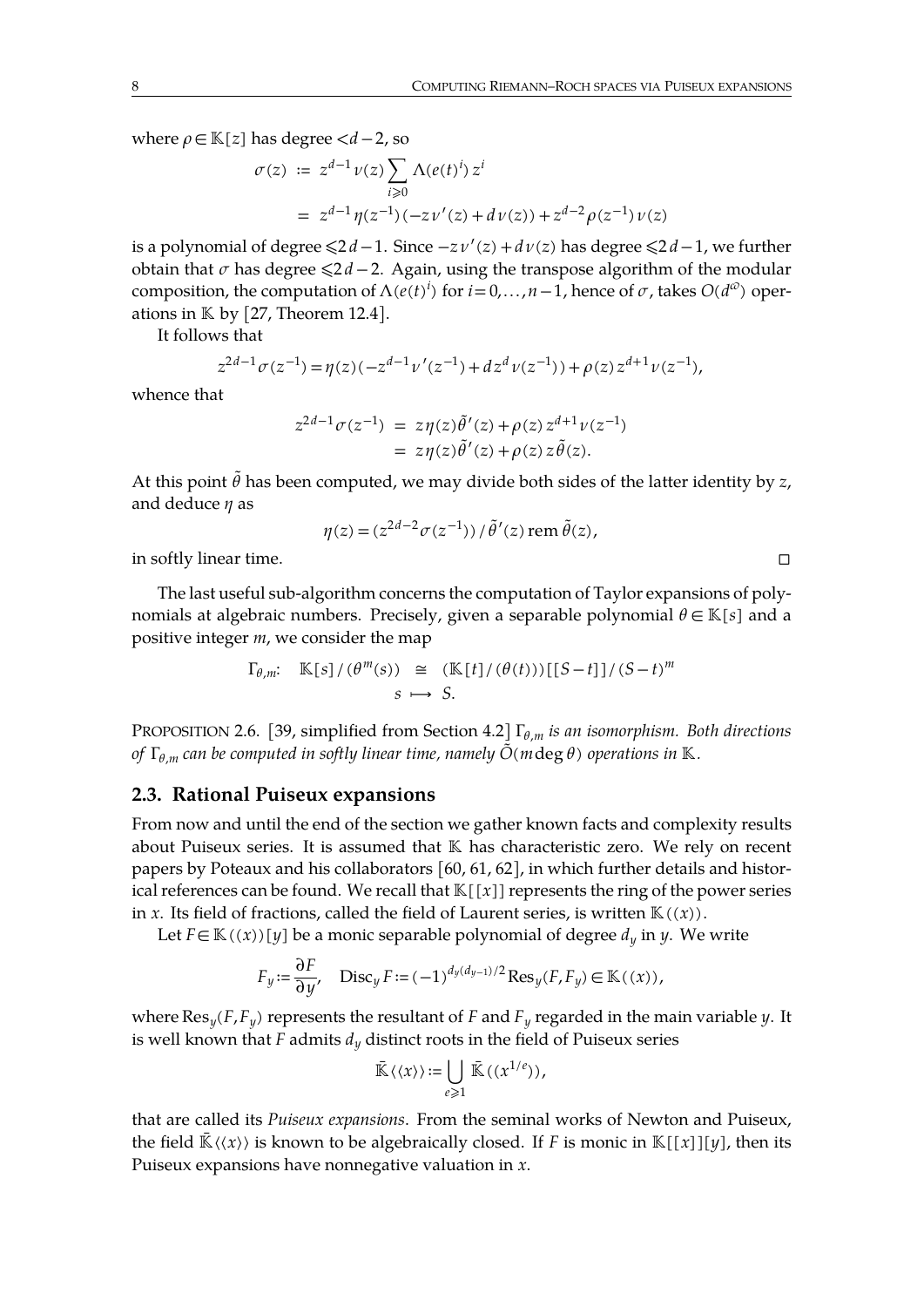where $\rho \in \mathbb{K}[z]$ has degree $<d-2$, so

$$\begin{aligned}\sigma(z) &:= z^{d-1}\nu(z)\sum_{i\geqslant 0}\Lambda(e(t)^i)\,z^i\\ &= z^{d-1}\eta(z^{-1})(-z\nu'(z)+d\nu(z))+z^{d-2}\rho(z^{-1})\nu(z)\end{aligned}$$

is a polynomial of degree $\leqslant 2d-1$. Since $-z\nu'(z)+d\nu(z)$ has degree $\leqslant 2d-1$, we further obtain that $\sigma$ has degree $\leqslant 2d-2$. Again, using the transpose algorithm of the modular composition, the computation of $\Lambda(e(t)^i)$ for $i=0,\ldots,n-1$, hence of $\sigma$, takes $O(d^{\varpi})$ operations in $\mathbb{K}$ by [27, Theorem 12.4].

It follows that

$$z^{2d-1}\sigma(z^{-1}) = \eta(z)(-z^{d-1}\nu'(z^{-1})+dz^d\nu(z^{-1}))+\rho(z)\,z^{d+1}\nu(z^{-1}),$$

whence that

$$\begin{aligned}z^{2d-1}\sigma(z^{-1}) &= z\eta(z)\tilde{\theta}'(z)+\rho(z)\,z^{d+1}\nu(z^{-1})\\ &= z\eta(z)\tilde{\theta}'(z)+\rho(z)\,z\tilde{\theta}(z).\end{aligned}$$

At this point $\tilde{\theta}$ has been computed, we may divide both sides of the latter identity by $z$, and deduce $\eta$ as

$$\eta(z) = (z^{2d-2}\sigma(z^{-1}))\,/\,\tilde{\theta}'(z)\ \mathrm{rem}\ \tilde{\theta}(z),$$

in softly linear time. □

The last useful sub-algorithm concerns the computation of Taylor expansions of polynomials at algebraic numbers. Precisely, given a separable polynomial $\theta \in \mathbb{K}[s]$ and a positive integer $m$, we consider the map

$$\begin{aligned}\Gamma_{\theta,m}\colon\quad \mathbb{K}[s]\,/\,(\theta^m(s)) &\;\cong\; (\mathbb{K}[t]\,/\,(\theta(t)))[[S-t]]\,/\,(S-t)^m\\ s &\;\longmapsto\; S.\end{aligned}$$

PROPOSITION 2.6. [39, simplified from Section 4.2] *$\Gamma_{\theta,m}$ is an isomorphism. Both directions of $\Gamma_{\theta,m}$ can be computed in softly linear time, namely $\tilde{O}(m\deg\theta)$ operations in $\mathbb{K}$.*

## 2.3. Rational Puiseux expansions

From now and until the end of the section we gather known facts and complexity results about Puiseux series. It is assumed that $\mathbb{K}$ has characteristic zero. We rely on recent papers by Poteaux and his collaborators [60, 61, 62], in which further details and historical references can be found. We recall that $\mathbb{K}[[x]]$ represents the ring of the power series in $x$. Its field of fractions, called the field of Laurent series, is written $\mathbb{K}((x))$.

Let $F \in \mathbb{K}((x))[y]$ be a monic separable polynomial of degree $d_y$ in $y$. We write

$$F_y := \frac{\partial F}{\partial y},\quad \mathrm{Disc}_y F := (-1)^{d_y(d_y-1)/2}\,\mathrm{Res}_y(F,F_y) \in \mathbb{K}((x)),$$

where $\mathrm{Res}_y(F,F_y)$ represents the resultant of $F$ and $F_y$ regarded in the main variable $y$. It is well known that $F$ admits $d_y$ distinct roots in the field of Puiseux series

$$\bar{\mathbb{K}}\langle\langle x\rangle\rangle := \bigcup_{e\geqslant 1}\bar{\mathbb{K}}((x^{1/e})),$$

that are called its *Puiseux expansions*. From the seminal works of Newton and Puiseux, the field $\bar{\mathbb{K}}\langle\langle x\rangle\rangle$ is known to be algebraically closed. If $F$ is monic in $\mathbb{K}[[x]][y]$, then its Puiseux expansions have nonnegative valuation in $x$.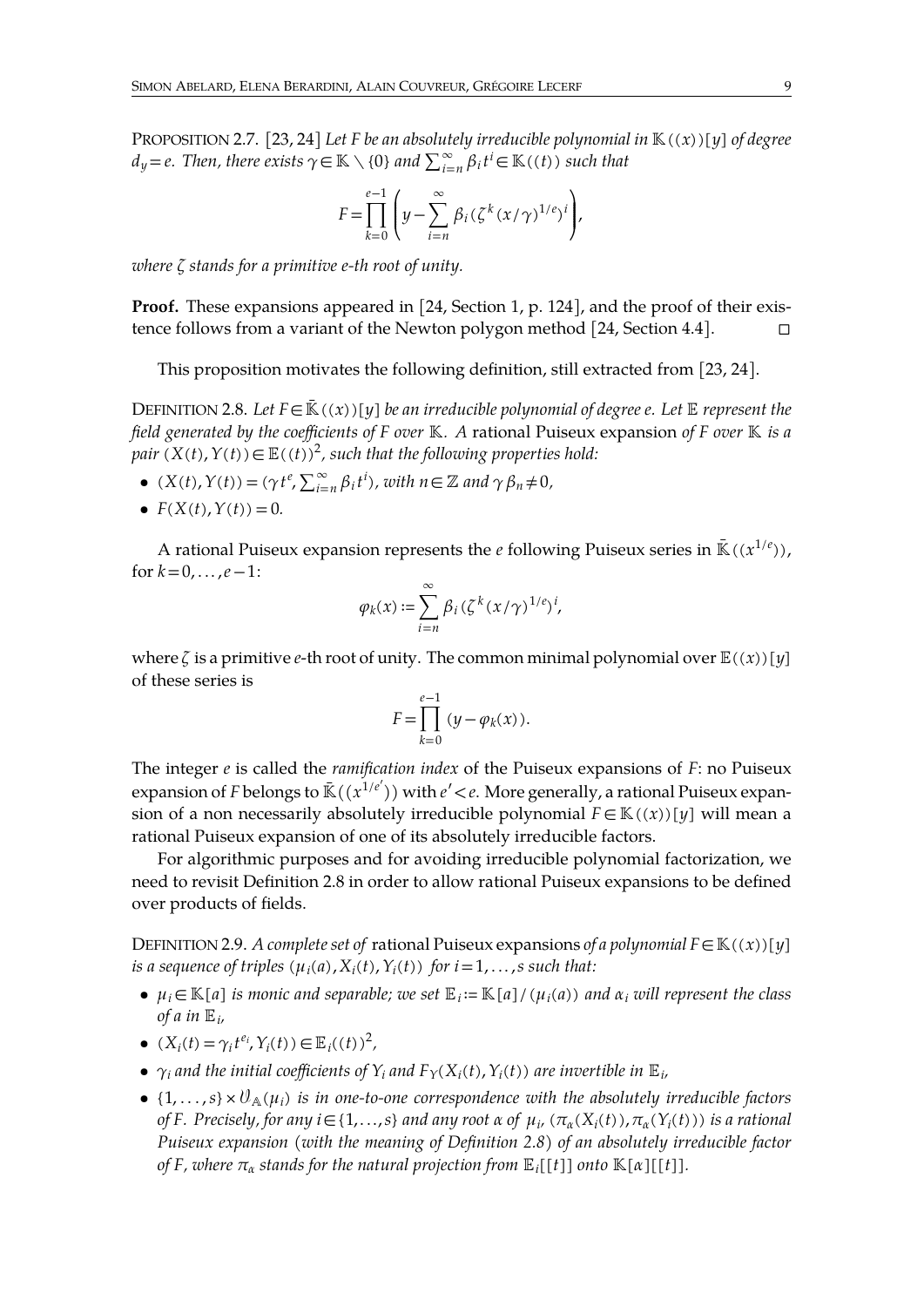PROPOSITION 2.7. [23, 24] *Let $F$ be an absolutely irreducible polynomial in $\mathbb{K}((x))[y]$ of degree $d_y = e$. Then, there exists $\gamma \in \mathbb{K} \setminus \{0\}$ and $\sum_{i=n}^{\infty} \beta_i t^i \in \mathbb{K}((t))$ such that*

$$F = \prod_{k=0}^{e-1} \left( y - \sum_{i=n}^{\infty} \beta_i (\zeta^k (x/\gamma)^{1/e})^i \right),$$

*where $\zeta$ stands for a primitive $e$-th root of unity.*

**Proof.** These expansions appeared in [24, Section 1, p. 124], and the proof of their existence follows from a variant of the Newton polygon method [24, Section 4.4]. □

This proposition motivates the following definition, still extracted from [23, 24].

DEFINITION 2.8. *Let $F \in \bar{\mathbb{K}}((x))[y]$ be an irreducible polynomial of degree $e$. Let $\mathbb{E}$ represent the field generated by the coefficients of $F$ over $\mathbb{K}$. A* rational Puiseux expansion *of $F$ over $\mathbb{K}$ is a pair $(X(t), Y(t)) \in \mathbb{E}((t))^2$, such that the following properties hold:*

- *$(X(t), Y(t)) = (\gamma t^e, \sum_{i=n}^{\infty} \beta_i t^i)$, with $n \in \mathbb{Z}$ and $\gamma \beta_n \neq 0$,*
- *$F(X(t), Y(t)) = 0$.*

A rational Puiseux expansion represents the $e$ following Puiseux series in $\bar{\mathbb{K}}((x^{1/e}))$, for $k = 0, \ldots, e-1$:

$$\varphi_k(x) := \sum_{i=n}^{\infty} \beta_i (\zeta^k (x/\gamma)^{1/e})^i,$$

where $\zeta$ is a primitive $e$-th root of unity. The common minimal polynomial over $\mathbb{E}((x))[y]$ of these series is

$$F = \prod_{k=0}^{e-1} (y - \varphi_k(x)).$$

The integer $e$ is called the *ramification index* of the Puiseux expansions of $F$: no Puiseux expansion of $F$ belongs to $\bar{\mathbb{K}}((x^{1/e'}))$ with $e' < e$. More generally, a rational Puiseux expansion of a non necessarily absolutely irreducible polynomial $F \in \mathbb{K}((x))[y]$ will mean a rational Puiseux expansion of one of its absolutely irreducible factors.

For algorithmic purposes and for avoiding irreducible polynomial factorization, we need to revisit Definition 2.8 in order to allow rational Puiseux expansions to be defined over products of fields.

DEFINITION 2.9. *A complete set of* rational Puiseux expansions *of a polynomial $F \in \mathbb{K}((x))[y]$ is a sequence of triples $(\mu_i(a), X_i(t), Y_i(t))$ for $i = 1, \ldots, s$ such that:*

- *$\mu_i \in \mathbb{K}[a]$ is monic and separable; we set $\mathbb{E}_i := \mathbb{K}[a]/(\mu_i(a))$ and $\alpha_i$ will represent the class of $a$ in $\mathbb{E}_i$,*
- *$(X_i(t) = \gamma_i t^{e_i}, Y_i(t)) \in \mathbb{E}_i((t))^2$,*
- *$\gamma_i$ and the initial coefficients of $Y_i$ and $F_Y(X_i(t), Y_i(t))$ are invertible in $\mathbb{E}_i$,*
- *$\{1, \ldots, s\} \times \mho_{\mathbb{A}}(\mu_i)$ is in one-to-one correspondence with the absolutely irreducible factors of $F$. Precisely, for any $i \in \{1, \ldots, s\}$ and any root $\alpha$ of $\mu_i$, $(\pi_\alpha(X_i(t)), \pi_\alpha(Y_i(t)))$ is a rational Puiseux expansion (with the meaning of Definition 2.8) of an absolutely irreducible factor of $F$, where $\pi_\alpha$ stands for the natural projection from $\mathbb{E}_i[[t]]$ onto $\mathbb{K}[\alpha][[t]]$.*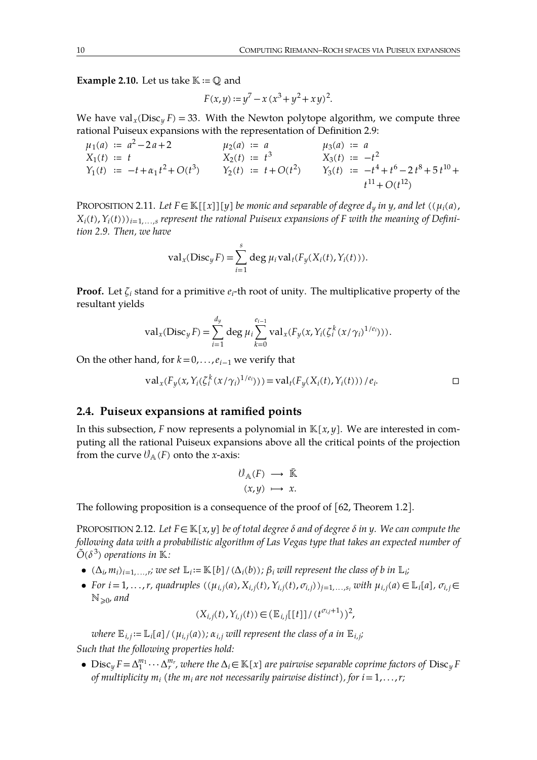**Example 2.10.** Let us take $\mathbb{K} := \mathbb{Q}$ and

$$F(x,y) := y^7 - x\,(x^3 + y^2 + x\,y)^2.$$

We have $\operatorname{val}_x(\operatorname{Disc}_y F) = 33$. With the Newton polytope algorithm, we compute three rational Puiseux expansions with the representation of Definition 2.9:

$$\begin{array}{lll}
\mu_1(a) := a^2 - 2a + 2 & \mu_2(a) := a & \mu_3(a) := a \\
X_1(t) := t & X_2(t) := t^3 & X_3(t) := -t^2 \\
Y_1(t) := -t + \alpha_1 t^2 + O(t^3) & Y_2(t) := t + O(t^2) & Y_3(t) := -t^4 + t^6 - 2\,t^8 + 5\,t^{10} + \\
 & & \qquad\quad t^{11} + O(t^{12})
\end{array}$$

PROPOSITION 2.11. *Let $F \in \mathbb{K}[[x]][y]$ be monic and separable of degree $d_y$ in $y$, and let $((\mu_i(a), X_i(t), Y_i(t)))_{i=1,\ldots,s}$ represent the rational Puiseux expansions of $F$ with the meaning of Definition 2.9. Then, we have*

$$\operatorname{val}_x(\operatorname{Disc}_y F) = \sum_{i=1}^{s} \deg \mu_i \operatorname{val}_t(F_y(X_i(t), Y_i(t))).$$

**Proof.** Let $\zeta_i$ stand for a primitive $e_i$-th root of unity. The multiplicative property of the resultant yields

$$\operatorname{val}_x(\operatorname{Disc}_y F) = \sum_{i=1}^{d_y} \deg \mu_i \sum_{k=0}^{e_i-1} \operatorname{val}_x(F_y(x, Y_i(\zeta_i^k (x/\gamma_i)^{1/e_i}))).$$

On the other hand, for $k = 0, \ldots, e_{i-1}$ we verify that

$$\operatorname{val}_x(F_y(x, Y_i(\zeta_i^k (x/\gamma_i)^{1/e_i}))) = \operatorname{val}_t(F_y(X_i(t), Y_i(t)))/e_i. \qquad \square$$

## 2.4. Puiseux expansions at ramified points

In this subsection, $F$ now represents a polynomial in $\mathbb{K}[x,y]$. We are interested in computing all the rational Puiseux expansions above all the critical points of the projection from the curve $\mathcal{V}_{\mathbb{A}}(F)$ onto the $x$-axis:

$$\begin{array}{rcl}
\mathcal{V}_{\mathbb{A}}(F) & \longrightarrow & \bar{\mathbb{K}} \\
(x,y) & \longmapsto & x.
\end{array}$$

The following proposition is a consequence of the proof of [62, Theorem 1.2].

PROPOSITION 2.12. *Let $F \in \mathbb{K}[x,y]$ be of total degree $\delta$ and of degree $\delta$ in $y$. We can compute the following data with a probabilistic algorithm of Las Vegas type that takes an expected number of $\tilde{O}(\delta^3)$ operations in $\mathbb{K}$:*

- *$(\Delta_i, m_i)_{i=1,\ldots,r}$; we set $\mathbb{L}_i := \mathbb{K}[b]/(\Delta_i(b))$; $\beta_i$ will represent the class of $b$ in $\mathbb{L}_i$;*
- *For $i = 1, \ldots, r$, quadruples $((\mu_{i,j}(a), X_{i,j}(t), Y_{i,j}(t), \sigma_{i,j}))_{j=1,\ldots,s_i}$ with $\mu_{i,j}(a) \in \mathbb{L}_i[a]$, $\sigma_{i,j} \in \mathbb{N}_{\geqslant 0}$, and*

$$(X_{i,j}(t), Y_{i,j}(t)) \in (\mathbb{E}_{i,j}[[t]]/(t^{\sigma_{i,j}+1}))^2,$$

*where $\mathbb{E}_{i,j} := \mathbb{L}_i[a]/(\mu_{i,j}(a))$; $\alpha_{i,j}$ will represent the class of $a$ in $\mathbb{E}_{i,j}$;*

*Such that the following properties hold:*

- *$\operatorname{Disc}_y F = \Delta_1^{m_1} \cdots \Delta_r^{m_r}$, where the $\Delta_i \in \mathbb{K}[x]$ are pairwise separable coprime factors of $\operatorname{Disc}_y F$ of multiplicity $m_i$ (the $m_i$ are not necessarily pairwise distinct), for $i = 1, \ldots, r$;*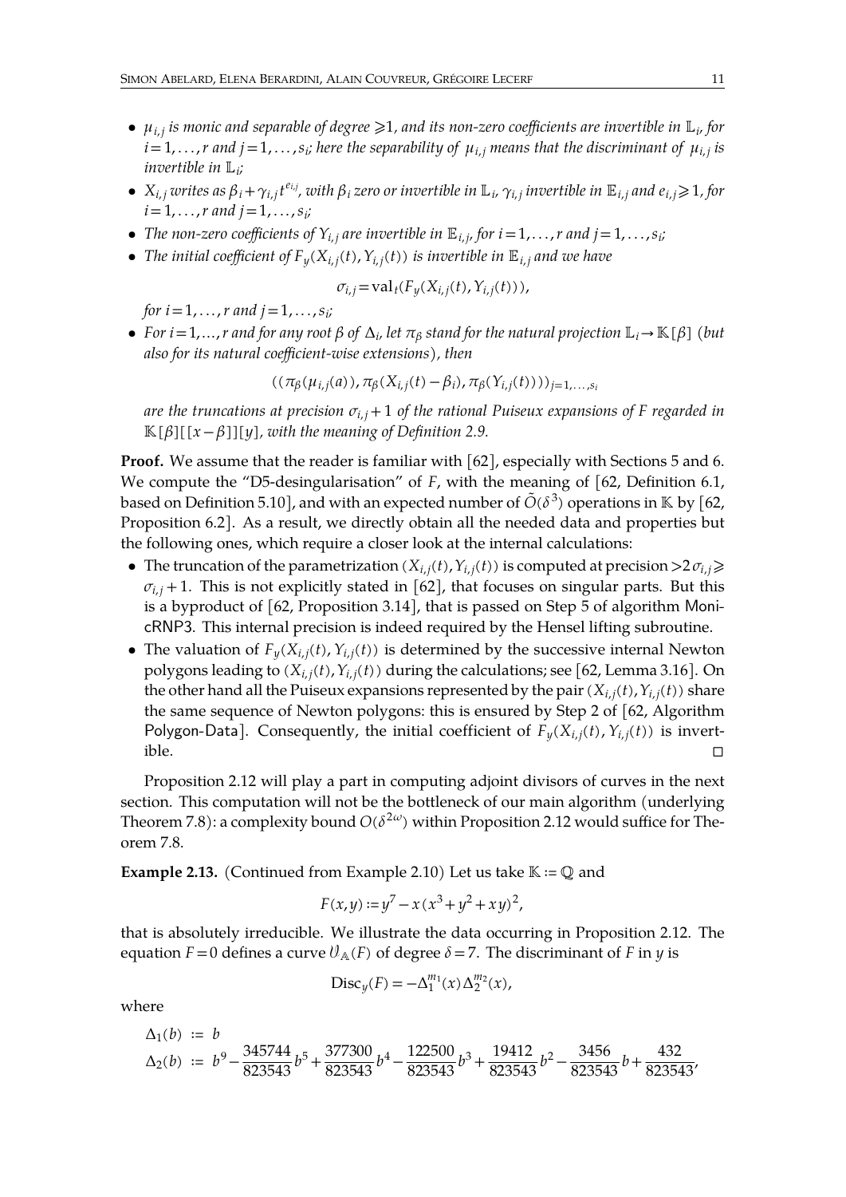- *$\mu_{i,j}$ is monic and separable of degree $\geqslant 1$, and its non-zero coefficients are invertible in $\mathbb{L}_i$, for $i=1,\ldots,r$ and $j=1,\ldots,s_i$; here the separability of $\mu_{i,j}$ means that the discriminant of $\mu_{i,j}$ is invertible in $\mathbb{L}_i$;*
- *$X_{i,j}$ writes as $\beta_i+\gamma_{i,j}t^{e_{i,j}}$, with $\beta_i$ zero or invertible in $\mathbb{L}_i$, $\gamma_{i,j}$ invertible in $\mathbb{E}_{i,j}$ and $e_{i,j}\geqslant 1$, for $i=1,\ldots,r$ and $j=1,\ldots,s_i$;*
- *The non-zero coefficients of $Y_{i,j}$ are invertible in $\mathbb{E}_{i,j}$, for $i=1,\ldots,r$ and $j=1,\ldots,s_i$;*
- *The initial coefficient of $F_y(X_{i,j}(t),Y_{i,j}(t))$ is invertible in $\mathbb{E}_{i,j}$ and we have*

$$\sigma_{i,j}=\operatorname{val}_t(F_y(X_{i,j}(t),Y_{i,j}(t))),$$

  *for $i=1,\ldots,r$ and $j=1,\ldots,s_i$;*
- *For $i=1,\ldots,r$ and for any root $\beta$ of $\Delta_i$, let $\pi_\beta$ stand for the natural projection $\mathbb{L}_i\to\mathbb{K}[\beta]$ (but also for its natural coefficient-wise extensions), then*

$$((\pi_\beta(\mu_{i,j}(a)),\pi_\beta(X_{i,j}(t)-\beta_i),\pi_\beta(Y_{i,j}(t))))_{j=1,\ldots,s_i}$$

  *are the truncations at precision $\sigma_{i,j}+1$ of the rational Puiseux expansions of $F$ regarded in $\mathbb{K}[\beta][[x-\beta]][y]$, with the meaning of Definition 2.9.*

**Proof.** We assume that the reader is familiar with [62], especially with Sections 5 and 6. We compute the "D5-desingularisation" of $F$, with the meaning of [62, Definition 6.1, based on Definition 5.10], and with an expected number of $\tilde{O}(\delta^3)$ operations in $\mathbb{K}$ by [62, Proposition 6.2]. As a result, we directly obtain all the needed data and properties but the following ones, which require a closer look at the internal calculations:

- The truncation of the parametrization $(X_{i,j}(t),Y_{i,j}(t))$ is computed at precision $>2\sigma_{i,j}\geqslant \sigma_{i,j}+1$. This is not explicitly stated in [62], that focuses on singular parts. But this is a byproduct of [62, Proposition 3.14], that is passed on Step 5 of algorithm MonicRNP3. This internal precision is indeed required by the Hensel lifting subroutine.
- The valuation of $F_y(X_{i,j}(t),Y_{i,j}(t))$ is determined by the successive internal Newton polygons leading to $(X_{i,j}(t),Y_{i,j}(t))$ during the calculations; see [62, Lemma 3.16]. On the other hand all the Puiseux expansions represented by the pair $(X_{i,j}(t),Y_{i,j}(t))$ share the same sequence of Newton polygons: this is ensured by Step 2 of [62, Algorithm Polygon-Data]. Consequently, the initial coefficient of $F_y(X_{i,j}(t),Y_{i,j}(t))$ is invertible. □

Proposition 2.12 will play a part in computing adjoint divisors of curves in the next section. This computation will not be the bottleneck of our main algorithm (underlying Theorem 7.8): a complexity bound $O(\delta^{2\omega})$ within Proposition 2.12 would suffice for Theorem 7.8.

**Example 2.13.** (Continued from Example 2.10) Let us take $\mathbb{K}:=\mathbb{Q}$ and

$$F(x,y):=y^7-x(x^3+y^2+xy)^2,$$

that is absolutely irreducible. We illustrate the data occurring in Proposition 2.12. The equation $F=0$ defines a curve $\mathcal{V}_{\mathbb{A}}(F)$ of degree $\delta=7$. The discriminant of $F$ in $y$ is

$$\operatorname{Disc}_y(F)=-\Delta_1^{m_1}(x)\,\Delta_2^{m_2}(x),$$

where

$$\begin{aligned}
\Delta_1(b) &:= b\\
\Delta_2(b) &:= b^9-\frac{345744}{823543}b^5+\frac{377300}{823543}b^4-\frac{122500}{823543}b^3+\frac{19412}{823543}b^2-\frac{3456}{823543}b+\frac{432}{823543},
\end{aligned}$$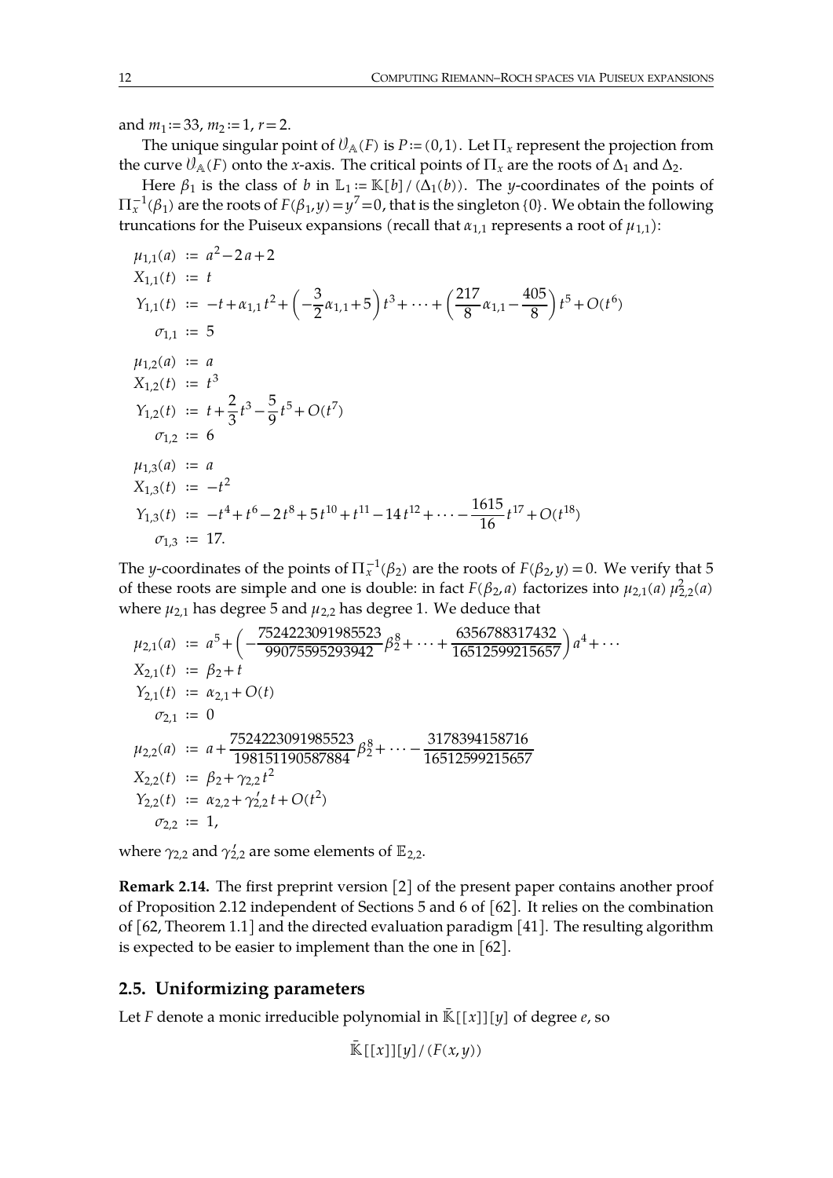and $m_1 := 33$, $m_2 := 1$, $r = 2$.

The unique singular point of $\mho_{\mathbb{A}}(F)$ is $P := (0,1)$. Let $\Pi_x$ represent the projection from the curve $\mho_{\mathbb{A}}(F)$ onto the $x$-axis. The critical points of $\Pi_x$ are the roots of $\Delta_1$ and $\Delta_2$.

Here $\beta_1$ is the class of $b$ in $\mathbb{L}_1 := \mathbb{K}[b] / (\Delta_1(b))$. The $y$-coordinates of the points of $\Pi_x^{-1}(\beta_1)$ are the roots of $F(\beta_1, y) = y^7 = 0$, that is the singleton $\{0\}$. We obtain the following truncations for the Puiseux expansions (recall that $\alpha_{1,1}$ represents a root of $\mu_{1,1}$):

$$
\begin{aligned}
\mu_{1,1}(a) &:= a^2 - 2a + 2 \\
X_{1,1}(t) &:= t \\
Y_{1,1}(t) &:= -t + \alpha_{1,1} t^2 + \left(-\frac{3}{2}\alpha_{1,1} + 5\right) t^3 + \cdots + \left(\frac{217}{8}\alpha_{1,1} - \frac{405}{8}\right) t^5 + O(t^6) \\
\sigma_{1,1} &:= 5 \\
\mu_{1,2}(a) &:= a \\
X_{1,2}(t) &:= t^3 \\
Y_{1,2}(t) &:= t + \frac{2}{3} t^3 - \frac{5}{9} t^5 + O(t^7) \\
\sigma_{1,2} &:= 6 \\
\mu_{1,3}(a) &:= a \\
X_{1,3}(t) &:= -t^2 \\
Y_{1,3}(t) &:= -t^4 + t^6 - 2t^8 + 5t^{10} + t^{11} - 14t^{12} + \cdots - \frac{1615}{16} t^{17} + O(t^{18}) \\
\sigma_{1,3} &:= 17.
\end{aligned}
$$

The $y$-coordinates of the points of $\Pi_x^{-1}(\beta_2)$ are the roots of $F(\beta_2, y) = 0$. We verify that 5 of these roots are simple and one is double: in fact $F(\beta_2, a)$ factorizes into $\mu_{2,1}(a)\, \mu_{2,2}^2(a)$ where $\mu_{2,1}$ has degree 5 and $\mu_{2,2}$ has degree 1. We deduce that

$$
\begin{aligned}
\mu_{2,1}(a) &:= a^5 + \left(-\frac{7524223091985523}{99075595293942}\beta_2^8 + \cdots + \frac{6356788317432}{16512599215657}\right) a^4 + \cdots \\
X_{2,1}(t) &:= \beta_2 + t \\
Y_{2,1}(t) &:= \alpha_{2,1} + O(t) \\
\sigma_{2,1} &:= 0 \\
\mu_{2,2}(a) &:= a + \frac{7524223091985523}{198151190587884}\beta_2^8 + \cdots - \frac{3178394158716}{16512599215657} \\
X_{2,2}(t) &:= \beta_2 + \gamma_{2,2} t^2 \\
Y_{2,2}(t) &:= \alpha_{2,2} + \gamma_{2,2}' t + O(t^2) \\
\sigma_{2,2} &:= 1,
\end{aligned}
$$

where $\gamma_{2,2}$ and $\gamma_{2,2}'$ are some elements of $\mathbb{E}_{2,2}$.

**Remark 2.14.** The first preprint version [2] of the present paper contains another proof of Proposition 2.12 independent of Sections 5 and 6 of [62]. It relies on the combination of [62, Theorem 1.1] and the directed evaluation paradigm [41]. The resulting algorithm is expected to be easier to implement than the one in [62].

## 2.5. Uniformizing parameters

Let $F$ denote a monic irreducible polynomial in $\bar{\mathbb{K}}[[x]][y]$ of degree $e$, so

$$
\bar{\mathbb{K}}[[x]][y] / (F(x, y))
$$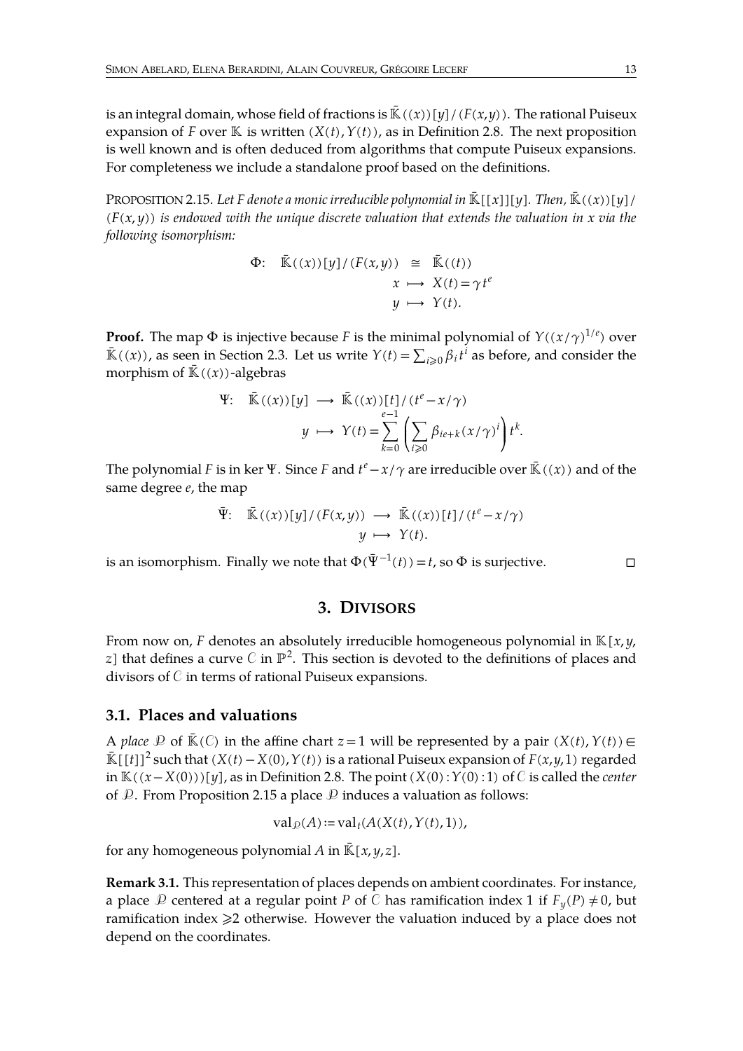is an integral domain, whose field of fractions is $\bar{\mathbb{K}}((x))[y]/(F(x,y))$. The rational Puiseux expansion of $F$ over $\mathbb{K}$ is written $(X(t), Y(t))$, as in Definition 2.8. The next proposition is well known and is often deduced from algorithms that compute Puiseux expansions. For completeness we include a standalone proof based on the definitions.

PROPOSITION 2.15. *Let $F$ denote a monic irreducible polynomial in $\bar{\mathbb{K}}[[x]][y]$. Then, $\bar{\mathbb{K}}((x))[y]/(F(x,y))$ is endowed with the unique discrete valuation that extends the valuation in $x$ via the following isomorphism:*

$$
\begin{array}{rrcl}
\Phi\colon & \bar{\mathbb{K}}((x))[y]/(F(x,y)) & \cong & \bar{\mathbb{K}}((t)) \\
& x & \longmapsto & X(t) = \gamma t^e \\
& y & \longmapsto & Y(t).
\end{array}
$$

**Proof.** The map $\Phi$ is injective because $F$ is the minimal polynomial of $Y((x/\gamma)^{1/e})$ over $\bar{\mathbb{K}}((x))$, as seen in Section 2.3. Let us write $Y(t) = \sum_{i \geqslant 0} \beta_i t^i$ as before, and consider the morphism of $\bar{\mathbb{K}}((x))$-algebras

$$
\begin{array}{rrcl}
\Psi\colon & \bar{\mathbb{K}}((x))[y] & \longrightarrow & \bar{\mathbb{K}}((x))[t]/(t^e - x/\gamma) \\
& y & \longmapsto & Y(t) = \displaystyle\sum_{k=0}^{e-1} \left( \sum_{i \geqslant 0} \beta_{ie+k} (x/\gamma)^i \right) t^k.
\end{array}
$$

The polynomial $F$ is in $\ker \Psi$. Since $F$ and $t^e - x/\gamma$ are irreducible over $\bar{\mathbb{K}}((x))$ and of the same degree $e$, the map

$$
\begin{array}{rrcl}
\bar{\Psi}\colon & \bar{\mathbb{K}}((x))[y]/(F(x,y)) & \longrightarrow & \bar{\mathbb{K}}((x))[t]/(t^e - x/\gamma) \\
& y & \longmapsto & Y(t).
\end{array}
$$

is an isomorphism. Finally we note that $\Phi(\bar{\Psi}^{-1}(t)) = t$, so $\Phi$ is surjective. $\square$

## 3. Divisors

From now on, $F$ denotes an absolutely irreducible homogeneous polynomial in $\mathbb{K}[x, y, z]$ that defines a curve $\mathcal{C}$ in $\mathbb{P}^2$. This section is devoted to the definitions of places and divisors of $\mathcal{C}$ in terms of rational Puiseux expansions.

### 3.1. Places and valuations

A *place* $\mathcal{P}$ of $\bar{\mathbb{K}}(\mathcal{C})$ in the affine chart $z = 1$ will be represented by a pair $(X(t), Y(t)) \in \bar{\mathbb{K}}[[t]]^2$ such that $(X(t) - X(0), Y(t))$ is a rational Puiseux expansion of $F(x, y, 1)$ regarded in $\mathbb{K}((x - X(0)))[y]$, as in Definition 2.8. The point $(X(0) : Y(0) : 1)$ of $\mathcal{C}$ is called the *center* of $\mathcal{P}$. From Proposition 2.15 a place $\mathcal{P}$ induces a valuation as follows:

$$\mathrm{val}_{\mathcal{P}}(A) := \mathrm{val}_t(A(X(t), Y(t), 1)),$$

for any homogeneous polynomial $A$ in $\bar{\mathbb{K}}[x, y, z]$.

**Remark 3.1.** This representation of places depends on ambient coordinates. For instance, a place $\mathcal{P}$ centered at a regular point $P$ of $\mathcal{C}$ has ramification index 1 if $F_y(P) \neq 0$, but ramification index $\geqslant 2$ otherwise. However the valuation induced by a place does not depend on the coordinates.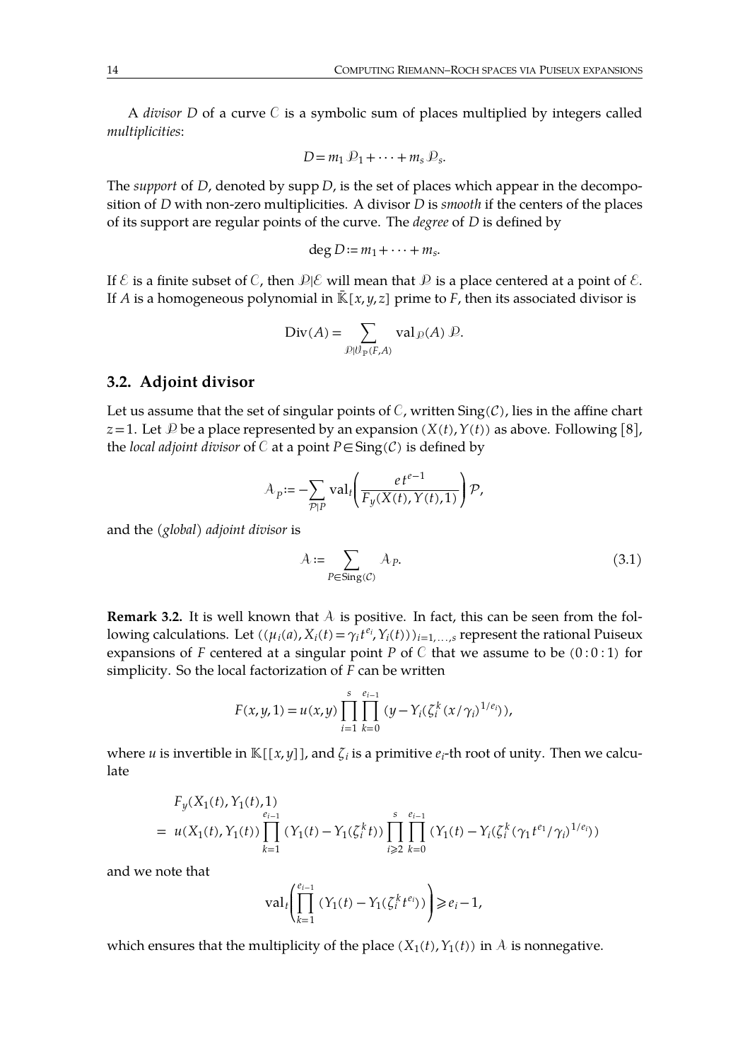A *divisor* $D$ of a curve $\mathcal{C}$ is a symbolic sum of places multiplied by integers called *multiplicities*:

$$D = m_1 \mathcal{P}_1 + \cdots + m_s \mathcal{P}_s.$$

The *support* of $D$, denoted by $\operatorname{supp} D$, is the set of places which appear in the decomposition of $D$ with non-zero multiplicities. A divisor $D$ is *smooth* if the centers of the places of its support are regular points of the curve. The *degree* of $D$ is defined by

$$\deg D := m_1 + \cdots + m_s.$$

If $\mathcal{E}$ is a finite subset of $\mathcal{C}$, then $\mathcal{P}|\mathcal{E}$ will mean that $\mathcal{P}$ is a place centered at a point of $\mathcal{E}$. If $A$ is a homogeneous polynomial in $\bar{\mathbb{K}}[x, y, z]$ prime to $F$, then its associated divisor is

$$\operatorname{Div}(A) = \sum_{\mathcal{P}|\mathcal{V}_{\mathbb{P}}(F,A)} \operatorname{val}_{\mathcal{P}}(A)\, \mathcal{P}.$$

## 3.2. Adjoint divisor

Let us assume that the set of singular points of $\mathcal{C}$, written $\operatorname{Sing}(\mathcal{C})$, lies in the affine chart $z=1$. Let $\mathcal{P}$ be a place represented by an expansion $(X(t), Y(t))$ as above. Following [8], the *local adjoint divisor* of $\mathcal{C}$ at a point $P \in \operatorname{Sing}(\mathcal{C})$ is defined by

$$\mathcal{A}_P := -\sum_{\mathcal{P}|P} \operatorname{val}_t\!\left(\frac{e\, t^{e-1}}{F_y(X(t), Y(t), 1)}\right) \mathcal{P},$$

and the (*global*) *adjoint divisor* is

$$\mathcal{A} := \sum_{P \in \operatorname{Sing}(\mathcal{C})} \mathcal{A}_P. \tag{3.1}$$

**Remark 3.2.** It is well known that $\mathcal{A}$ is positive. In fact, this can be seen from the following calculations. Let $((\mu_i(a), X_i(t) = \gamma_i t^{e_i}, Y_i(t)))_{i=1,\ldots,s}$ represent the rational Puiseux expansions of $F$ centered at a singular point $P$ of $\mathcal{C}$ that we assume to be $(0:0:1)$ for simplicity. So the local factorization of $F$ can be written

$$F(x, y, 1) = u(x, y) \prod_{i=1}^{s} \prod_{k=0}^{e_{i-1}} (y - Y_i(\zeta_i^k (x/\gamma_i)^{1/e_i})),$$

where $u$ is invertible in $\mathbb{K}[[x, y]]$, and $\zeta_i$ is a primitive $e_i$-th root of unity. Then we calculate

$$\begin{aligned} & F_y(X_1(t), Y_1(t), 1) \\ = \;& u(X_1(t), Y_1(t)) \prod_{k=1}^{e_{i-1}} (Y_1(t) - Y_1(\zeta_i^k t)) \prod_{i \geqslant 2}^{s} \prod_{k=0}^{e_{i-1}} (Y_1(t) - Y_i(\zeta_i^k (\gamma_1 t^{e_1}/\gamma_i)^{1/e_i})) \end{aligned}$$

and we note that

$$\operatorname{val}_t\!\left(\prod_{k=1}^{e_{i-1}} (Y_1(t) - Y_1(\zeta_i^k t^{e_i}))\right) \geqslant e_i - 1,$$

which ensures that the multiplicity of the place $(X_1(t), Y_1(t))$ in $\mathcal{A}$ is nonnegative.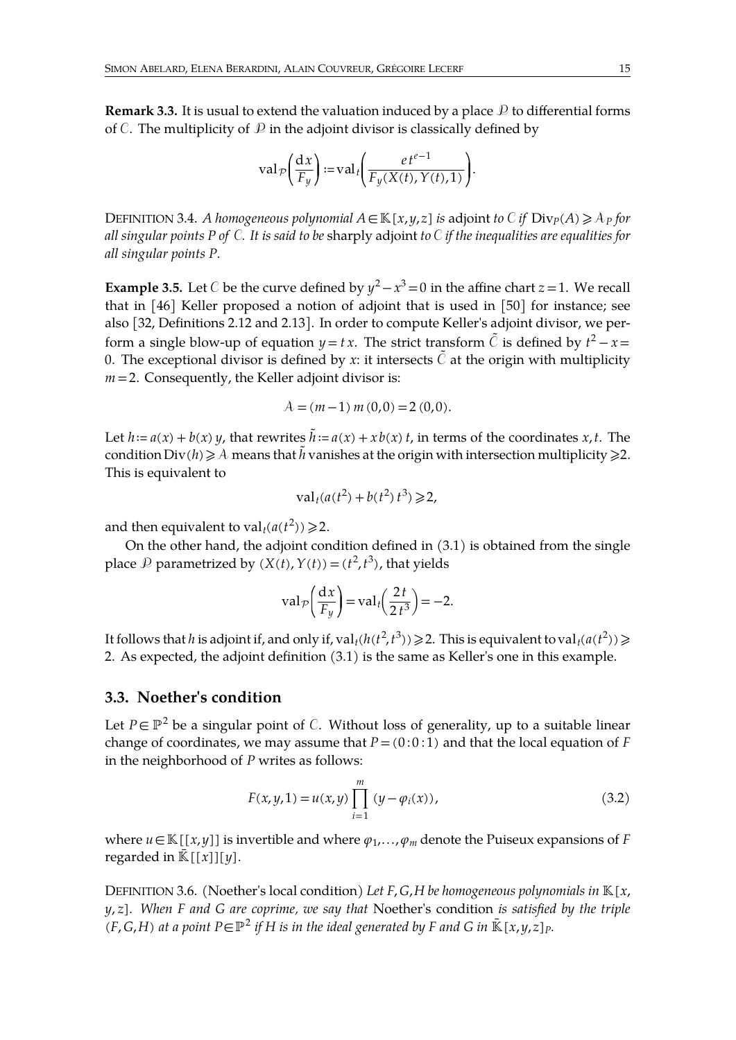**Remark 3.3.** It is usual to extend the valuation induced by a place $\mathcal{P}$ to differential forms of $\mathcal{C}$. The multiplicity of $\mathcal{P}$ in the adjoint divisor is classically defined by

$$\mathrm{val}_{\mathcal{P}}\left(\frac{\mathrm{d}x}{F_y}\right) := \mathrm{val}_t\left(\frac{e\, t^{e-1}}{F_y(X(t), Y(t), 1)}\right).$$

DEFINITION 3.4. *A homogeneous polynomial $A \in \mathbb{K}[x, y, z]$ is* adjoint *to $\mathcal{C}$ if $\mathrm{Div}_P(A) \geqslant \mathcal{A}_P$ for all singular points $P$ of $\mathcal{C}$. It is said to be* sharply adjoint *to $\mathcal{C}$ if the inequalities are equalities for all singular points $P$.*

**Example 3.5.** Let $\mathcal{C}$ be the curve defined by $y^2 - x^3 = 0$ in the affine chart $z = 1$. We recall that in [46] Keller proposed a notion of adjoint that is used in [50] for instance; see also [32, Definitions 2.12 and 2.13]. In order to compute Keller's adjoint divisor, we perform a single blow-up of equation $y = t\,x$. The strict transform $\tilde{\mathcal{C}}$ is defined by $t^2 - x = 0$. The exceptional divisor is defined by $x$: it intersects $\tilde{\mathcal{C}}$ at the origin with multiplicity $m = 2$. Consequently, the Keller adjoint divisor is:

$$\mathcal{A} = (m-1)\, m\, (0,0) = 2\, (0,0).$$

Let $h := a(x) + b(x)\, y$, that rewrites $\tilde{h} := a(x) + x\, b(x)\, t$, in terms of the coordinates $x, t$. The condition $\mathrm{Div}(h) \geqslant \mathcal{A}$ means that $\tilde{h}$ vanishes at the origin with intersection multiplicity $\geqslant 2$. This is equivalent to

$$\mathrm{val}_t(a(t^2) + b(t^2)\, t^3) \geqslant 2,$$

and then equivalent to $\mathrm{val}_t(a(t^2)) \geqslant 2$.

On the other hand, the adjoint condition defined in (3.1) is obtained from the single place $\mathcal{P}$ parametrized by $(X(t), Y(t)) = (t^2, t^3)$, that yields

$$\mathrm{val}_{\mathcal{P}}\left(\frac{\mathrm{d}x}{F_y}\right) = \mathrm{val}_t\left(\frac{2\, t}{2\, t^3}\right) = -2.$$

It follows that $h$ is adjoint if, and only if, $\mathrm{val}_t(h(t^2, t^3)) \geqslant 2$. This is equivalent to $\mathrm{val}_t(a(t^2)) \geqslant 2$. As expected, the adjoint definition (3.1) is the same as Keller's one in this example.

## 3.3. Noether's condition

Let $P \in \mathbb{P}^2$ be a singular point of $\mathcal{C}$. Without loss of generality, up to a suitable linear change of coordinates, we may assume that $P = (0:0:1)$ and that the local equation of $F$ in the neighborhood of $P$ writes as follows:

$$F(x, y, 1) = u(x, y) \prod_{i=1}^{m} (y - \varphi_i(x)), \tag{3.2}$$

where $u \in \mathbb{K}[[x, y]]$ is invertible and where $\varphi_1, \ldots, \varphi_m$ denote the Puiseux expansions of $F$ regarded in $\bar{\mathbb{K}}[[x]][y]$.

DEFINITION 3.6. (Noether's local condition) *Let $F, G, H$ be homogeneous polynomials in $\mathbb{K}[x, y, z]$. When $F$ and $G$ are coprime, we say that* Noether's condition *is satisfied by the triple $(F, G, H)$ at a point $P \in \mathbb{P}^2$ if $H$ is in the ideal generated by $F$ and $G$ in $\bar{\mathbb{K}}[x, y, z]_P$.*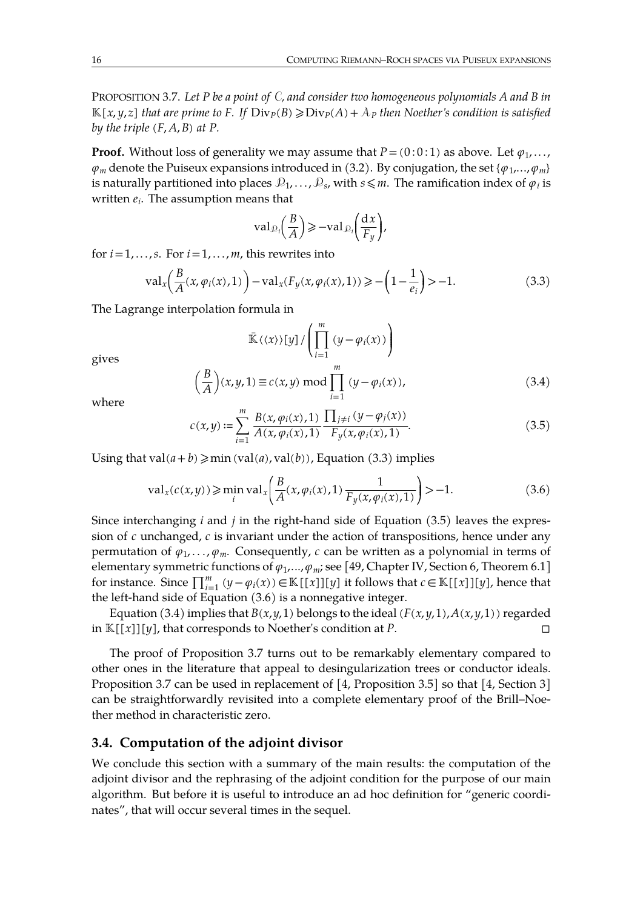PROPOSITION 3.7. *Let $P$ be a point of $\mathcal{C}$, and consider two homogeneous polynomials $A$ and $B$ in $\mathbb{K}[x, y, z]$ that are prime to $F$. If $\mathrm{Div}_P(B) \geqslant \mathrm{Div}_P(A) + \mathcal{A}_P$ then Noether's condition is satisfied by the triple $(F, A, B)$ at $P$.*

**Proof.** Without loss of generality we may assume that $P = (0:0:1)$ as above. Let $\varphi_1, \ldots, \varphi_m$ denote the Puiseux expansions introduced in (3.2). By conjugation, the set $\{\varphi_1, \ldots, \varphi_m\}$ is naturally partitioned into places $\mathcal{P}_1, \ldots, \mathcal{P}_s$, with $s \leqslant m$. The ramification index of $\varphi_i$ is written $e_i$. The assumption means that

$$\mathrm{val}_{\mathcal{P}_i}\left(\frac{B}{A}\right) \geqslant -\mathrm{val}_{\mathcal{P}_i}\left(\frac{\mathrm{d}x}{F_y}\right),$$

for $i = 1, \ldots, s$. For $i = 1, \ldots, m$, this rewrites into

$$\mathrm{val}_x\left(\frac{B}{A}(x, \varphi_i(x), 1)\right) - \mathrm{val}_x(F_y(x, \varphi_i(x), 1)) \geqslant -\left(1 - \frac{1}{e_i}\right) > -1. \tag{3.3}$$

The Lagrange interpolation formula in

$$\bar{\mathbb{K}}\langle\langle x \rangle\rangle[y] \,/ \left(\prod_{i=1}^{m} (y - \varphi_i(x))\right)$$

gives

$$\left(\frac{B}{A}\right)(x, y, 1) \equiv c(x, y) \bmod \prod_{i=1}^{m} (y - \varphi_i(x)), \tag{3.4}$$

where

$$c(x, y) := \sum_{i=1}^{m} \frac{B(x, \varphi_i(x), 1)}{A(x, \varphi_i(x), 1)} \frac{\prod_{j \neq i} (y - \varphi_j(x))}{F_y(x, \varphi_i(x), 1)}. \tag{3.5}$$

Using that $\mathrm{val}(a + b) \geqslant \min(\mathrm{val}(a), \mathrm{val}(b))$, Equation (3.3) implies

$$\mathrm{val}_x(c(x, y)) \geqslant \min_i \mathrm{val}_x\left(\frac{B}{A}(x, \varphi_i(x), 1) \frac{1}{F_y(x, \varphi_i(x), 1)}\right) > -1. \tag{3.6}$$

Since interchanging $i$ and $j$ in the right-hand side of Equation (3.5) leaves the expression of $c$ unchanged, $c$ is invariant under the action of transpositions, hence under any permutation of $\varphi_1, \ldots, \varphi_m$. Consequently, $c$ can be written as a polynomial in terms of elementary symmetric functions of $\varphi_1, \ldots, \varphi_m$; see [49, Chapter IV, Section 6, Theorem 6.1] for instance. Since $\prod_{i=1}^{m} (y - \varphi_i(x)) \in \mathbb{K}[[x]][y]$ it follows that $c \in \mathbb{K}[[x]][y]$, hence that the left-hand side of Equation (3.6) is a nonnegative integer.

Equation (3.4) implies that $B(x, y, 1)$ belongs to the ideal $(F(x, y, 1), A(x, y, 1))$ regarded in $\mathbb{K}[[x]][y]$, that corresponds to Noether's condition at $P$. ◻

The proof of Proposition 3.7 turns out to be remarkably elementary compared to other ones in the literature that appeal to desingularization trees or conductor ideals. Proposition 3.7 can be used in replacement of [4, Proposition 3.5] so that [4, Section 3] can be straightforwardly revisited into a complete elementary proof of the Brill–Noether method in characteristic zero.

## 3.4. Computation of the adjoint divisor

We conclude this section with a summary of the main results: the computation of the adjoint divisor and the rephrasing of the adjoint condition for the purpose of our main algorithm. But before it is useful to introduce an ad hoc definition for "generic coordinates", that will occur several times in the sequel.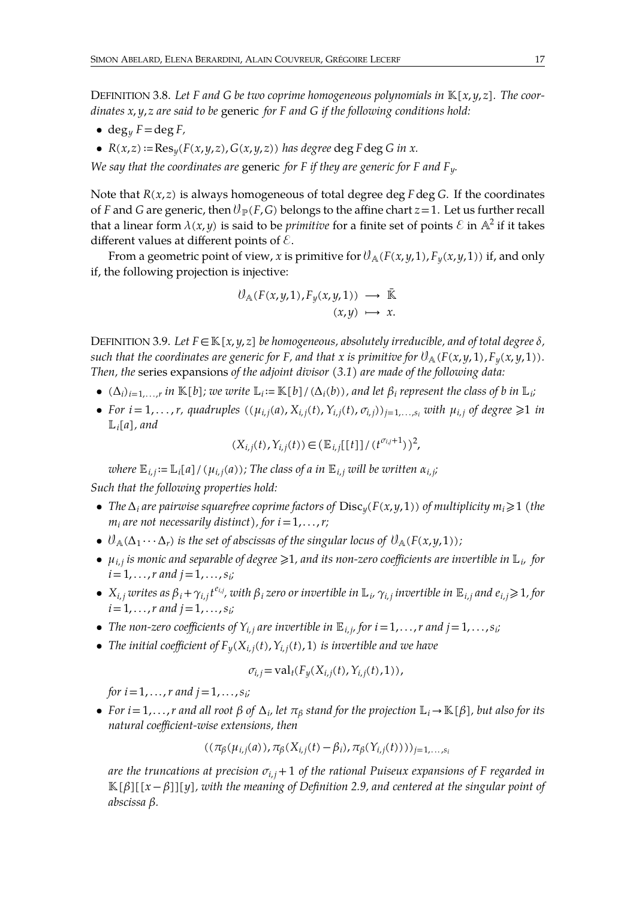Definition 3.8. *Let $F$ and $G$ be two coprime homogeneous polynomials in $\mathbb{K}[x,y,z]$. The coordinates $x,y,z$ are said to be* generic *for $F$ and $G$ if the following conditions hold:*

- $\deg_y F = \deg F$,
- $R(x,z) := \mathrm{Res}_y(F(x,y,z), G(x,y,z))$ *has degree* $\deg F \deg G$ *in* $x$.

*We say that the coordinates are* generic *for $F$ if they are generic for $F$ and $F_y$.*

Note that $R(x,z)$ is always homogeneous of total degree $\deg F \deg G$. If the coordinates of $F$ and $G$ are generic, then $\mathcal{V}_{\mathbb{P}}(F,G)$ belongs to the affine chart $z=1$. Let us further recall that a linear form $\lambda(x,y)$ is said to be *primitive* for a finite set of points $\mathcal{E}$ in $\mathbb{A}^2$ if it takes different values at different points of $\mathcal{E}$.

From a geometric point of view, $x$ is primitive for $\mathcal{V}_{\mathbb{A}}(F(x,y,1), F_y(x,y,1))$ if, and only if, the following projection is injective:

$$\begin{array}{rcl} \mathcal{V}_{\mathbb{A}}(F(x,y,1), F_y(x,y,1)) & \longrightarrow & \bar{\mathbb{K}} \\ (x,y) & \longmapsto & x. \end{array}$$

Definition 3.9. *Let $F \in \mathbb{K}[x,y,z]$ be homogeneous, absolutely irreducible, and of total degree $\delta$, such that the coordinates are generic for $F$, and that $x$ is primitive for $\mathcal{V}_{\mathbb{A}}(F(x,y,1), F_y(x,y,1))$. Then, the* series expansions *of the adjoint divisor (3.1) are made of the following data:*

- $(\Delta_i)_{i=1,\ldots,r}$ *in $\mathbb{K}[b]$; we write $\mathbb{L}_i := \mathbb{K}[b]/(\Delta_i(b))$, and let $\beta_i$ represent the class of $b$ in $\mathbb{L}_i$;*
- *For $i=1,\ldots,r$, quadruples $((\mu_{i,j}(a), X_{i,j}(t), Y_{i,j}(t), \sigma_{i,j}))_{j=1,\ldots,s_i}$ with $\mu_{i,j}$ of degree $\geqslant 1$ in $\mathbb{L}_i[a]$, and*

$$(X_{i,j}(t), Y_{i,j}(t)) \in (\mathbb{E}_{i,j}[[t]]/(t^{\sigma_{i,j}+1}))^2,$$

*where $\mathbb{E}_{i,j} := \mathbb{L}_i[a]/(\mu_{i,j}(a))$; The class of $a$ in $\mathbb{E}_{i,j}$ will be written $\alpha_{i,j}$;*

*Such that the following properties hold:*

- *The $\Delta_i$ are pairwise squarefree coprime factors of $\mathrm{Disc}_y(F(x,y,1))$ of multiplicity $m_i \geqslant 1$ (the $m_i$ are not necessarily distinct), for $i=1,\ldots,r$;*
- *$\mathcal{V}_{\mathbb{A}}(\Delta_1 \cdots \Delta_r)$ is the set of abscissas of the singular locus of $\mathcal{V}_{\mathbb{A}}(F(x,y,1))$;*
- *$\mu_{i,j}$ is monic and separable of degree $\geqslant 1$, and its non-zero coefficients are invertible in $\mathbb{L}_i$, for $i=1,\ldots,r$ and $j=1,\ldots,s_i$;*
- *$X_{i,j}$ writes as $\beta_i + \gamma_{i,j} t^{e_{i,j}}$, with $\beta_i$ zero or invertible in $\mathbb{L}_i$, $\gamma_{i,j}$ invertible in $\mathbb{E}_{i,j}$ and $e_{i,j} \geqslant 1$, for $i=1,\ldots,r$ and $j=1,\ldots,s_i$;*
- *The non-zero coefficients of $Y_{i,j}$ are invertible in $\mathbb{E}_{i,j}$, for $i=1,\ldots,r$ and $j=1,\ldots,s_i$;*
- *The initial coefficient of $F_y(X_{i,j}(t), Y_{i,j}(t), 1)$ is invertible and we have*

$$\sigma_{i,j} = \mathrm{val}_t(F_y(X_{i,j}(t), Y_{i,j}(t), 1)),$$

  *for $i=1,\ldots,r$ and $j=1,\ldots,s_i$;*
- *For $i=1,\ldots,r$ and all root $\beta$ of $\Delta_i$, let $\pi_\beta$ stand for the projection $\mathbb{L}_i \to \mathbb{K}[\beta]$, but also for its natural coefficient-wise extensions, then*

$$((\pi_\beta(\mu_{i,j}(a)), \pi_\beta(X_{i,j}(t) - \beta_i), \pi_\beta(Y_{i,j}(t))))_{j=1,\ldots,s_i}$$

  *are the truncations at precision $\sigma_{i,j}+1$ of the rational Puiseux expansions of $F$ regarded in $\mathbb{K}[\beta][[x-\beta]][y]$, with the meaning of Definition 2.9, and centered at the singular point of abscissa $\beta$.*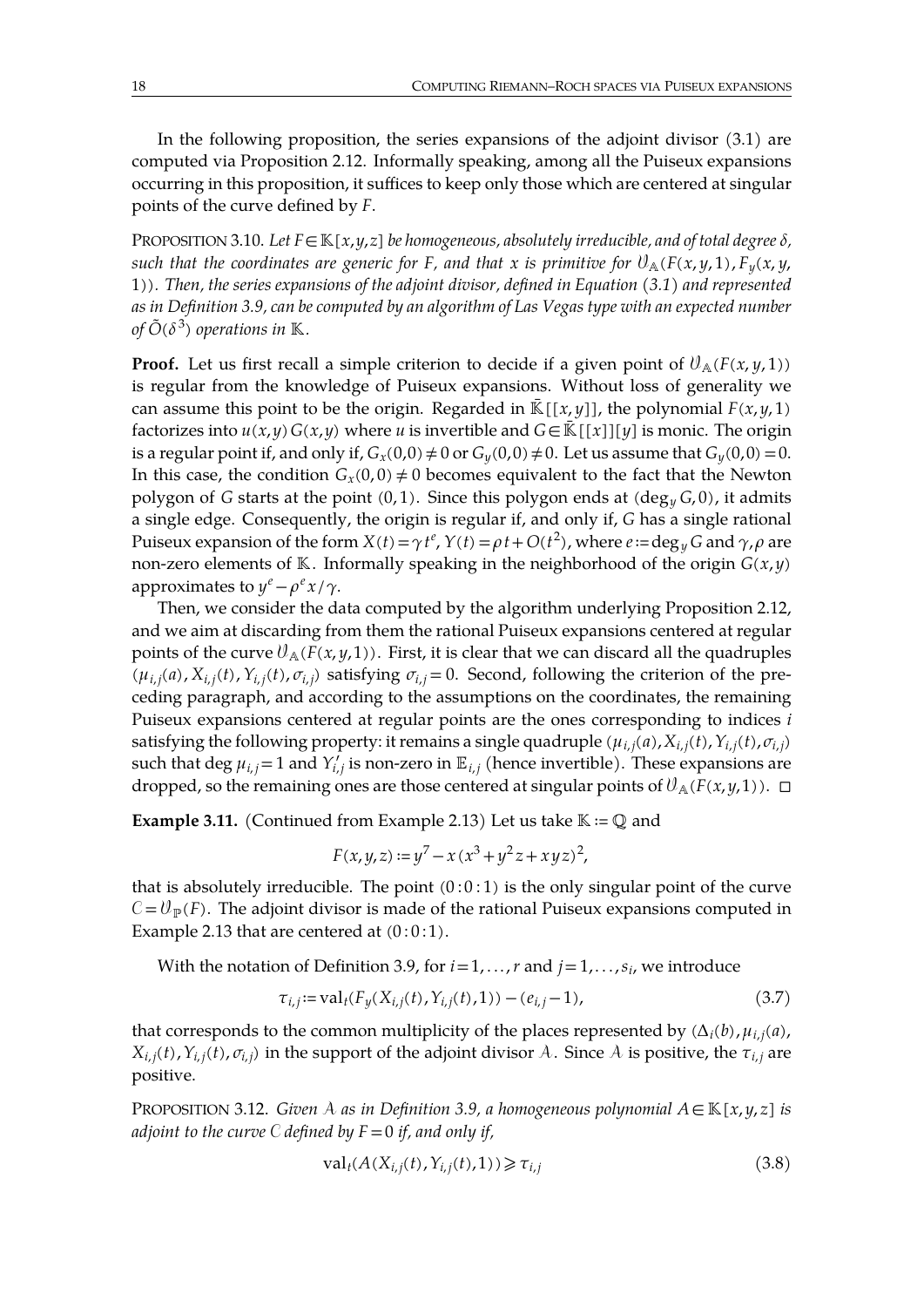In the following proposition, the series expansions of the adjoint divisor (3.1) are computed via Proposition 2.12. Informally speaking, among all the Puiseux expansions occurring in this proposition, it suffices to keep only those which are centered at singular points of the curve defined by $F$.

PROPOSITION 3.10. *Let $F \in \mathbb{K}[x,y,z]$ be homogeneous, absolutely irreducible, and of total degree $\delta$, such that the coordinates are generic for $F$, and that $x$ is primitive for $\mathcal{V}_{\mathbb{A}}(F(x,y,1), F_y(x,y,1))$. Then, the series expansions of the adjoint divisor, defined in Equation (3.1) and represented as in Definition 3.9, can be computed by an algorithm of Las Vegas type with an expected number of $\tilde{O}(\delta^3)$ operations in $\mathbb{K}$.*

**Proof.** Let us first recall a simple criterion to decide if a given point of $\mathcal{V}_{\mathbb{A}}(F(x,y,1))$ is regular from the knowledge of Puiseux expansions. Without loss of generality we can assume this point to be the origin. Regarded in $\bar{\mathbb{K}}[[x,y]]$, the polynomial $F(x,y,1)$ factorizes into $u(x,y)\,G(x,y)$ where $u$ is invertible and $G \in \bar{\mathbb{K}}[[x]][y]$ is monic. The origin is a regular point if, and only if, $G_x(0,0) \neq 0$ or $G_y(0,0) \neq 0$. Let us assume that $G_y(0,0) = 0$. In this case, the condition $G_x(0,0) \neq 0$ becomes equivalent to the fact that the Newton polygon of $G$ starts at the point $(0,1)$. Since this polygon ends at $(\deg_y G, 0)$, it admits a single edge. Consequently, the origin is regular if, and only if, $G$ has a single rational Puiseux expansion of the form $X(t) = \gamma t^e$, $Y(t) = \rho t + O(t^2)$, where $e := \deg_y G$ and $\gamma, \rho$ are non-zero elements of $\mathbb{K}$. Informally speaking in the neighborhood of the origin $G(x,y)$ approximates to $y^e - \rho^e x/\gamma$.

Then, we consider the data computed by the algorithm underlying Proposition 2.12, and we aim at discarding from them the rational Puiseux expansions centered at regular points of the curve $\mathcal{V}_{\mathbb{A}}(F(x,y,1))$. First, it is clear that we can discard all the quadruples $(\mu_{i,j}(a), X_{i,j}(t), Y_{i,j}(t), \sigma_{i,j})$ satisfying $\sigma_{i,j} = 0$. Second, following the criterion of the preceding paragraph, and according to the assumptions on the coordinates, the remaining Puiseux expansions centered at regular points are the ones corresponding to indices $i$ satisfying the following property: it remains a single quadruple $(\mu_{i,j}(a), X_{i,j}(t), Y_{i,j}(t), \sigma_{i,j})$ such that $\deg \mu_{i,j} = 1$ and $Y'_{i,j}$ is non-zero in $\mathbb{E}_{i,j}$ (hence invertible). These expansions are dropped, so the remaining ones are those centered at singular points of $\mathcal{V}_{\mathbb{A}}(F(x,y,1))$. $\square$

**Example 3.11.** (Continued from Example 2.13) Let us take $\mathbb{K} := \mathbb{Q}$ and

$$F(x,y,z) := y^7 - x(x^3 + y^2 z + xyz)^2,$$

that is absolutely irreducible. The point $(0:0:1)$ is the only singular point of the curve $\mathcal{C} = \mathcal{V}_{\mathbb{P}}(F)$. The adjoint divisor is made of the rational Puiseux expansions computed in Example 2.13 that are centered at $(0:0:1)$.

With the notation of Definition 3.9, for $i = 1, \ldots, r$ and $j = 1, \ldots, s_i$, we introduce

$$\tau_{i,j} := \operatorname{val}_t(F_y(X_{i,j}(t), Y_{i,j}(t), 1)) - (e_{i,j} - 1), \tag{3.7}$$

that corresponds to the common multiplicity of the places represented by $(\Delta_i(b), \mu_{i,j}(a), X_{i,j}(t), Y_{i,j}(t), \sigma_{i,j})$ in the support of the adjoint divisor $\mathcal{A}$. Since $\mathcal{A}$ is positive, the $\tau_{i,j}$ are positive.

PROPOSITION 3.12. *Given $\mathcal{A}$ as in Definition 3.9, a homogeneous polynomial $A \in \mathbb{K}[x,y,z]$ is adjoint to the curve $\mathcal{C}$ defined by $F = 0$ if, and only if,*

$$\operatorname{val}_t(A(X_{i,j}(t), Y_{i,j}(t), 1)) \geqslant \tau_{i,j} \tag{3.8}$$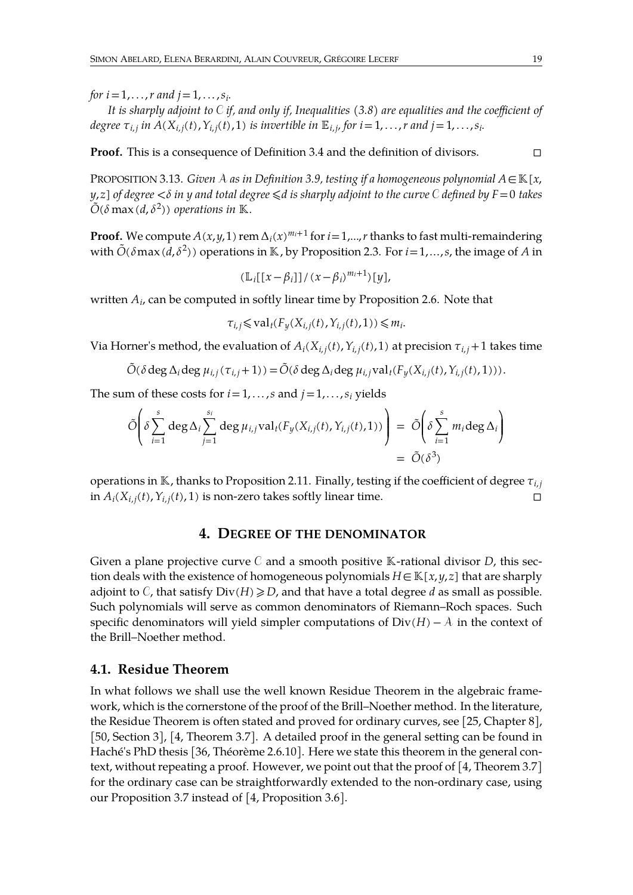*for* $i=1,\ldots,r$ *and* $j=1,\ldots,s_i$.

*It is sharply adjoint to* $\mathbb{C}$ *if, and only if, Inequalities (3.8) are equalities and the coefficient of degree* $\tau_{i,j}$ *in* $A(X_{i,j}(t), Y_{i,j}(t), 1)$ *is invertible in* $\mathbb{E}_{i,j}$*, for* $i=1,\ldots,r$ *and* $j=1,\ldots,s_i$.

**Proof.** This is a consequence of Definition 3.4 and the definition of divisors. □

PROPOSITION 3.13. *Given* $\mathbb{A}$ *as in Definition 3.9, testing if a homogeneous polynomial* $A \in \mathbb{K}[x, y, z]$ *of degree* $<\delta$ *in* $y$ *and total degree* $\leqslant d$ *is sharply adjoint to the curve* $\mathbb{C}$ *defined by* $F=0$ *takes* $\tilde{O}(\delta \max(d, \delta^2))$ *operations in* $\mathbb{K}$.

**Proof.** We compute $A(x, y, 1) \operatorname{rem} \Delta_i(x)^{m_i+1}$ for $i=1,\ldots,r$ thanks to fast multi-remaindering with $\tilde{O}(\delta \max(d, \delta^2))$ operations in $\mathbb{K}$, by Proposition 2.3. For $i=1,\ldots,s$, the image of $A$ in

$$(\mathbb{L}_i[[x-\beta_i]]/(x-\beta_i)^{m_i+1})[y],$$

written $A_i$, can be computed in softly linear time by Proposition 2.6. Note that

$$\tau_{i,j} \leqslant \operatorname{val}_t(F_y(X_{i,j}(t), Y_{i,j}(t), 1)) \leqslant m_i.$$

Via Horner's method, the evaluation of $A_i(X_{i,j}(t), Y_{i,j}(t), 1)$ at precision $\tau_{i,j}+1$ takes time

$$\tilde{O}(\delta \deg \Delta_i \deg \mu_{i,j} (\tau_{i,j}+1)) = \tilde{O}(\delta \deg \Delta_i \deg \mu_{i,j} \operatorname{val}_t(F_y(X_{i,j}(t), Y_{i,j}(t), 1))).$$

The sum of these costs for $i=1,\ldots,s$ and $j=1,\ldots,s_i$ yields

$$\begin{aligned} \tilde{O}\left(\delta \sum_{i=1}^{s} \deg \Delta_i \sum_{j=1}^{s_i} \deg \mu_{i,j} \operatorname{val}_t(F_y(X_{i,j}(t), Y_{i,j}(t), 1))\right) &= \tilde{O}\left(\delta \sum_{i=1}^{s} m_i \deg \Delta_i\right) \\ &= \tilde{O}(\delta^3) \end{aligned}$$

operations in $\mathbb{K}$, thanks to Proposition 2.11. Finally, testing if the coefficient of degree $\tau_{i,j}$ in $A_i(X_{i,j}(t), Y_{i,j}(t), 1)$ is non-zero takes softly linear time. □

## 4. Degree of the denominator

Given a plane projective curve $\mathbb{C}$ and a smooth positive $\mathbb{K}$-rational divisor $D$, this section deals with the existence of homogeneous polynomials $H \in \mathbb{K}[x, y, z]$ that are sharply adjoint to $\mathbb{C}$, that satisfy $\operatorname{Div}(H) \geqslant D$, and that have a total degree $d$ as small as possible. Such polynomials will serve as common denominators of Riemann–Roch spaces. Such specific denominators will yield simpler computations of $\operatorname{Div}(H) - \mathbb{A}$ in the context of the Brill–Noether method.

### 4.1. Residue Theorem

In what follows we shall use the well known Residue Theorem in the algebraic framework, which is the cornerstone of the proof of the Brill–Noether method. In the literature, the Residue Theorem is often stated and proved for ordinary curves, see [25, Chapter 8], [50, Section 3], [4, Theorem 3.7]. A detailed proof in the general setting can be found in Haché's PhD thesis [36, Théorème 2.6.10]. Here we state this theorem in the general context, without repeating a proof. However, we point out that the proof of [4, Theorem 3.7] for the ordinary case can be straightforwardly extended to the non-ordinary case, using our Proposition 3.7 instead of [4, Proposition 3.6].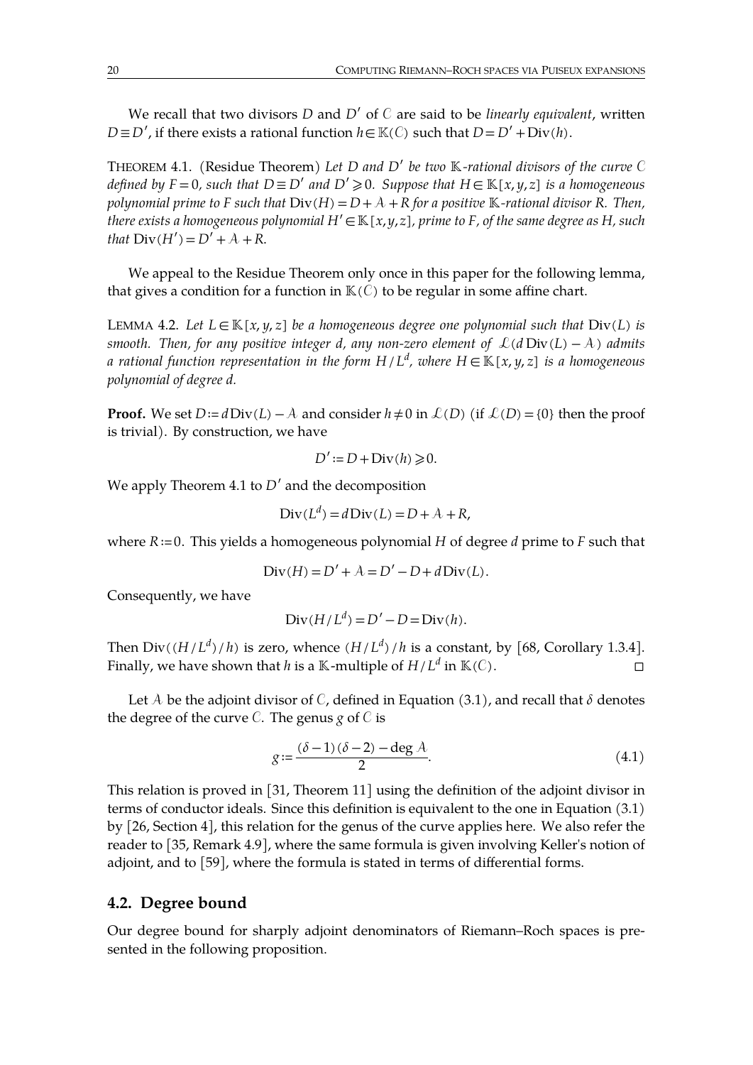We recall that two divisors $D$ and $D'$ of $\mathcal{C}$ are said to be *linearly equivalent*, written $D \equiv D'$, if there exists a rational function $h \in \mathbb{K}(\mathcal{C})$ such that $D = D' + \operatorname{Div}(h)$.

THEOREM 4.1. (Residue Theorem) *Let $D$ and $D'$ be two $\mathbb{K}$-rational divisors of the curve $\mathcal{C}$ defined by $F = 0$, such that $D \equiv D'$ and $D' \geqslant 0$. Suppose that $H \in \mathbb{K}[x, y, z]$ is a homogeneous polynomial prime to $F$ such that $\operatorname{Div}(H) = D + \mathcal{A} + R$ for a positive $\mathbb{K}$-rational divisor $R$. Then, there exists a homogeneous polynomial $H' \in \mathbb{K}[x, y, z]$, prime to $F$, of the same degree as $H$, such that $\operatorname{Div}(H') = D' + \mathcal{A} + R$.*

We appeal to the Residue Theorem only once in this paper for the following lemma, that gives a condition for a function in $\mathbb{K}(\mathcal{C})$ to be regular in some affine chart.

LEMMA 4.2. *Let $L \in \mathbb{K}[x, y, z]$ be a homogeneous degree one polynomial such that $\operatorname{Div}(L)$ is smooth. Then, for any positive integer $d$, any non-zero element of $\mathcal{L}(d \operatorname{Div}(L) - \mathcal{A})$ admits a rational function representation in the form $H / L^d$, where $H \in \mathbb{K}[x, y, z]$ is a homogeneous polynomial of degree $d$.*

**Proof.** We set $D := d \operatorname{Div}(L) - \mathcal{A}$ and consider $h \neq 0$ in $\mathcal{L}(D)$ (if $\mathcal{L}(D) = \{0\}$ then the proof is trivial). By construction, we have

$$D' := D + \operatorname{Div}(h) \geqslant 0.$$

We apply Theorem 4.1 to $D'$ and the decomposition

$$\operatorname{Div}(L^d) = d \operatorname{Div}(L) = D + \mathcal{A} + R,$$

where $R := 0$. This yields a homogeneous polynomial $H$ of degree $d$ prime to $F$ such that

$$\operatorname{Div}(H) = D' + \mathcal{A} = D' - D + d \operatorname{Div}(L).$$

Consequently, we have

$$\operatorname{Div}(H / L^d) = D' - D = \operatorname{Div}(h).$$

Then $\operatorname{Div}((H / L^d) / h)$ is zero, whence $(H / L^d) / h$ is a constant, by [68, Corollary 1.3.4]. Finally, we have shown that $h$ is a $\mathbb{K}$-multiple of $H / L^d$ in $\mathbb{K}(\mathcal{C})$. $\square$

Let $\mathcal{A}$ be the adjoint divisor of $\mathcal{C}$, defined in Equation (3.1), and recall that $\delta$ denotes the degree of the curve $\mathcal{C}$. The genus $g$ of $\mathcal{C}$ is

$$g := \frac{(\delta - 1)(\delta - 2) - \deg \mathcal{A}}{2}. \tag{4.1}$$

This relation is proved in [31, Theorem 11] using the definition of the adjoint divisor in terms of conductor ideals. Since this definition is equivalent to the one in Equation (3.1) by [26, Section 4], this relation for the genus of the curve applies here. We also refer the reader to [35, Remark 4.9], where the same formula is given involving Keller's notion of adjoint, and to [59], where the formula is stated in terms of differential forms.

## 4.2. Degree bound

Our degree bound for sharply adjoint denominators of Riemann–Roch spaces is presented in the following proposition.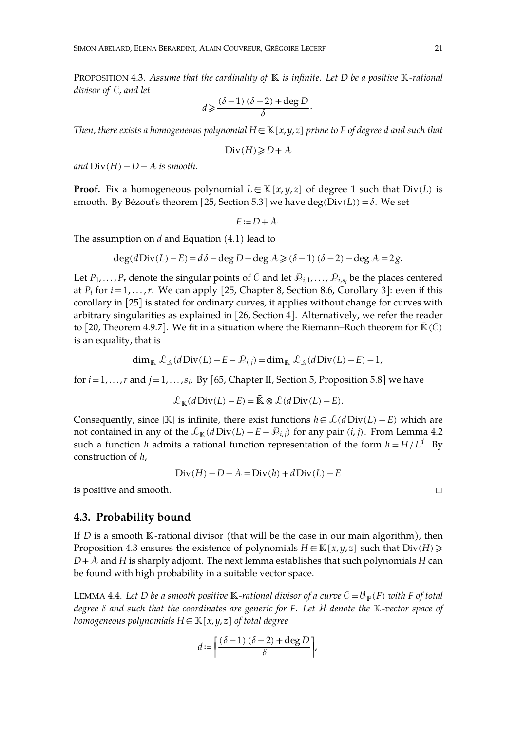PROPOSITION 4.3. *Assume that the cardinality of $\mathbb{K}$ is infinite. Let $D$ be a positive $\mathbb{K}$-rational divisor of $\mathcal{C}$, and let*

$$d \geqslant \frac{(\delta - 1)(\delta - 2) + \deg D}{\delta}.$$

*Then, there exists a homogeneous polynomial $H \in \mathbb{K}[x, y, z]$ prime to $F$ of degree $d$ and such that*

$$\mathrm{Div}(H) \geqslant D + \mathcal{A}$$

*and $\mathrm{Div}(H) - D - \mathcal{A}$ is smooth.*

**Proof.** Fix a homogeneous polynomial $L \in \mathbb{K}[x, y, z]$ of degree 1 such that $\mathrm{Div}(L)$ is smooth. By Bézout's theorem [25, Section 5.3] we have $\deg(\mathrm{Div}(L)) = \delta$. We set

$$E := D + \mathcal{A}.$$

The assumption on $d$ and Equation (4.1) lead to

$$\deg(d\,\mathrm{Div}(L) - E) = d\,\delta - \deg D - \deg \mathcal{A} \geqslant (\delta - 1)(\delta - 2) - \deg \mathcal{A} = 2g.$$

Let $P_1, \ldots, P_r$ denote the singular points of $\mathcal{C}$ and let $\mathcal{P}_{i,1}, \ldots, \mathcal{P}_{i,s_i}$ be the places centered at $P_i$ for $i = 1, \ldots, r$. We can apply [25, Chapter 8, Section 8.6, Corollary 3]: even if this corollary in [25] is stated for ordinary curves, it applies without change for curves with arbitrary singularities as explained in [26, Section 4]. Alternatively, we refer the reader to [20, Theorem 4.9.7]. We fit in a situation where the Riemann–Roch theorem for $\bar{\mathbb{K}}(\mathcal{C})$ is an equality, that is

$$\dim_{\bar{\mathbb{K}}} \mathcal{L}_{\bar{\mathbb{K}}}(d\,\mathrm{Div}(L) - E - \mathcal{P}_{i,j}) = \dim_{\bar{\mathbb{K}}} \mathcal{L}_{\bar{\mathbb{K}}}(d\,\mathrm{Div}(L) - E) - 1,$$

for $i = 1, \ldots, r$ and $j = 1, \ldots, s_i$. By [65, Chapter II, Section 5, Proposition 5.8] we have

$$\mathcal{L}_{\bar{\mathbb{K}}}(d\,\mathrm{Div}(L) - E) = \bar{\mathbb{K}} \otimes \mathcal{L}(d\,\mathrm{Div}(L) - E).$$

Consequently, since $|\mathbb{K}|$ is infinite, there exist functions $h \in \mathcal{L}(d\,\mathrm{Div}(L) - E)$ which are not contained in any of the $\mathcal{L}_{\bar{\mathbb{K}}}(d\,\mathrm{Div}(L) - E - \mathcal{P}_{i,j})$ for any pair $(i, j)$. From Lemma 4.2 such a function $h$ admits a rational function representation of the form $h = H / L^d$. By construction of $h$,

$$\mathrm{Div}(H) - D - \mathcal{A} = \mathrm{Div}(h) + d\,\mathrm{Div}(L) - E$$

is positive and smooth. $\square$

## 4.3. Probability bound

If $D$ is a smooth $\mathbb{K}$-rational divisor (that will be the case in our main algorithm), then Proposition 4.3 ensures the existence of polynomials $H \in \mathbb{K}[x, y, z]$ such that $\mathrm{Div}(H) \geqslant D + \mathcal{A}$ and $H$ is sharply adjoint. The next lemma establishes that such polynomials $H$ can be found with high probability in a suitable vector space.

LEMMA 4.4. *Let $D$ be a smooth positive $\mathbb{K}$-rational divisor of a curve $\mathcal{C} = \mathcal{V}_{\mathbb{P}}(F)$ with $F$ of total degree $\delta$ and such that the coordinates are generic for $F$. Let $\mathcal{H}$ denote the $\mathbb{K}$-vector space of homogeneous polynomials $H \in \mathbb{K}[x, y, z]$ of total degree*

$$d := \left\lceil \frac{(\delta - 1)(\delta - 2) + \deg D}{\delta} \right\rceil,$$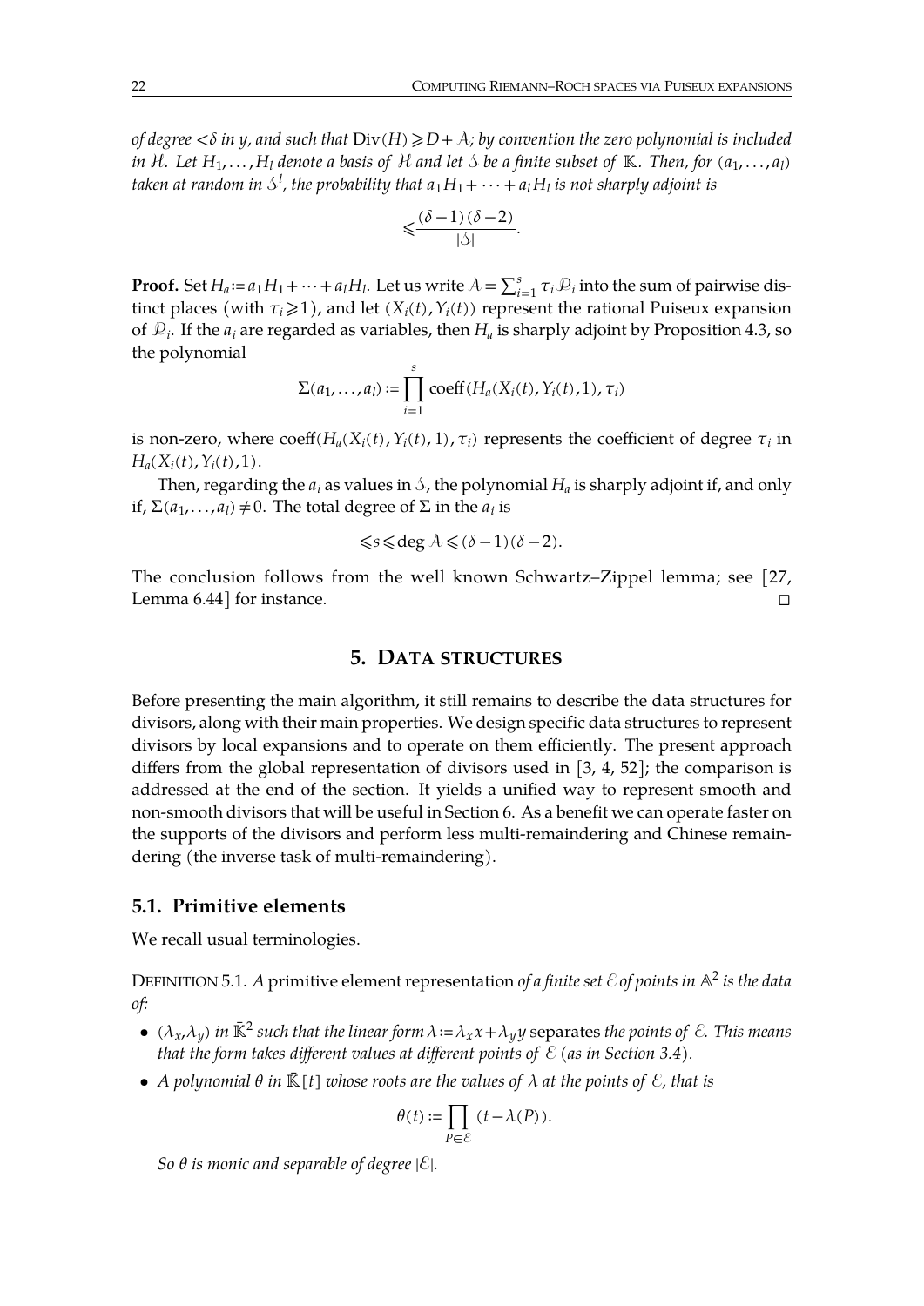*of degree $<\delta$ in $y$, and such that $\mathrm{Div}(H) \geqslant D + \mathcal{A}$; by convention the zero polynomial is included in $\mathcal{H}$. Let $H_1, \ldots, H_l$ denote a basis of $\mathcal{H}$ and let $\mathcal{S}$ be a finite subset of $\mathbb{K}$. Then, for $(a_1, \ldots, a_l)$ taken at random in $\mathcal{S}^l$, the probability that $a_1 H_1 + \cdots + a_l H_l$ is not sharply adjoint is*

$$\leqslant \frac{(\delta - 1)(\delta - 2)}{|\mathcal{S}|}.$$

**Proof.** Set $H_a := a_1 H_1 + \cdots + a_l H_l$. Let us write $\mathcal{A} = \sum_{i=1}^{s} \tau_i \mathcal{P}_i$ into the sum of pairwise distinct places (with $\tau_i \geqslant 1$), and let $(X_i(t), Y_i(t))$ represent the rational Puiseux expansion of $\mathcal{P}_i$. If the $a_i$ are regarded as variables, then $H_a$ is sharply adjoint by Proposition 4.3, so the polynomial

$$\Sigma(a_1, \ldots, a_l) := \prod_{i=1}^{s} \mathrm{coeff}(H_a(X_i(t), Y_i(t), 1), \tau_i)$$

is non-zero, where $\mathrm{coeff}(H_a(X_i(t), Y_i(t), 1), \tau_i)$ represents the coefficient of degree $\tau_i$ in $H_a(X_i(t), Y_i(t), 1)$.

Then, regarding the $a_i$ as values in $\mathcal{S}$, the polynomial $H_a$ is sharply adjoint if, and only if, $\Sigma(a_1, \ldots, a_l) \neq 0$. The total degree of $\Sigma$ in the $a_i$ is

$$\leqslant s \leqslant \deg \mathcal{A} \leqslant (\delta - 1)(\delta - 2).$$

The conclusion follows from the well known Schwartz–Zippel lemma; see [27, Lemma 6.44] for instance. □

## 5. Data structures

Before presenting the main algorithm, it still remains to describe the data structures for divisors, along with their main properties. We design specific data structures to represent divisors by local expansions and to operate on them efficiently. The present approach differs from the global representation of divisors used in [3, 4, 52]; the comparison is addressed at the end of the section. It yields a unified way to represent smooth and non-smooth divisors that will be useful in Section 6. As a benefit we can operate faster on the supports of the divisors and perform less multi-remaindering and Chinese remaindering (the inverse task of multi-remaindering).

### 5.1. Primitive elements

We recall usual terminologies.

Definition 5.1. *A* primitive element representation *of a finite set $\mathcal{E}$ of points in $\mathbb{A}^2$ is the data of:*

- *$(\lambda_x, \lambda_y)$ in $\bar{\mathbb{K}}^2$ such that the linear form $\lambda := \lambda_x x + \lambda_y y$* separates *the points of $\mathcal{E}$. This means that the form takes different values at different points of $\mathcal{E}$ (as in Section 3.4).*
- *A polynomial $\theta$ in $\bar{\mathbb{K}}[t]$ whose roots are the values of $\lambda$ at the points of $\mathcal{E}$, that is*

$$\theta(t) := \prod_{P \in \mathcal{E}} (t - \lambda(P)).$$

*So $\theta$ is monic and separable of degree $|\mathcal{E}|$.*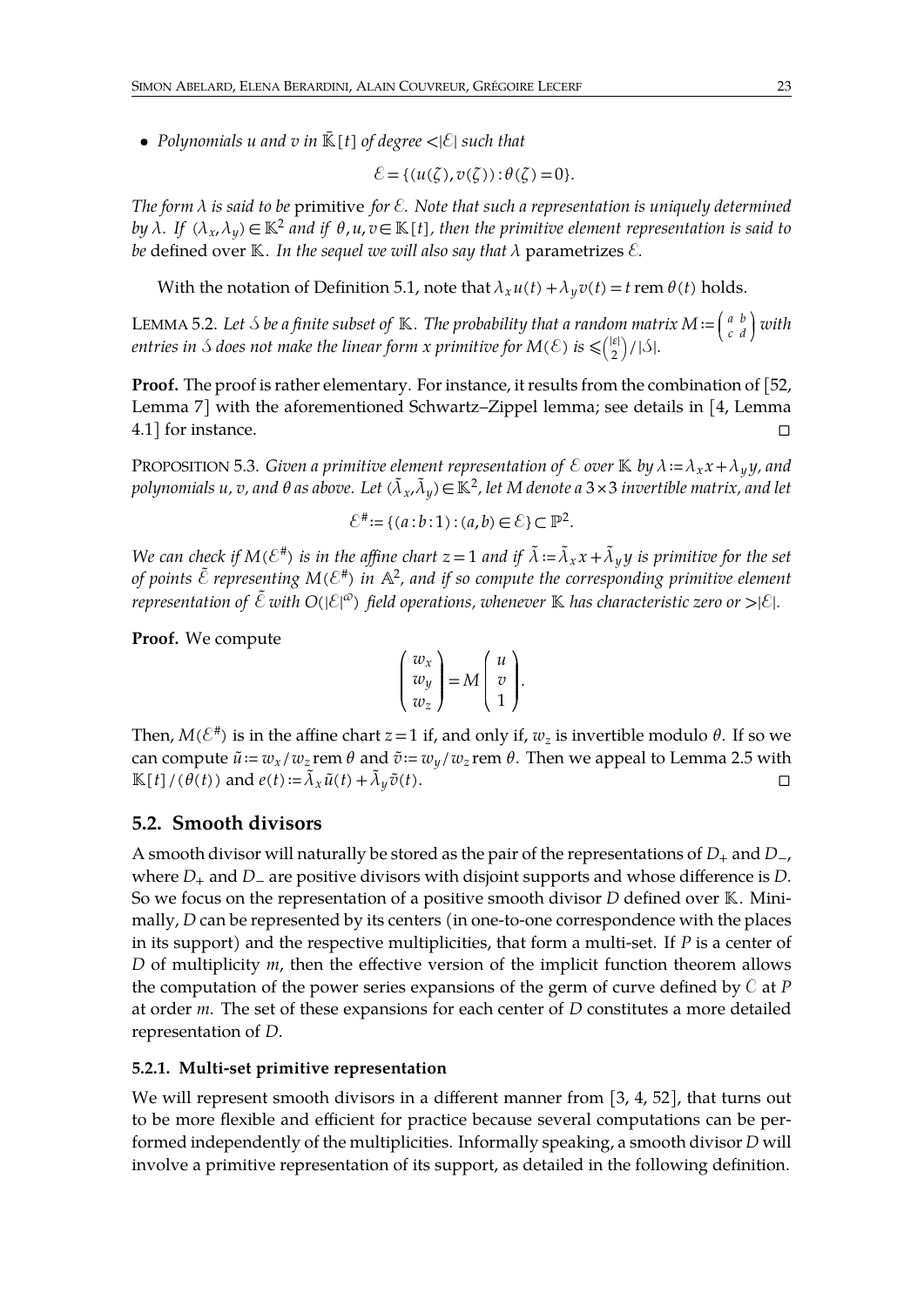- *Polynomials $u$ and $v$ in $\bar{\mathbb{K}}[t]$ of degree $<|\mathcal{E}|$ such that*

$$\mathcal{E} = \{(u(\zeta), v(\zeta)) : \theta(\zeta) = 0\}.$$

*The form $\lambda$ is said to be* primitive *for $\mathcal{E}$. Note that such a representation is uniquely determined by $\lambda$. If $(\lambda_x, \lambda_y) \in \mathbb{K}^2$ and if $\theta, u, v \in \mathbb{K}[t]$, then the primitive element representation is said to be* defined over $\mathbb{K}$. *In the sequel we will also say that $\lambda$* parametrizes $\mathcal{E}$.

With the notation of Definition 5.1, note that $\lambda_x u(t) + \lambda_y v(t) = t \operatorname{rem} \theta(t)$ holds.

LEMMA 5.2. *Let $\mathcal{S}$ be a finite subset of $\mathbb{K}$. The probability that a random matrix $M := \left(\begin{smallmatrix} a & b \\ c & d \end{smallmatrix}\right)$ with entries in $\mathcal{S}$ does not make the linear form $x$ primitive for $M(\mathcal{E})$ is $\leqslant \binom{|\mathcal{E}|}{2} / |\mathcal{S}|$.*

**Proof.** The proof is rather elementary. For instance, it results from the combination of [52, Lemma 7] with the aforementioned Schwartz–Zippel lemma; see details in [4, Lemma 4.1] for instance. □

PROPOSITION 5.3. *Given a primitive element representation of $\mathcal{E}$ over $\mathbb{K}$ by $\lambda := \lambda_x x + \lambda_y y$, and polynomials $u$, $v$, and $\theta$ as above. Let $(\tilde{\lambda}_x, \tilde{\lambda}_y) \in \mathbb{K}^2$, let $M$ denote a $3 \times 3$ invertible matrix, and let*

$$\mathcal{E}^{\#} := \{(a : b : 1) : (a, b) \in \mathcal{E}\} \subset \mathbb{P}^2.$$

*We can check if $M(\mathcal{E}^{\#})$ is in the affine chart $z = 1$ and if $\tilde{\lambda} := \tilde{\lambda}_x x + \tilde{\lambda}_y y$ is primitive for the set of points $\tilde{\mathcal{E}}$ representing $M(\mathcal{E}^{\#})$ in $\mathbb{A}^2$, and if so compute the corresponding primitive element representation of $\tilde{\mathcal{E}}$ with $O(|\mathcal{E}|^{\omega})$ field operations, whenever $\mathbb{K}$ has characteristic zero or $> |\mathcal{E}|$.*

**Proof.** We compute

$$\begin{pmatrix} w_x \\ w_y \\ w_z \end{pmatrix} = M \begin{pmatrix} u \\ v \\ 1 \end{pmatrix}.$$

Then, $M(\mathcal{E}^{\#})$ is in the affine chart $z = 1$ if, and only if, $w_z$ is invertible modulo $\theta$. If so we can compute $\tilde{u} := w_x / w_z \operatorname{rem} \theta$ and $\tilde{v} := w_y / w_z \operatorname{rem} \theta$. Then we appeal to Lemma 2.5 with $\mathbb{K}[t]/(\theta(t))$ and $e(t) := \tilde{\lambda}_x \tilde{u}(t) + \tilde{\lambda}_y \tilde{v}(t)$. □

## 5.2. Smooth divisors

A smooth divisor will naturally be stored as the pair of the representations of $D_+$ and $D_-$, where $D_+$ and $D_-$ are positive divisors with disjoint supports and whose difference is $D$. So we focus on the representation of a positive smooth divisor $D$ defined over $\mathbb{K}$. Minimally, $D$ can be represented by its centers (in one-to-one correspondence with the places in its support) and the respective multiplicities, that form a multi-set. If $P$ is a center of $D$ of multiplicity $m$, then the effective version of the implicit function theorem allows the computation of the power series expansions of the germ of curve defined by $\mathcal{C}$ at $P$ at order $m$. The set of these expansions for each center of $D$ constitutes a more detailed representation of $D$.

### 5.2.1. Multi-set primitive representation

We will represent smooth divisors in a different manner from [3, 4, 52], that turns out to be more flexible and efficient for practice because several computations can be performed independently of the multiplicities. Informally speaking, a smooth divisor $D$ will involve a primitive representation of its support, as detailed in the following definition.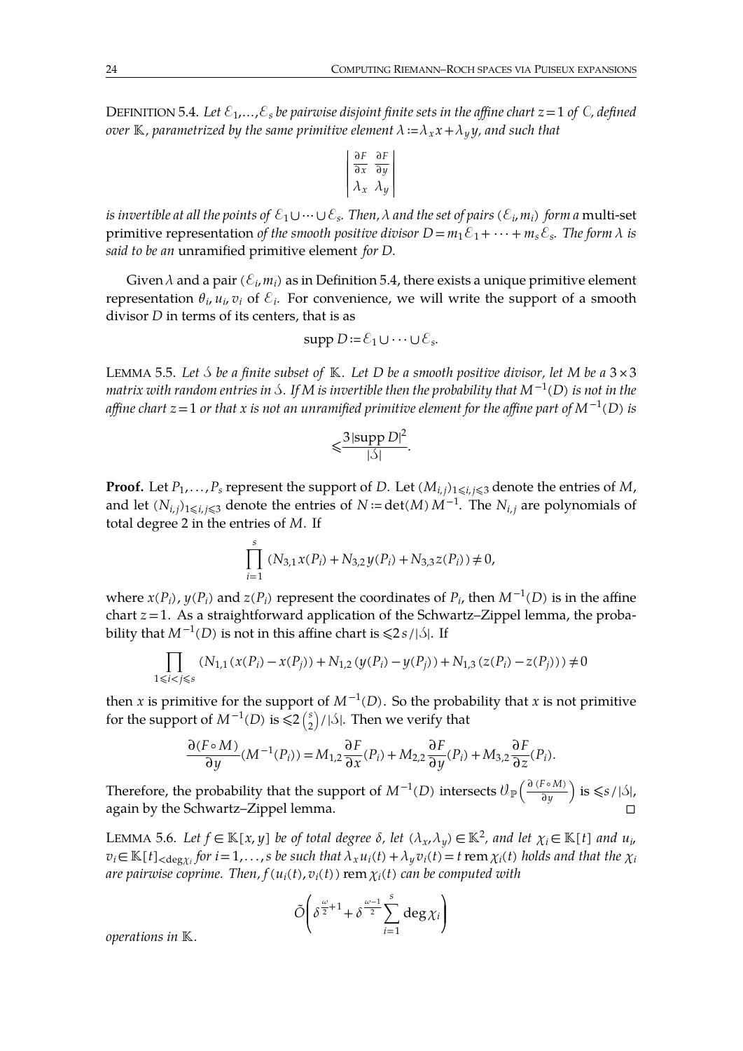DEFINITION 5.4. *Let $\mathcal{E}_1,\ldots,\mathcal{E}_s$ be pairwise disjoint finite sets in the affine chart $z=1$ of $\mathcal{C}$, defined over $\mathbb{K}$, parametrized by the same primitive element $\lambda := \lambda_x x + \lambda_y y$, and such that*

$$\begin{vmatrix} \frac{\partial F}{\partial x} & \frac{\partial F}{\partial y} \\ \lambda_x & \lambda_y \end{vmatrix}$$

*is invertible at all the points of $\mathcal{E}_1 \cup \cdots \cup \mathcal{E}_s$. Then, $\lambda$ and the set of pairs $(\mathcal{E}_i, m_i)$ form a* multi-set primitive representation *of the smooth positive divisor $D = m_1 \mathcal{E}_1 + \cdots + m_s \mathcal{E}_s$. The form $\lambda$ is said to be an* unramified primitive element *for $D$.*

Given $\lambda$ and a pair $(\mathcal{E}_i, m_i)$ as in Definition 5.4, there exists a unique primitive element representation $\theta_i, u_i, v_i$ of $\mathcal{E}_i$. For convenience, we will write the support of a smooth divisor $D$ in terms of its centers, that is as

$$\operatorname{supp} D := \mathcal{E}_1 \cup \cdots \cup \mathcal{E}_s.$$

LEMMA 5.5. *Let $\mathcal{S}$ be a finite subset of $\mathbb{K}$. Let $D$ be a smooth positive divisor, let $M$ be a $3\times 3$ matrix with random entries in $\mathcal{S}$. If $M$ is invertible then the probability that $M^{-1}(D)$ is not in the affine chart $z=1$ or that $x$ is not an unramified primitive element for the affine part of $M^{-1}(D)$ is*

$$\leqslant \frac{3\,|\operatorname{supp} D|^2}{|\mathcal{S}|}.$$

**Proof.** Let $P_1,\ldots,P_s$ represent the support of $D$. Let $(M_{i,j})_{1\leqslant i,j\leqslant 3}$ denote the entries of $M$, and let $(N_{i,j})_{1\leqslant i,j\leqslant 3}$ denote the entries of $N := \det(M)\, M^{-1}$. The $N_{i,j}$ are polynomials of total degree 2 in the entries of $M$. If

$$\prod_{i=1}^{s} \left(N_{3,1}\, x(P_i) + N_{3,2}\, y(P_i) + N_{3,3}\, z(P_i)\right) \neq 0,$$

where $x(P_i)$, $y(P_i)$ and $z(P_i)$ represent the coordinates of $P_i$, then $M^{-1}(D)$ is in the affine chart $z=1$. As a straightforward application of the Schwartz–Zippel lemma, the probability that $M^{-1}(D)$ is not in this affine chart is $\leqslant 2s/|\mathcal{S}|$. If

$$\prod_{1\leqslant i<j\leqslant s} \left(N_{1,1}\,(x(P_i)-x(P_j)) + N_{1,2}\,(y(P_i)-y(P_j)) + N_{1,3}\,(z(P_i)-z(P_j))\right) \neq 0$$

then $x$ is primitive for the support of $M^{-1}(D)$. So the probability that $x$ is not primitive for the support of $M^{-1}(D)$ is $\leqslant 2\binom{s}{2}/|\mathcal{S}|$. Then we verify that

$$\frac{\partial (F\circ M)}{\partial y}(M^{-1}(P_i)) = M_{1,2}\frac{\partial F}{\partial x}(P_i) + M_{2,2}\frac{\partial F}{\partial y}(P_i) + M_{3,2}\frac{\partial F}{\partial z}(P_i).$$

Therefore, the probability that the support of $M^{-1}(D)$ intersects $\mathcal{V}_{\mathbb{P}}\left(\frac{\partial (F\circ M)}{\partial y}\right)$ is $\leqslant s/|\mathcal{S}|$, again by the Schwartz–Zippel lemma. $\square$

LEMMA 5.6. *Let $f\in\mathbb{K}[x,y]$ be of total degree $\delta$, let $(\lambda_x,\lambda_y)\in\mathbb{K}^2$, and let $\chi_i\in\mathbb{K}[t]$ and $u_i$, $v_i\in\mathbb{K}[t]_{<\deg\chi_i}$ for $i=1,\ldots,s$ be such that $\lambda_x u_i(t) + \lambda_y v_i(t) = t \operatorname{rem} \chi_i(t)$ holds and that the $\chi_i$ are pairwise coprime. Then, $f(u_i(t), v_i(t)) \operatorname{rem} \chi_i(t)$ can be computed with*

$$\tilde{O}\left(\delta^{\frac{\omega}{2}+1} + \delta^{\frac{\omega-1}{2}} \sum_{i=1}^{s} \deg \chi_i\right)$$

*operations in $\mathbb{K}$.*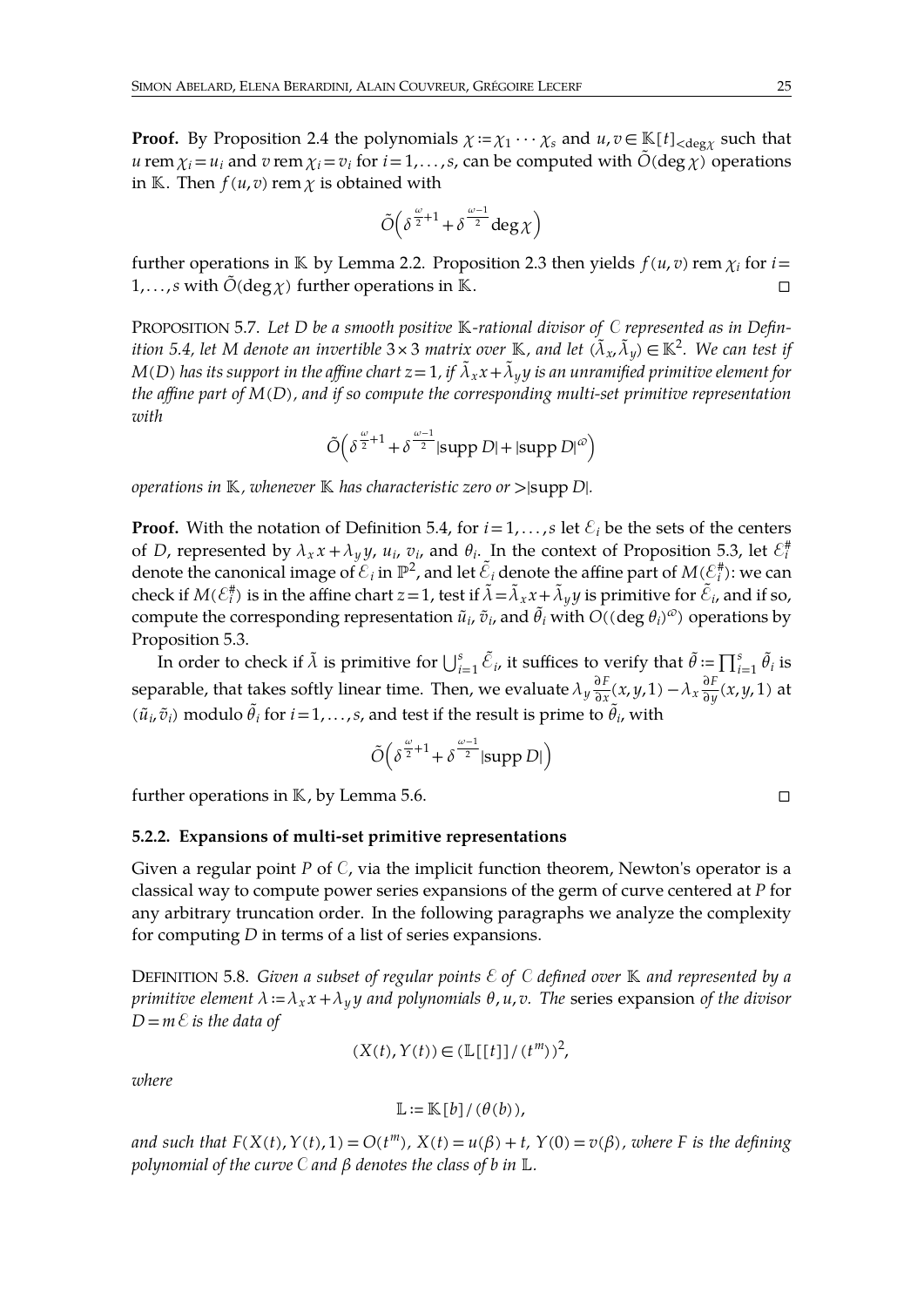**Proof.** By Proposition 2.4 the polynomials $\chi := \chi_1 \cdots \chi_s$ and $u, v \in \mathbb{K}[t]_{<\deg \chi}$ such that $u \operatorname{rem} \chi_i = u_i$ and $v \operatorname{rem} \chi_i = v_i$ for $i = 1, \ldots, s$, can be computed with $\tilde{O}(\deg \chi)$ operations in $\mathbb{K}$. Then $f(u, v) \operatorname{rem} \chi$ is obtained with

$$\tilde{O}\left(\delta^{\frac{\omega}{2}+1} + \delta^{\frac{\omega-1}{2}} \deg \chi\right)$$

further operations in $\mathbb{K}$ by Lemma 2.2. Proposition 2.3 then yields $f(u, v) \operatorname{rem} \chi_i$ for $i = 1, \ldots, s$ with $\tilde{O}(\deg \chi)$ further operations in $\mathbb{K}$. □

PROPOSITION 5.7. *Let $D$ be a smooth positive $\mathbb{K}$-rational divisor of $\mathcal{C}$ represented as in Definition 5.4, let $M$ denote an invertible $3 \times 3$ matrix over $\mathbb{K}$, and let $(\tilde{\lambda}_x, \tilde{\lambda}_y) \in \mathbb{K}^2$. We can test if $M(D)$ has its support in the affine chart $z = 1$, if $\tilde{\lambda}_x x + \tilde{\lambda}_y y$ is an unramified primitive element for the affine part of $M(D)$, and if so compute the corresponding multi-set primitive representation with*

$$\tilde{O}\left(\delta^{\frac{\omega}{2}+1} + \delta^{\frac{\omega-1}{2}} |\operatorname{supp} D| + |\operatorname{supp} D|^{\omega}\right)$$

*operations in $\mathbb{K}$, whenever $\mathbb{K}$ has characteristic zero or $> |\operatorname{supp} D|$.*

**Proof.** With the notation of Definition 5.4, for $i = 1, \ldots, s$ let $\mathcal{E}_i$ be the sets of the centers of $D$, represented by $\lambda_x x + \lambda_y y$, $u_i$, $v_i$, and $\theta_i$. In the context of Proposition 5.3, let $\mathcal{E}_i^{\#}$ denote the canonical image of $\mathcal{E}_i$ in $\mathbb{P}^2$, and let $\tilde{\mathcal{E}}_i$ denote the affine part of $M(\mathcal{E}_i^{\#})$: we can check if $M(\mathcal{E}_i^{\#})$ is in the affine chart $z = 1$, test if $\tilde{\lambda} = \tilde{\lambda}_x x + \tilde{\lambda}_y y$ is primitive for $\tilde{\mathcal{E}}_i$, and if so, compute the corresponding representation $\tilde{u}_i$, $\tilde{v}_i$, and $\tilde{\theta}_i$ with $O((\deg \theta_i)^{\omega})$ operations by Proposition 5.3.

In order to check if $\tilde{\lambda}$ is primitive for $\bigcup_{i=1}^{s} \tilde{\mathcal{E}}_i$, it suffices to verify that $\tilde{\theta} := \prod_{i=1}^{s} \tilde{\theta}_i$ is separable, that takes softly linear time. Then, we evaluate $\lambda_y \frac{\partial F}{\partial x}(x, y, 1) - \lambda_x \frac{\partial F}{\partial y}(x, y, 1)$ at $(\tilde{u}_i, \tilde{v}_i)$ modulo $\tilde{\theta}_i$ for $i = 1, \ldots, s$, and test if the result is prime to $\tilde{\theta}_i$, with

$$\tilde{O}\left(\delta^{\frac{\omega}{2}+1} + \delta^{\frac{\omega-1}{2}} |\operatorname{supp} D|\right)$$

further operations in $\mathbb{K}$, by Lemma 5.6. □

#### 5.2.2. Expansions of multi-set primitive representations

Given a regular point $P$ of $\mathcal{C}$, via the implicit function theorem, Newton's operator is a classical way to compute power series expansions of the germ of curve centered at $P$ for any arbitrary truncation order. In the following paragraphs we analyze the complexity for computing $D$ in terms of a list of series expansions.

DEFINITION 5.8. *Given a subset of regular points $\mathcal{E}$ of $\mathcal{C}$ defined over $\mathbb{K}$ and represented by a primitive element $\lambda := \lambda_x x + \lambda_y y$ and polynomials $\theta, u, v$. The* series expansion *of the divisor $D = m\,\mathcal{E}$ is the data of*

$$(X(t), Y(t)) \in (\mathbb{L}[[t]] / (t^m))^2,$$

*where*

$$\mathbb{L} := \mathbb{K}[b] / (\theta(b)),$$

*and such that $F(X(t), Y(t), 1) = O(t^m)$, $X(t) = u(\beta) + t$, $Y(0) = v(\beta)$, where $F$ is the defining polynomial of the curve $\mathcal{C}$ and $\beta$ denotes the class of $b$ in $\mathbb{L}$.*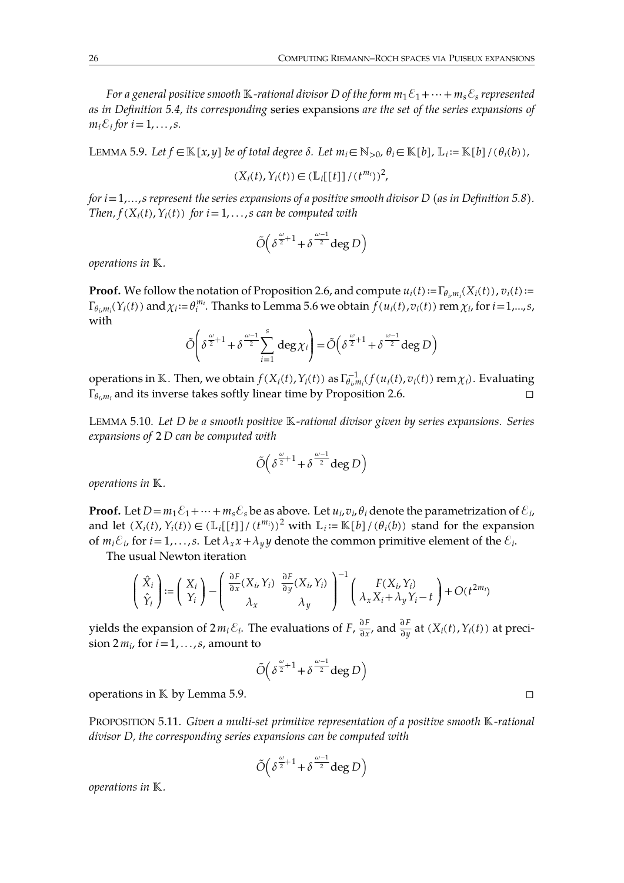*For a general positive smooth $\mathbb{K}$-rational divisor $D$ of the form $m_1 \mathcal{E}_1 + \cdots + m_s \mathcal{E}_s$ represented as in Definition 5.4, its corresponding* series expansions *are the set of the series expansions of $m_i \mathcal{E}_i$ for $i = 1, \ldots, s$.*

LEMMA 5.9. *Let $f \in \mathbb{K}[x, y]$ be of total degree $\delta$. Let $m_i \in \mathbb{N}_{>0}$, $\theta_i \in \mathbb{K}[b]$, $\mathbb{L}_i := \mathbb{K}[b] / (\theta_i(b))$,*

$$(X_i(t), Y_i(t)) \in (\mathbb{L}_i[[t]] / (t^{m_i}))^2,$$

*for $i = 1, \ldots, s$ represent the series expansions of a positive smooth divisor $D$ (as in Definition 5.8). Then, $f(X_i(t), Y_i(t))$ for $i = 1, \ldots, s$ can be computed with*

$$\tilde{O}\left(\delta^{\frac{\omega}{2}+1} + \delta^{\frac{\omega-1}{2}} \deg D\right)$$

*operations in $\mathbb{K}$.*

**Proof.** We follow the notation of Proposition 2.6, and compute $u_i(t) := \Gamma_{\theta_i, m_i}(X_i(t))$, $v_i(t) := \Gamma_{\theta_i, m_i}(Y_i(t))$ and $\chi_i := \theta_i^{m_i}$. Thanks to Lemma 5.6 we obtain $f(u_i(t), v_i(t)) \operatorname{rem} \chi_i$, for $i = 1, \ldots, s$, with

$$\tilde{O}\left(\delta^{\frac{\omega}{2}+1} + \delta^{\frac{\omega-1}{2}} \sum_{i=1}^{s} \deg \chi_i\right) = \tilde{O}\left(\delta^{\frac{\omega}{2}+1} + \delta^{\frac{\omega-1}{2}} \deg D\right)$$

operations in $\mathbb{K}$. Then, we obtain $f(X_i(t), Y_i(t))$ as $\Gamma_{\theta_i, m_i}^{-1}(f(u_i(t), v_i(t)) \operatorname{rem} \chi_i)$. Evaluating $\Gamma_{\theta_i, m_i}$ and its inverse takes softly linear time by Proposition 2.6. □

LEMMA 5.10. *Let $D$ be a smooth positive $\mathbb{K}$-rational divisor given by series expansions. Series expansions of $2D$ can be computed with*

$$\tilde{O}\left(\delta^{\frac{\omega}{2}+1} + \delta^{\frac{\omega-1}{2}} \deg D\right)$$

*operations in $\mathbb{K}$.*

**Proof.** Let $D = m_1 \mathcal{E}_1 + \cdots + m_s \mathcal{E}_s$ be as above. Let $u_i, v_i, \theta_i$ denote the parametrization of $\mathcal{E}_i$, and let $(X_i(t), Y_i(t)) \in (\mathbb{L}_i[[t]] / (t^{m_i}))^2$ with $\mathbb{L}_i := \mathbb{K}[b] / (\theta_i(b))$ stand for the expansion of $m_i \mathcal{E}_i$, for $i = 1, \ldots, s$. Let $\lambda_x x + \lambda_y y$ denote the common primitive element of the $\mathcal{E}_i$.

The usual Newton iteration

$$\begin{pmatrix} \hat{X}_i \\ \hat{Y}_i \end{pmatrix} := \begin{pmatrix} X_i \\ Y_i \end{pmatrix} - \begin{pmatrix} \frac{\partial F}{\partial x}(X_i, Y_i) & \frac{\partial F}{\partial y}(X_i, Y_i) \\ \lambda_x & \lambda_y \end{pmatrix}^{-1} \begin{pmatrix} F(X_i, Y_i) \\ \lambda_x X_i + \lambda_y Y_i - t \end{pmatrix} + O(t^{2m_i})$$

yields the expansion of $2 m_i \mathcal{E}_i$. The evaluations of $F$, $\frac{\partial F}{\partial x}$, and $\frac{\partial F}{\partial y}$ at $(X_i(t), Y_i(t))$ at precision $2 m_i$, for $i = 1, \ldots, s$, amount to

$$\tilde{O}\left(\delta^{\frac{\omega}{2}+1} + \delta^{\frac{\omega-1}{2}} \deg D\right)$$

operations in $\mathbb{K}$ by Lemma 5.9. □

PROPOSITION 5.11. *Given a multi-set primitive representation of a positive smooth $\mathbb{K}$-rational divisor $D$, the corresponding series expansions can be computed with*

$$\tilde{O}\left(\delta^{\frac{\omega}{2}+1} + \delta^{\frac{\omega-1}{2}} \deg D\right)$$

*operations in $\mathbb{K}$.*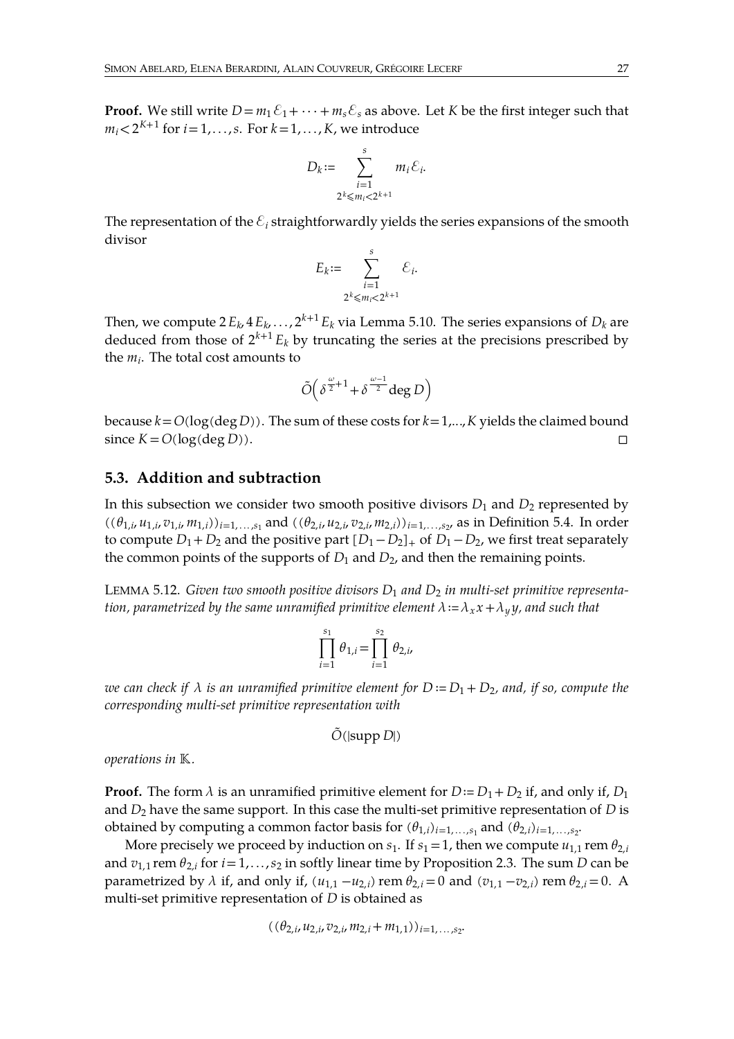**Proof.** We still write $D = m_1 \mathcal{E}_1 + \cdots + m_s \mathcal{E}_s$ as above. Let $K$ be the first integer such that $m_i < 2^{K+1}$ for $i = 1, \ldots, s$. For $k = 1, \ldots, K$, we introduce

$$D_k := \sum_{\substack{i=1 \\ 2^k \leqslant m_i < 2^{k+1}}}^{s} m_i \mathcal{E}_i.$$

The representation of the $\mathcal{E}_i$ straightforwardly yields the series expansions of the smooth divisor

$$E_k := \sum_{\substack{i=1 \\ 2^k \leqslant m_i < 2^{k+1}}}^{s} \mathcal{E}_i.$$

Then, we compute $2E_k, 4E_k, \ldots, 2^{k+1} E_k$ via Lemma 5.10. The series expansions of $D_k$ are deduced from those of $2^{k+1} E_k$ by truncating the series at the precisions prescribed by the $m_i$. The total cost amounts to

$$\tilde{O}\Big(\delta^{\frac{\omega}{2}+1} + \delta^{\frac{\omega-1}{2}} \deg D\Big)$$

because $k = O(\log(\deg D))$. The sum of these costs for $k = 1, \ldots, K$ yields the claimed bound since $K = O(\log(\deg D))$. □

## 5.3. Addition and subtraction

In this subsection we consider two smooth positive divisors $D_1$ and $D_2$ represented by $((\theta_{1,i}, u_{1,i}, v_{1,i}, m_{1,i}))_{i=1,\ldots,s_1}$ and $((\theta_{2,i}, u_{2,i}, v_{2,i}, m_{2,i}))_{i=1,\ldots,s_2}$, as in Definition 5.4. In order to compute $D_1 + D_2$ and the positive part $[D_1 - D_2]_+$ of $D_1 - D_2$, we first treat separately the common points of the supports of $D_1$ and $D_2$, and then the remaining points.

LEMMA 5.12. *Given two smooth positive divisors $D_1$ and $D_2$ in multi-set primitive representation, parametrized by the same unramified primitive element $\lambda := \lambda_x x + \lambda_y y$, and such that*

$$\prod_{i=1}^{s_1} \theta_{1,i} = \prod_{i=1}^{s_2} \theta_{2,i},$$

*we can check if $\lambda$ is an unramified primitive element for $D := D_1 + D_2$, and, if so, compute the corresponding multi-set primitive representation with*

$$\tilde{O}(|\mathrm{supp}\, D|)$$

*operations in $\mathbb{K}$.*

**Proof.** The form $\lambda$ is an unramified primitive element for $D := D_1 + D_2$ if, and only if, $D_1$ and $D_2$ have the same support. In this case the multi-set primitive representation of $D$ is obtained by computing a common factor basis for $(\theta_{1,i})_{i=1,\ldots,s_1}$ and $(\theta_{2,i})_{i=1,\ldots,s_2}$.

More precisely we proceed by induction on $s_1$. If $s_1 = 1$, then we compute $u_{1,1} \operatorname{rem} \theta_{2,i}$ and $v_{1,1} \operatorname{rem} \theta_{2,i}$ for $i = 1, \ldots, s_2$ in softly linear time by Proposition 2.3. The sum $D$ can be parametrized by $\lambda$ if, and only if, $(u_{1,1} - u_{2,i}) \operatorname{rem} \theta_{2,i} = 0$ and $(v_{1,1} - v_{2,i}) \operatorname{rem} \theta_{2,i} = 0$. A multi-set primitive representation of $D$ is obtained as

$$((\theta_{2,i}, u_{2,i}, v_{2,i}, m_{2,i} + m_{1,1}))_{i=1,\ldots,s_2}.$$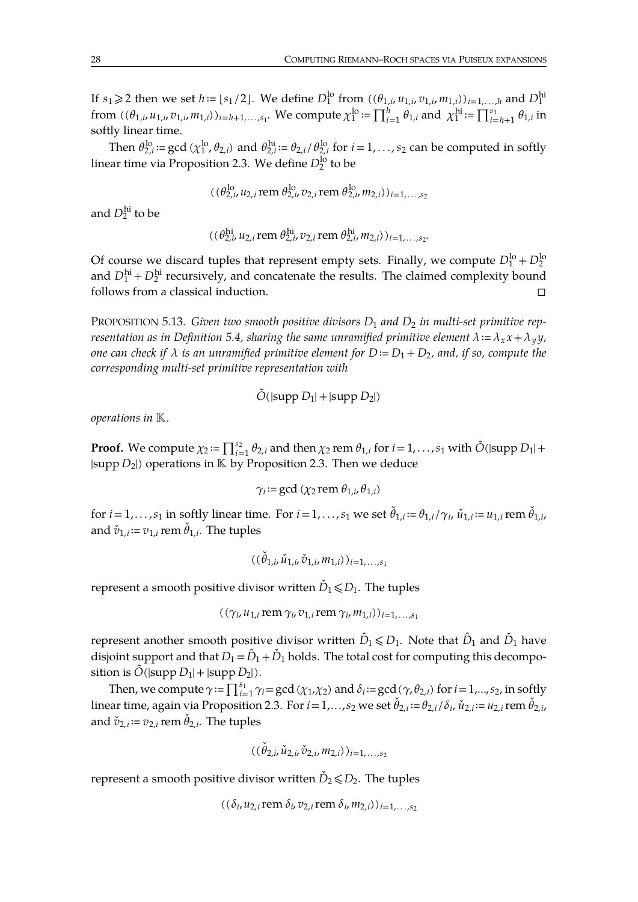If $s_1 \geqslant 2$ then we set $h := \lfloor s_1/2 \rfloor$. We define $D_1^{\mathrm{lo}}$ from $((\theta_{1,i}, u_{1,i}, v_{1,i}, m_{1,i}))_{i=1,\ldots,h}$ and $D_1^{\mathrm{hi}}$ from $((\theta_{1,i}, u_{1,i}, v_{1,i}, m_{1,i}))_{i=h+1,\ldots,s_1}$. We compute $\chi_1^{\mathrm{lo}} := \prod_{i=1}^{h} \theta_{1,i}$ and $\chi_1^{\mathrm{hi}} := \prod_{i=h+1}^{s_1} \theta_{1,i}$ in softly linear time.

Then $\theta_{2,i}^{\mathrm{lo}} := \gcd(\chi_1^{\mathrm{lo}}, \theta_{2,i})$ and $\theta_{2,i}^{\mathrm{hi}} := \theta_{2,i} / \theta_{2,i}^{\mathrm{lo}}$ for $i = 1, \ldots, s_2$ can be computed in softly linear time via Proposition 2.3. We define $D_2^{\mathrm{lo}}$ to be

$$((\theta_{2,i}^{\mathrm{lo}}, u_{2,i} \operatorname{rem} \theta_{2,i}^{\mathrm{lo}}, v_{2,i} \operatorname{rem} \theta_{2,i}^{\mathrm{lo}}, m_{2,i}))_{i=1,\ldots,s_2}$$

and $D_2^{\mathrm{hi}}$ to be

$$((\theta_{2,i}^{\mathrm{hi}}, u_{2,i} \operatorname{rem} \theta_{2,i}^{\mathrm{hi}}, v_{2,i} \operatorname{rem} \theta_{2,i}^{\mathrm{hi}}, m_{2,i}))_{i=1,\ldots,s_2}.$$

Of course we discard tuples that represent empty sets. Finally, we compute $D_1^{\mathrm{lo}} + D_2^{\mathrm{lo}}$ and $D_1^{\mathrm{hi}} + D_2^{\mathrm{hi}}$ recursively, and concatenate the results. The claimed complexity bound follows from a classical induction. $\square$

PROPOSITION 5.13. *Given two smooth positive divisors $D_1$ and $D_2$ in multi-set primitive representation as in Definition 5.4, sharing the same unramified primitive element $\lambda := \lambda_x x + \lambda_y y$, one can check if $\lambda$ is an unramified primitive element for $D := D_1 + D_2$, and, if so, compute the corresponding multi-set primitive representation with*

$$\tilde{O}(|\operatorname{supp} D_1| + |\operatorname{supp} D_2|)$$

*operations in $\mathbb{K}$.*

**Proof.** We compute $\chi_2 := \prod_{i=1}^{s_2} \theta_{2,i}$ and then $\chi_2 \operatorname{rem} \theta_{1,i}$ for $i = 1, \ldots, s_1$ with $\tilde{O}(|\operatorname{supp} D_1| + |\operatorname{supp} D_2|)$ operations in $\mathbb{K}$ by Proposition 2.3. Then we deduce

$$\gamma_i := \gcd(\chi_2 \operatorname{rem} \theta_{1,i}, \theta_{1,i})$$

for $i = 1, \ldots, s_1$ in softly linear time. For $i = 1, \ldots, s_1$ we set $\check{\theta}_{1,i} := \theta_{1,i} / \gamma_i$, $\check{u}_{1,i} := u_{1,i} \operatorname{rem} \check{\theta}_{1,i}$, and $\check{v}_{1,i} := v_{1,i} \operatorname{rem} \check{\theta}_{1,i}$. The tuples

$$((\check{\theta}_{1,i}, \check{u}_{1,i}, \check{v}_{1,i}, m_{1,i}))_{i=1,\ldots,s_1}$$

represent a smooth positive divisor written $\check{D}_1 \leqslant D_1$. The tuples

$$((\gamma_i, u_{1,i} \operatorname{rem} \gamma_i, v_{1,i} \operatorname{rem} \gamma_i, m_{1,i}))_{i=1,\ldots,s_1}$$

represent another smooth positive divisor written $\hat{D}_1 \leqslant D_1$. Note that $\hat{D}_1$ and $\check{D}_1$ have disjoint support and that $D_1 = \hat{D}_1 + \check{D}_1$ holds. The total cost for computing this decomposition is $\tilde{O}(|\operatorname{supp} D_1| + |\operatorname{supp} D_2|)$.

Then, we compute $\gamma := \prod_{i=1}^{s_1} \gamma_i = \gcd(\chi_1, \chi_2)$ and $\delta_i := \gcd(\gamma, \theta_{2,i})$ for $i = 1, \ldots, s_2$, in softly linear time, again via Proposition 2.3. For $i = 1, \ldots, s_2$ we set $\check{\theta}_{2,i} := \theta_{2,i} / \delta_i$, $\check{u}_{2,i} := u_{2,i} \operatorname{rem} \check{\theta}_{2,i}$, and $\check{v}_{2,i} := v_{2,i} \operatorname{rem} \check{\theta}_{2,i}$. The tuples

$$((\check{\theta}_{2,i}, \check{u}_{2,i}, \check{v}_{2,i}, m_{2,i}))_{i=1,\ldots,s_2}$$

represent a smooth positive divisor written $\check{D}_2 \leqslant D_2$. The tuples

$$((\delta_i, u_{2,i} \operatorname{rem} \delta_i, v_{2,i} \operatorname{rem} \delta_i, m_{2,i}))_{i=1,\ldots,s_2}$$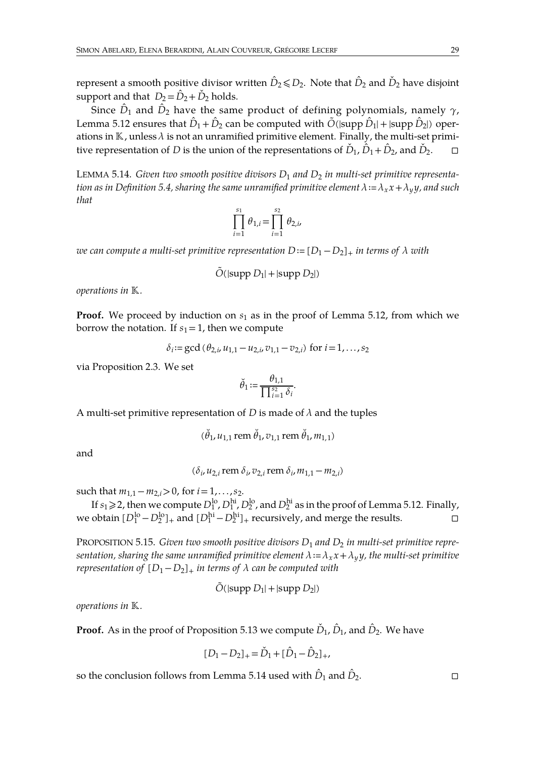represent a smooth positive divisor written $\hat{D}_2 \leqslant D_2$. Note that $\hat{D}_2$ and $\check{D}_2$ have disjoint support and that $D_2 = \hat{D}_2 + \check{D}_2$ holds.

Since $\hat{D}_1$ and $\hat{D}_2$ have the same product of defining polynomials, namely $\gamma$, Lemma 5.12 ensures that $\hat{D}_1 + \hat{D}_2$ can be computed with $\tilde{O}(|\text{supp } \hat{D}_1| + |\text{supp } \hat{D}_2|)$ operations in $\mathbb{K}$, unless $\lambda$ is not an unramified primitive element. Finally, the multi-set primitive representation of $D$ is the union of the representations of $\check{D}_1$, $\hat{D}_1 + \hat{D}_2$, and $\check{D}_2$. $\square$

LEMMA 5.14. *Given two smooth positive divisors $D_1$ and $D_2$ in multi-set primitive representation as in Definition 5.4, sharing the same unramified primitive element $\lambda := \lambda_x x + \lambda_y y$, and such that*

$$\prod_{i=1}^{s_1} \theta_{1,i} = \prod_{i=1}^{s_2} \theta_{2,i},$$

*we can compute a multi-set primitive representation $D := [D_1 - D_2]_+$ in terms of $\lambda$ with*

$$\tilde{O}(|\text{supp } D_1| + |\text{supp } D_2|)$$

*operations in $\mathbb{K}$.*

**Proof.** We proceed by induction on $s_1$ as in the proof of Lemma 5.12, from which we borrow the notation. If $s_1 = 1$, then we compute

$$\delta_i := \gcd(\theta_{2,i}, u_{1,1} - u_{2,i}, v_{1,1} - v_{2,i}) \text{ for } i = 1, \ldots, s_2$$

via Proposition 2.3. We set

$$\check{\theta}_1 := \frac{\theta_{1,1}}{\prod_{i=1}^{s_2} \delta_i}.$$

A multi-set primitive representation of $D$ is made of $\lambda$ and the tuples

$$(\check{\theta}_1, u_{1,1} \text{ rem } \check{\theta}_1, v_{1,1} \text{ rem } \check{\theta}_1, m_{1,1})$$

and

$$(\delta_i, u_{2,i} \text{ rem } \delta_i, v_{2,i} \text{ rem } \delta_i, m_{1,1} - m_{2,i})$$

such that $m_{1,1} - m_{2,i} > 0$, for $i = 1, \ldots, s_2$.

If $s_1 \geqslant 2$, then we compute $D_1^{\text{lo}}$, $D_1^{\text{hi}}$, $D_2^{\text{lo}}$, and $D_2^{\text{hi}}$ as in the proof of Lemma 5.12. Finally, we obtain $[D_1^{\text{lo}} - D_2^{\text{lo}}]_+$ and $[D_1^{\text{hi}} - D_2^{\text{hi}}]_+$ recursively, and merge the results. $\square$

PROPOSITION 5.15. *Given two smooth positive divisors $D_1$ and $D_2$ in multi-set primitive representation, sharing the same unramified primitive element $\lambda := \lambda_x x + \lambda_y y$, the multi-set primitive representation of $[D_1 - D_2]_+$ in terms of $\lambda$ can be computed with*

$$\tilde{O}(|\text{supp } D_1| + |\text{supp } D_2|)$$

*operations in $\mathbb{K}$.*

**Proof.** As in the proof of Proposition 5.13 we compute $\check{D}_1$, $\hat{D}_1$, and $\hat{D}_2$. We have

$$[D_1 - D_2]_+ = \check{D}_1 + [\hat{D}_1 - \hat{D}_2]_+,$$

so the conclusion follows from Lemma 5.14 used with $\hat{D}_1$ and $\hat{D}_2$. $\square$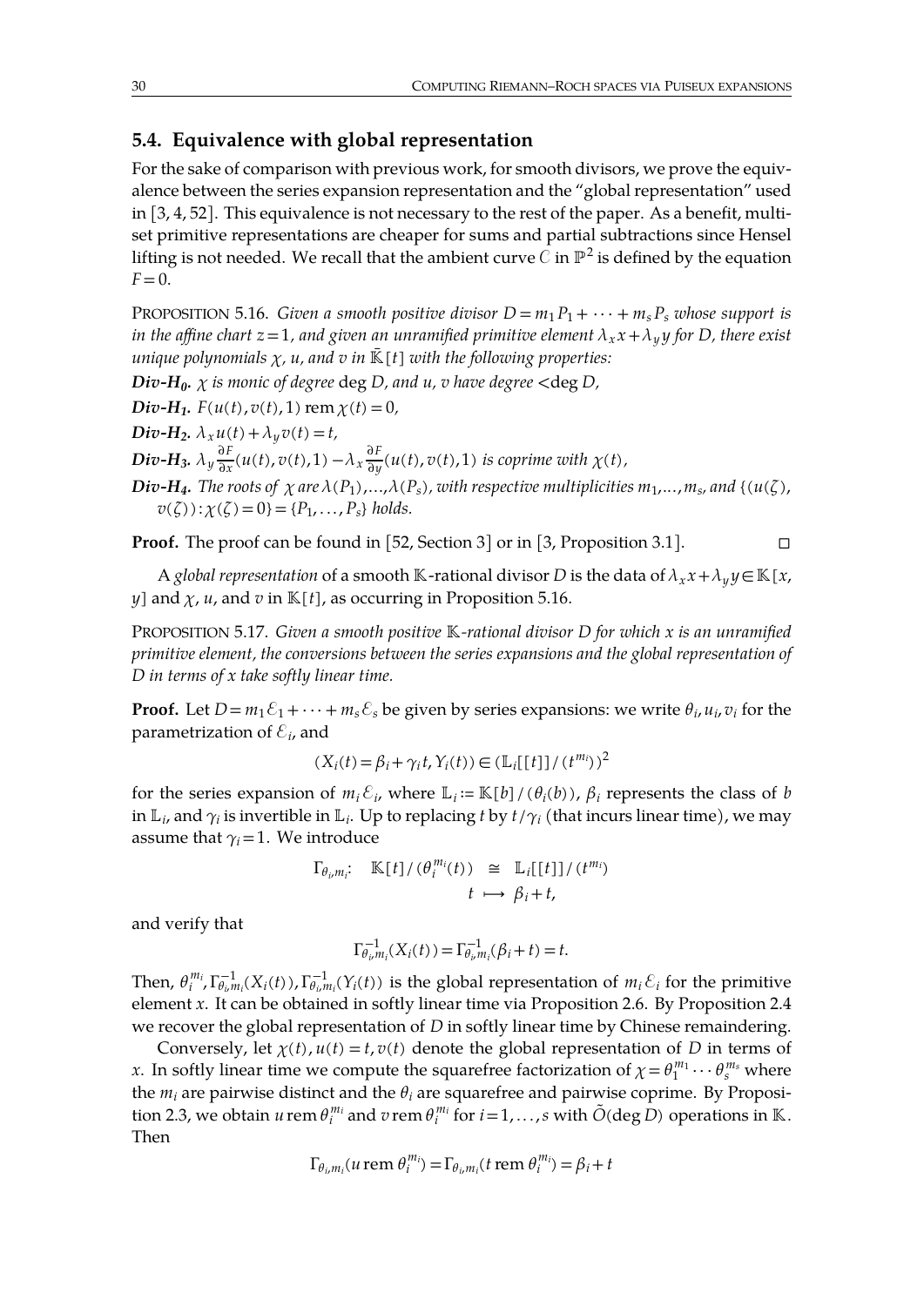## 5.4. Equivalence with global representation

For the sake of comparison with previous work, for smooth divisors, we prove the equivalence between the series expansion representation and the "global representation" used in [3, 4, 52]. This equivalence is not necessary to the rest of the paper. As a benefit, multiset primitive representations are cheaper for sums and partial subtractions since Hensel lifting is not needed. We recall that the ambient curve $C$ in $\mathbb{P}^2$ is defined by the equation $F = 0$.

PROPOSITION 5.16. *Given a smooth positive divisor $D = m_1 P_1 + \cdots + m_s P_s$ whose support is in the affine chart $z = 1$, and given an unramified primitive element $\lambda_x x + \lambda_y y$ for $D$, there exist unique polynomials $\chi$, $u$, and $v$ in $\bar{\mathbb{K}}[t]$ with the following properties:*

***Div-H$_0$.*** *$\chi$ is monic of degree $\deg D$, and $u$, $v$ have degree $<\deg D$,*

***Div-H$_1$.*** *$F(u(t), v(t), 1) \operatorname{rem} \chi(t) = 0$,*

***Div-H$_2$.*** *$\lambda_x u(t) + \lambda_y v(t) = t$,*

***Div-H$_3$.*** *$\lambda_y \frac{\partial F}{\partial x}(u(t), v(t), 1) - \lambda_x \frac{\partial F}{\partial y}(u(t), v(t), 1)$ is coprime with $\chi(t)$,*

***Div-H$_4$.*** *The roots of $\chi$ are $\lambda(P_1), \ldots, \lambda(P_s)$, with respective multiplicities $m_1, \ldots, m_s$, and $\{(u(\zeta), v(\zeta)) : \chi(\zeta) = 0\} = \{P_1, \ldots, P_s\}$ holds.*

**Proof.** The proof can be found in [52, Section 3] or in [3, Proposition 3.1]. □

A *global representation* of a smooth $\mathbb{K}$-rational divisor $D$ is the data of $\lambda_x x + \lambda_y y \in \mathbb{K}[x, y]$ and $\chi$, $u$, and $v$ in $\mathbb{K}[t]$, as occurring in Proposition 5.16.

PROPOSITION 5.17. *Given a smooth positive $\mathbb{K}$-rational divisor $D$ for which $x$ is an unramified primitive element, the conversions between the series expansions and the global representation of $D$ in terms of $x$ take softly linear time.*

**Proof.** Let $D = m_1 \mathcal{E}_1 + \cdots + m_s \mathcal{E}_s$ be given by series expansions: we write $\theta_i, u_i, v_i$ for the parametrization of $\mathcal{E}_i$, and

$$(X_i(t) = \beta_i + \gamma_i t, Y_i(t)) \in (\mathbb{L}_i[[t]] / (t^{m_i}))^2$$

for the series expansion of $m_i \mathcal{E}_i$, where $\mathbb{L}_i := \mathbb{K}[b] / (\theta_i(b))$, $\beta_i$ represents the class of $b$ in $\mathbb{L}_i$, and $\gamma_i$ is invertible in $\mathbb{L}_i$. Up to replacing $t$ by $t / \gamma_i$ (that incurs linear time), we may assume that $\gamma_i = 1$. We introduce

$$\begin{array}{rrcl} \Gamma_{\theta_i, m_i}: & \mathbb{K}[t] / (\theta_i^{m_i}(t)) & \cong & \mathbb{L}_i[[t]] / (t^{m_i}) \\ & t & \longmapsto & \beta_i + t, \end{array}$$

and verify that

$$\Gamma_{\theta_i, m_i}^{-1}(X_i(t)) = \Gamma_{\theta_i, m_i}^{-1}(\beta_i + t) = t.$$

Then, $\theta_i^{m_i}, \Gamma_{\theta_i, m_i}^{-1}(X_i(t)), \Gamma_{\theta_i, m_i}^{-1}(Y_i(t))$ is the global representation of $m_i \mathcal{E}_i$ for the primitive element $x$. It can be obtained in softly linear time via Proposition 2.6. By Proposition 2.4 we recover the global representation of $D$ in softly linear time by Chinese remaindering.

Conversely, let $\chi(t), u(t) = t, v(t)$ denote the global representation of $D$ in terms of $x$. In softly linear time we compute the squarefree factorization of $\chi = \theta_1^{m_1} \cdots \theta_s^{m_s}$ where the $m_i$ are pairwise distinct and the $\theta_i$ are squarefree and pairwise coprime. By Proposition 2.3, we obtain $u \operatorname{rem} \theta_i^{m_i}$ and $v \operatorname{rem} \theta_i^{m_i}$ for $i = 1, \ldots, s$ with $\tilde{O}(\deg D)$ operations in $\mathbb{K}$. Then

$$\Gamma_{\theta_i, m_i}(u \operatorname{rem} \theta_i^{m_i}) = \Gamma_{\theta_i, m_i}(t \operatorname{rem} \theta_i^{m_i}) = \beta_i + t$$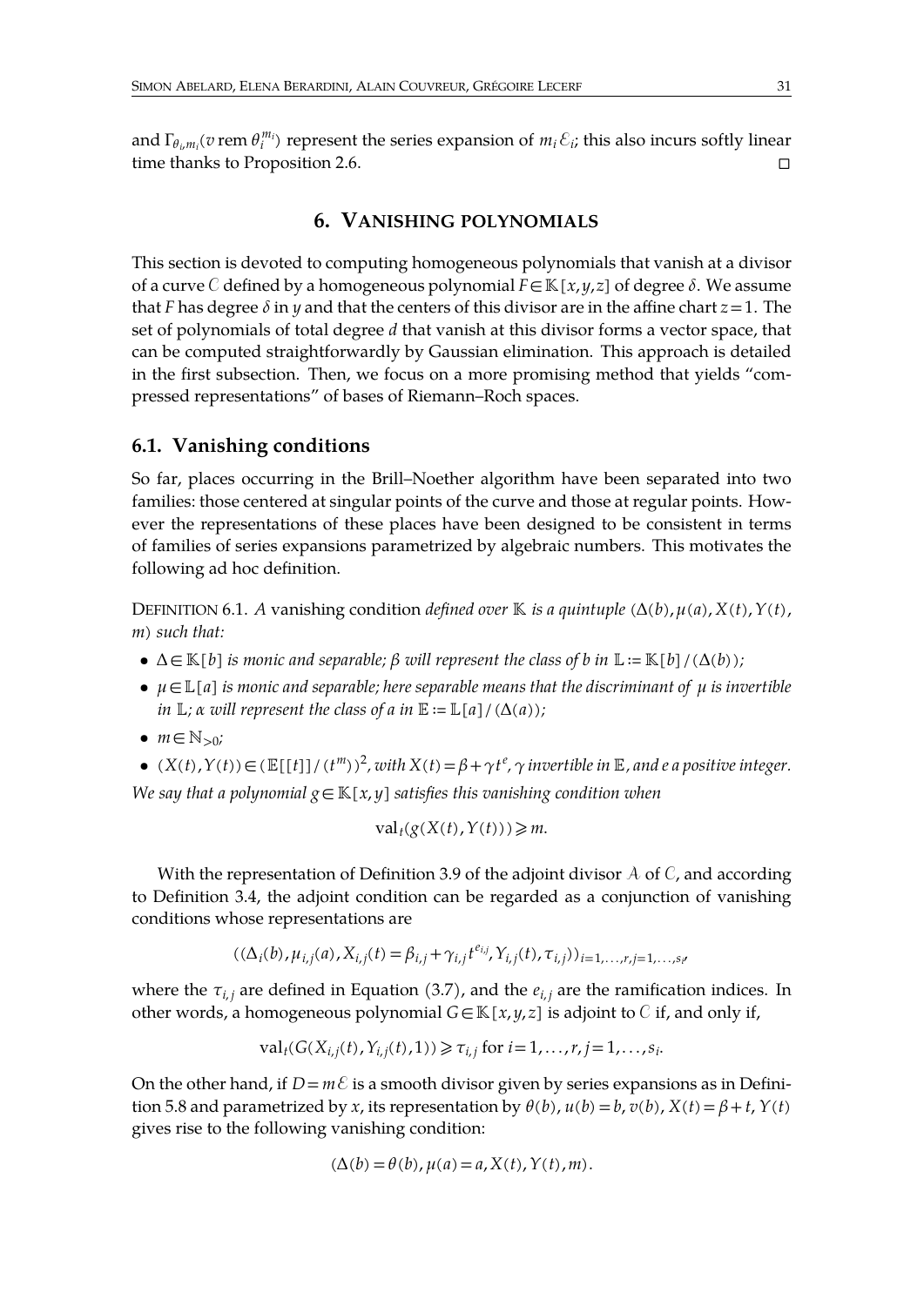and $\Gamma_{\theta_i, m_i}(v \operatorname{rem} \theta_i^{m_i})$ represent the series expansion of $m_i \mathcal{E}_i$; this also incurs softly linear time thanks to Proposition 2.6. □

## 6. Vanishing polynomials

This section is devoted to computing homogeneous polynomials that vanish at a divisor of a curve $\mathcal{C}$ defined by a homogeneous polynomial $F \in \mathbb{K}[x, y, z]$ of degree $\delta$. We assume that $F$ has degree $\delta$ in $y$ and that the centers of this divisor are in the affine chart $z = 1$. The set of polynomials of total degree $d$ that vanish at this divisor forms a vector space, that can be computed straightforwardly by Gaussian elimination. This approach is detailed in the first subsection. Then, we focus on a more promising method that yields "compressed representations" of bases of Riemann–Roch spaces.

### 6.1. Vanishing conditions

So far, places occurring in the Brill–Noether algorithm have been separated into two families: those centered at singular points of the curve and those at regular points. However the representations of these places have been designed to be consistent in terms of families of series expansions parametrized by algebraic numbers. This motivates the following ad hoc definition.

Definition 6.1. *A* vanishing condition *defined over* $\mathbb{K}$ *is a quintuple* $(\Delta(b), \mu(a), X(t), Y(t), m)$ *such that:*

- $\Delta \in \mathbb{K}[b]$ *is monic and separable;* $\beta$ *will represent the class of* $b$ *in* $\mathbb{L} := \mathbb{K}[b]/(\Delta(b))$;
- $\mu \in \mathbb{L}[a]$ *is monic and separable; here separable means that the discriminant of* $\mu$ *is invertible in* $\mathbb{L}$; $\alpha$ *will represent the class of* $a$ *in* $\mathbb{E} := \mathbb{L}[a]/(\Delta(a))$;
- $m \in \mathbb{N}_{>0}$;
- $(X(t), Y(t)) \in (\mathbb{E}[[t]]/(t^m))^2$, *with* $X(t) = \beta + \gamma t^e$, $\gamma$ *invertible in* $\mathbb{E}$, *and* $e$ *a positive integer.*

*We say that a polynomial* $g \in \mathbb{K}[x, y]$ *satisfies this vanishing condition when*

$$\operatorname{val}_t(g(X(t), Y(t))) \geqslant m.$$

With the representation of Definition 3.9 of the adjoint divisor $\mathcal{A}$ of $\mathcal{C}$, and according to Definition 3.4, the adjoint condition can be regarded as a conjunction of vanishing conditions whose representations are

$$((\Delta_i(b), \mu_{i,j}(a), X_{i,j}(t) = \beta_{i,j} + \gamma_{i,j} t^{e_{i,j}}, Y_{i,j}(t), \tau_{i,j}))_{i=1,\ldots,r, j=1,\ldots,s_i},$$

where the $\tau_{i,j}$ are defined in Equation (3.7), and the $e_{i,j}$ are the ramification indices. In other words, a homogeneous polynomial $G \in \mathbb{K}[x, y, z]$ is adjoint to $\mathcal{C}$ if, and only if,

$$\operatorname{val}_t(G(X_{i,j}(t), Y_{i,j}(t), 1)) \geqslant \tau_{i,j} \text{ for } i = 1, \ldots, r, j = 1, \ldots, s_i.$$

On the other hand, if $D = m\mathcal{E}$ is a smooth divisor given by series expansions as in Definition 5.8 and parametrized by $x$, its representation by $\theta(b)$, $u(b) = b$, $v(b)$, $X(t) = \beta + t$, $Y(t)$ gives rise to the following vanishing condition:

$$(\Delta(b) = \theta(b), \mu(a) = a, X(t), Y(t), m).$$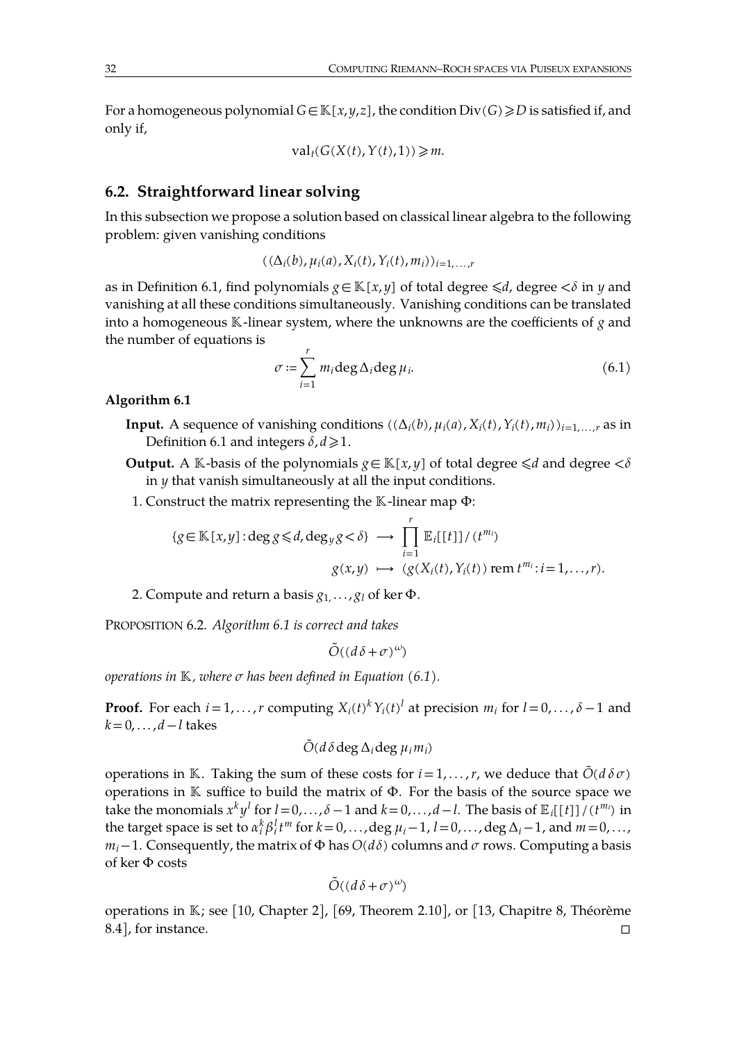For a homogeneous polynomial $G \in \mathbb{K}[x,y,z]$, the condition $\mathrm{Div}(G) \geqslant D$ is satisfied if, and only if,

$$\mathrm{val}_t(G(X(t), Y(t), 1)) \geqslant m.$$

## 6.2. Straightforward linear solving

In this subsection we propose a solution based on classical linear algebra to the following problem: given vanishing conditions

$$((\Delta_i(b), \mu_i(a), X_i(t), Y_i(t), m_i))_{i=1,\ldots,r}$$

as in Definition 6.1, find polynomials $g \in \mathbb{K}[x,y]$ of total degree $\leqslant d$, degree $< \delta$ in $y$ and vanishing at all these conditions simultaneously. Vanishing conditions can be translated into a homogeneous $\mathbb{K}$-linear system, where the unknowns are the coefficients of $g$ and the number of equations is

$$\sigma := \sum_{i=1}^{r} m_i \deg \Delta_i \deg \mu_i. \tag{6.1}$$

**Algorithm 6.1**

**Input.** A sequence of vanishing conditions $((\Delta_i(b), \mu_i(a), X_i(t), Y_i(t), m_i))_{i=1,\ldots,r}$ as in Definition 6.1 and integers $\delta, d \geqslant 1$.

**Output.** A $\mathbb{K}$-basis of the polynomials $g \in \mathbb{K}[x,y]$ of total degree $\leqslant d$ and degree $< \delta$ in $y$ that vanish simultaneously at all the input conditions.

1. Construct the matrix representing the $\mathbb{K}$-linear map $\Phi$:

$$\begin{aligned}\{g \in \mathbb{K}[x,y] : \deg g \leqslant d, \deg_y g < \delta\} &\longrightarrow \prod_{i=1}^{r} \mathbb{E}_i[[t]]/(t^{m_i}) \\ g(x,y) &\longmapsto (g(X_i(t), Y_i(t)) \operatorname{rem} t^{m_i} : i = 1, \ldots, r).\end{aligned}$$

2. Compute and return a basis $g_1, \ldots, g_l$ of $\ker \Phi$.

Proposition 6.2. *Algorithm 6.1 is correct and takes*

$$\tilde{O}((d\delta + \sigma)^{\omega})$$

*operations in $\mathbb{K}$, where $\sigma$ has been defined in Equation (6.1).*

**Proof.** For each $i = 1, \ldots, r$ computing $X_i(t)^k Y_i(t)^l$ at precision $m_i$ for $l = 0, \ldots, \delta - 1$ and $k = 0, \ldots, d - l$ takes

$$\tilde{O}(d\delta \deg \Delta_i \deg \mu_i m_i)$$

operations in $\mathbb{K}$. Taking the sum of these costs for $i = 1, \ldots, r$, we deduce that $\tilde{O}(d\delta\sigma)$ operations in $\mathbb{K}$ suffice to build the matrix of $\Phi$. For the basis of the source space we take the monomials $x^k y^l$ for $l = 0, \ldots, \delta - 1$ and $k = 0, \ldots, d - l$. The basis of $\mathbb{E}_i[[t]]/(t^{m_i})$ in the target space is set to $\alpha_i^k \beta_i^l t^m$ for $k = 0, \ldots, \deg \mu_i - 1$, $l = 0, \ldots, \deg \Delta_i - 1$, and $m = 0, \ldots, m_i - 1$. Consequently, the matrix of $\Phi$ has $O(d\delta)$ columns and $\sigma$ rows. Computing a basis of $\ker \Phi$ costs

$$\tilde{O}((d\delta + \sigma)^{\omega})$$

operations in $\mathbb{K}$; see [10, Chapter 2], [69, Theorem 2.10], or [13, Chapitre 8, Théorème 8.4], for instance. □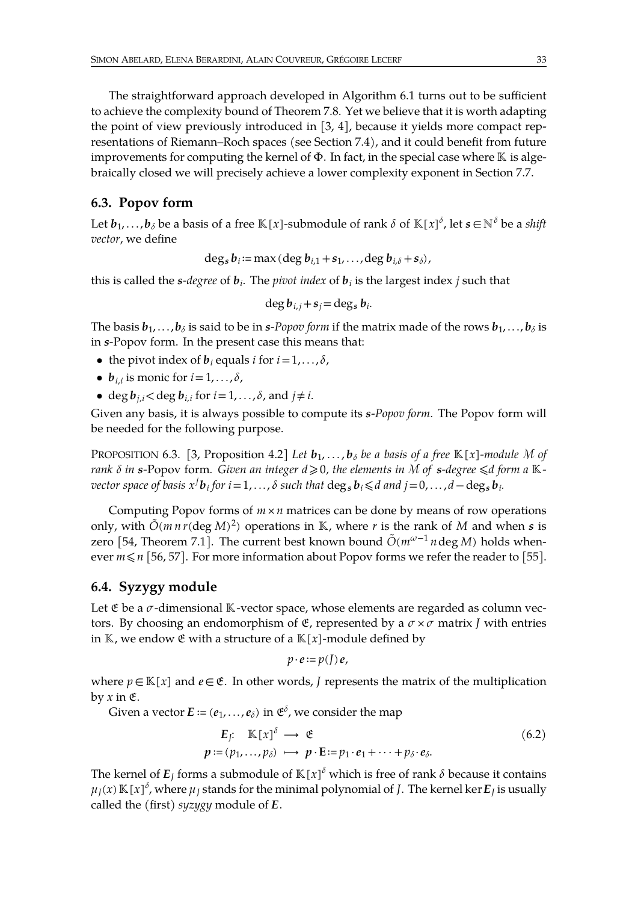The straightforward approach developed in Algorithm 6.1 turns out to be sufficient to achieve the complexity bound of Theorem 7.8. Yet we believe that it is worth adapting the point of view previously introduced in [3, 4], because it yields more compact representations of Riemann–Roch spaces (see Section 7.4), and it could benefit from future improvements for computing the kernel of $\Phi$. In fact, in the special case where $\mathbb{K}$ is algebraically closed we will precisely achieve a lower complexity exponent in Section 7.7.

## 6.3. Popov form

Let $\boldsymbol{b}_1, \ldots, \boldsymbol{b}_\delta$ be a basis of a free $\mathbb{K}[x]$-submodule of rank $\delta$ of $\mathbb{K}[x]^\delta$, let $\boldsymbol{s} \in \mathbb{N}^\delta$ be a *shift vector*, we define

$$\deg_{\boldsymbol{s}} \boldsymbol{b}_i := \max(\deg \boldsymbol{b}_{i,1} + \boldsymbol{s}_1, \ldots, \deg \boldsymbol{b}_{i,\delta} + \boldsymbol{s}_\delta),$$

this is called the *$\boldsymbol{s}$-degree* of $\boldsymbol{b}_i$. The *pivot index* of $\boldsymbol{b}_i$ is the largest index $j$ such that

$$\deg \boldsymbol{b}_{i,j} + \boldsymbol{s}_j = \deg_{\boldsymbol{s}} \boldsymbol{b}_i.$$

The basis $\boldsymbol{b}_1, \ldots, \boldsymbol{b}_\delta$ is said to be in *$\boldsymbol{s}$-Popov form* if the matrix made of the rows $\boldsymbol{b}_1, \ldots, \boldsymbol{b}_\delta$ is in $\boldsymbol{s}$-Popov form. In the present case this means that:

- the pivot index of $\boldsymbol{b}_i$ equals $i$ for $i = 1, \ldots, \delta$,
- $\boldsymbol{b}_{i,i}$ is monic for $i = 1, \ldots, \delta$,
- $\deg \boldsymbol{b}_{j,i} < \deg \boldsymbol{b}_{i,i}$ for $i = 1, \ldots, \delta$, and $j \neq i$.

Given any basis, it is always possible to compute its *$\boldsymbol{s}$-Popov form*. The Popov form will be needed for the following purpose.

PROPOSITION 6.3. [3, Proposition 4.2] *Let $\boldsymbol{b}_1, \ldots, \boldsymbol{b}_\delta$ be a basis of a free $\mathbb{K}[x]$-module $\mathcal{M}$ of rank $\delta$ in $\boldsymbol{s}$-Popov form. Given an integer $d \geqslant 0$, the elements in $\mathcal{M}$ of $\boldsymbol{s}$-degree $\leqslant d$ form a $\mathbb{K}$-vector space of basis $x^j \boldsymbol{b}_i$ for $i = 1, \ldots, \delta$ such that $\deg_{\boldsymbol{s}} \boldsymbol{b}_i \leqslant d$ and $j = 0, \ldots, d - \deg_{\boldsymbol{s}} \boldsymbol{b}_i$.*

Computing Popov forms of $m \times n$ matrices can be done by means of row operations only, with $\tilde{O}(m\, n\, r (\deg M)^2)$ operations in $\mathbb{K}$, where $r$ is the rank of $M$ and when $\boldsymbol{s}$ is zero [54, Theorem 7.1]. The current best known bound $\tilde{O}(m^{\omega-1} n \deg M)$ holds whenever $m \leqslant n$ [56, 57]. For more information about Popov forms we refer the reader to [55].

## 6.4. Syzygy module

Let $\mathfrak{E}$ be a $\sigma$-dimensional $\mathbb{K}$-vector space, whose elements are regarded as column vectors. By choosing an endomorphism of $\mathfrak{E}$, represented by a $\sigma \times \sigma$ matrix $J$ with entries in $\mathbb{K}$, we endow $\mathfrak{E}$ with a structure of a $\mathbb{K}[x]$-module defined by

$$p \cdot \boldsymbol{e} := p(J)\, \boldsymbol{e},$$

where $p \in \mathbb{K}[x]$ and $\boldsymbol{e} \in \mathfrak{E}$. In other words, $J$ represents the matrix of the multiplication by $x$ in $\mathfrak{E}$.

Given a vector $\boldsymbol{E} := (\boldsymbol{e}_1, \ldots, \boldsymbol{e}_\delta)$ in $\mathfrak{E}^\delta$, we consider the map

$$\begin{aligned} \boldsymbol{E}_J\colon \quad \mathbb{K}[x]^\delta &\longrightarrow \mathfrak{E} \\ \boldsymbol{p} := (p_1, \ldots, p_\delta) &\longmapsto \boldsymbol{p} \cdot \mathbf{E} := p_1 \cdot \boldsymbol{e}_1 + \cdots + p_\delta \cdot \boldsymbol{e}_\delta. \end{aligned} \tag{6.2}$$

The kernel of $\boldsymbol{E}_J$ forms a submodule of $\mathbb{K}[x]^\delta$ which is free of rank $\delta$ because it contains $\mu_J(x)\, \mathbb{K}[x]^\delta$, where $\mu_J$ stands for the minimal polynomial of $J$. The kernel $\ker \boldsymbol{E}_J$ is usually called the (first) *syzygy* module of $\boldsymbol{E}$.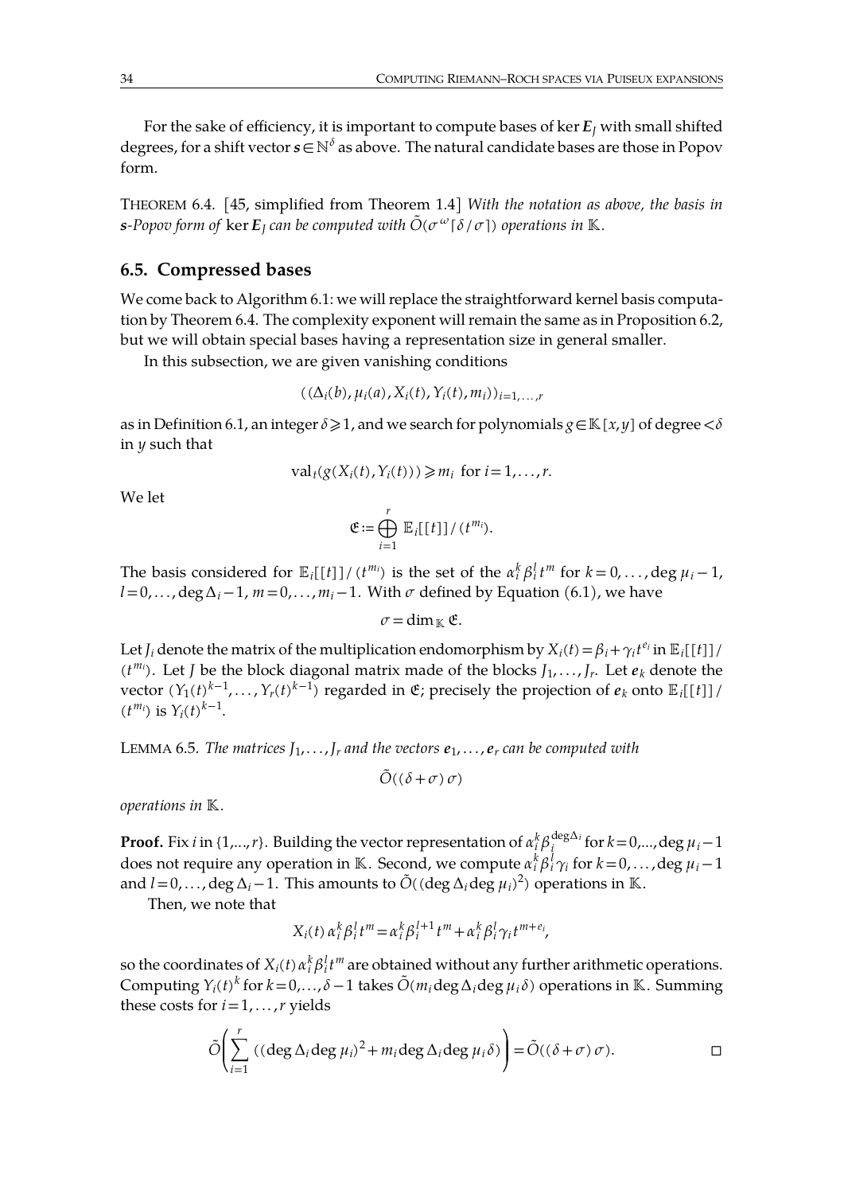For the sake of efficiency, it is important to compute bases of $\ker \boldsymbol{E}_J$ with small shifted degrees, for a shift vector $\boldsymbol{s} \in \mathbb{N}^{\delta}$ as above. The natural candidate bases are those in Popov form.

THEOREM 6.4. [45, simplified from Theorem 1.4] *With the notation as above, the basis in* $\boldsymbol{s}$*-Popov form of* $\ker \boldsymbol{E}_J$ *can be computed with* $\tilde{O}(\sigma^{\omega} \lceil \delta / \sigma \rceil)$ *operations in* $\mathbb{K}$*.*

## 6.5. Compressed bases

We come back to Algorithm 6.1: we will replace the straightforward kernel basis computation by Theorem 6.4. The complexity exponent will remain the same as in Proposition 6.2, but we will obtain special bases having a representation size in general smaller.

In this subsection, we are given vanishing conditions

$$((\Delta_i(b), \mu_i(a), X_i(t), Y_i(t), m_i))_{i=1,\ldots,r}$$

as in Definition 6.1, an integer $\delta \geqslant 1$, and we search for polynomials $g \in \mathbb{K}[x, y]$ of degree $< \delta$ in $y$ such that

$$\mathrm{val}_t(g(X_i(t), Y_i(t))) \geqslant m_i \text{ for } i = 1, \ldots, r.$$

We let

$$\mathfrak{E} := \bigoplus_{i=1}^{r} \mathbb{E}_i[[t]] / (t^{m_i}).$$

The basis considered for $\mathbb{E}_i[[t]]/(t^{m_i})$ is the set of the $\alpha_i^k \beta_i^l t^m$ for $k = 0, \ldots, \deg \mu_i - 1$, $l = 0, \ldots, \deg \Delta_i - 1$, $m = 0, \ldots, m_i - 1$. With $\sigma$ defined by Equation (6.1), we have

$$\sigma = \dim_{\mathbb{K}} \mathfrak{E}.$$

Let $J_i$ denote the matrix of the multiplication endomorphism by $X_i(t) = \beta_i + \gamma_i t^{e_i}$ in $\mathbb{E}_i[[t]]/(t^{m_i})$. Let $J$ be the block diagonal matrix made of the blocks $J_1, \ldots, J_r$. Let $\boldsymbol{e}_k$ denote the vector $(Y_1(t)^{k-1}, \ldots, Y_r(t)^{k-1})$ regarded in $\mathfrak{E}$; precisely the projection of $\boldsymbol{e}_k$ onto $\mathbb{E}_i[[t]]/(t^{m_i})$ is $Y_i(t)^{k-1}$.

LEMMA 6.5. *The matrices* $J_1, \ldots, J_r$ *and the vectors* $\boldsymbol{e}_1, \ldots, \boldsymbol{e}_r$ *can be computed with*

$$\tilde{O}((\delta + \sigma)\, \sigma)$$

*operations in* $\mathbb{K}$*.*

**Proof.** Fix $i$ in $\{1, \ldots, r\}$. Building the vector representation of $\alpha_i^k \beta_i^{\deg \Delta_i}$ for $k = 0, \ldots, \deg \mu_i - 1$ does not require any operation in $\mathbb{K}$. Second, we compute $\alpha_i^k \beta_i^l \gamma_i$ for $k = 0, \ldots, \deg \mu_i - 1$ and $l = 0, \ldots, \deg \Delta_i - 1$. This amounts to $\tilde{O}((\deg \Delta_i \deg \mu_i)^2)$ operations in $\mathbb{K}$.

Then, we note that

$$X_i(t)\, \alpha_i^k \beta_i^l t^m = \alpha_i^k \beta_i^{l+1} t^m + \alpha_i^k \beta_i^l \gamma_i t^{m+e_i},$$

so the coordinates of $X_i(t)\, \alpha_i^k \beta_i^l t^m$ are obtained without any further arithmetic operations. Computing $Y_i(t)^k$ for $k = 0, \ldots, \delta - 1$ takes $\tilde{O}(m_i \deg \Delta_i \deg \mu_i \delta)$ operations in $\mathbb{K}$. Summing these costs for $i = 1, \ldots, r$ yields

$$\tilde{O}\left( \sum_{i=1}^{r} ((\deg \Delta_i \deg \mu_i)^2 + m_i \deg \Delta_i \deg \mu_i \delta) \right) = \tilde{O}((\delta + \sigma)\, \sigma). \qquad \square$$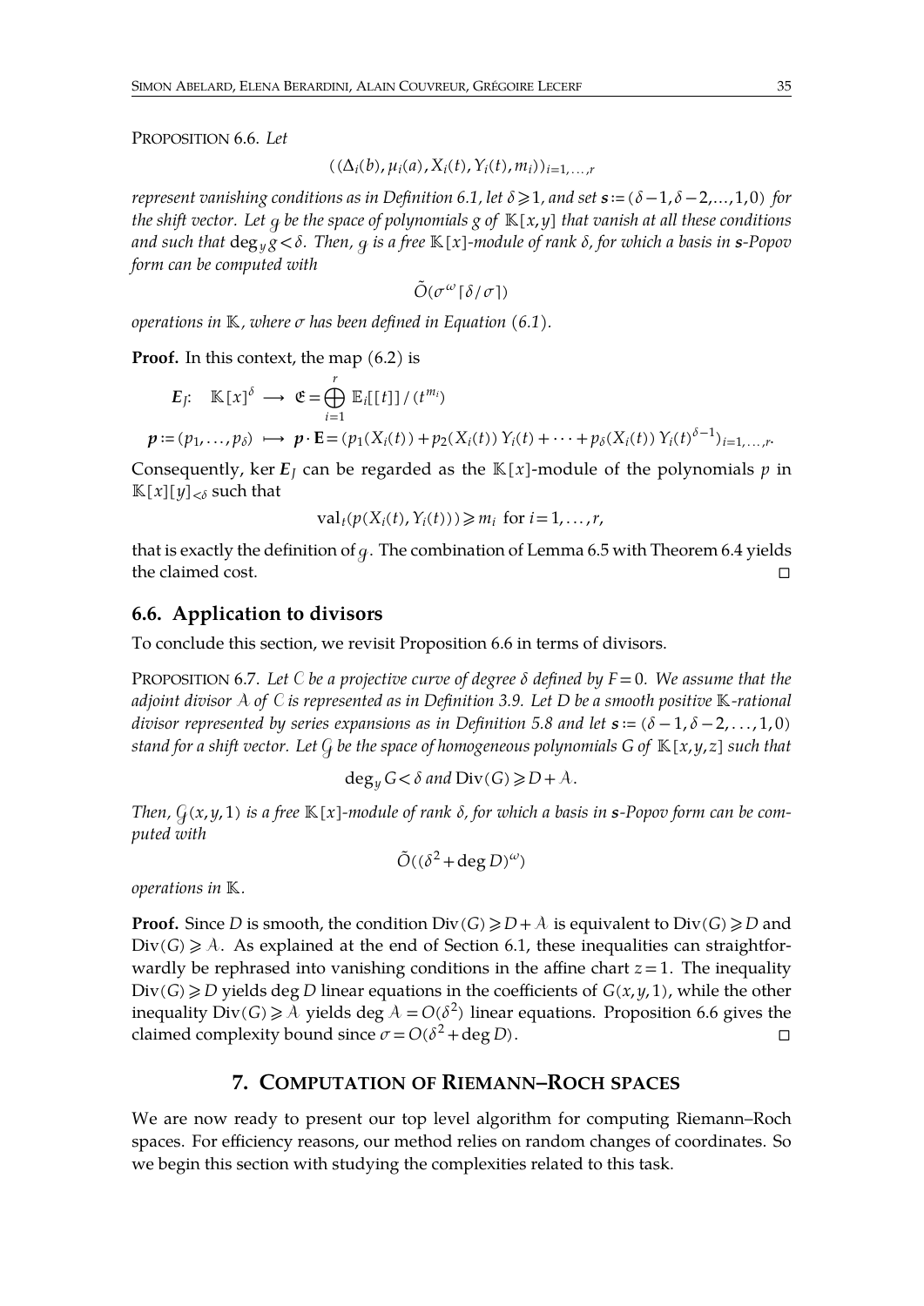PROPOSITION 6.6. *Let*

$$((\Delta_i(b), \mu_i(a), X_i(t), Y_i(t), m_i))_{i=1,\ldots,r}$$

*represent vanishing conditions as in Definition 6.1, let $\delta \geqslant 1$, and set $\boldsymbol{s} := (\delta-1, \delta-2, \ldots, 1, 0)$ for the shift vector. Let $\mathcal{g}$ be the space of polynomials $g$ of $\mathbb{K}[x,y]$ that vanish at all these conditions and such that $\deg_y g < \delta$. Then, $\mathcal{g}$ is a free $\mathbb{K}[x]$-module of rank $\delta$, for which a basis in $\boldsymbol{s}$-Popov form can be computed with*

$$\tilde{O}(\sigma^{\omega} \lceil \delta / \sigma \rceil)$$

*operations in $\mathbb{K}$, where $\sigma$ has been defined in Equation (6.1).*

**Proof.** In this context, the map (6.2) is

$$\begin{aligned} \boldsymbol{E}_J\colon \quad \mathbb{K}[x]^{\delta} &\longrightarrow \mathfrak{E} = \bigoplus_{i=1}^{r} \mathbb{E}_i[[t]] / (t^{m_i}) \\ \boldsymbol{p} := (p_1, \ldots, p_{\delta}) &\longmapsto \boldsymbol{p} \cdot \mathbf{E} = (p_1(X_i(t)) + p_2(X_i(t))\, Y_i(t) + \cdots + p_{\delta}(X_i(t))\, Y_i(t)^{\delta-1})_{i=1,\ldots,r}. \end{aligned}$$

Consequently, $\ker \boldsymbol{E}_J$ can be regarded as the $\mathbb{K}[x]$-module of the polynomials $p$ in $\mathbb{K}[x][y]_{<\delta}$ such that

$$\operatorname{val}_t(p(X_i(t), Y_i(t))) \geqslant m_i \ \text{ for } i = 1, \ldots, r,$$

that is exactly the definition of $\mathcal{g}$. The combination of Lemma 6.5 with Theorem 6.4 yields the claimed cost. □

## 6.6. Application to divisors

To conclude this section, we revisit Proposition 6.6 in terms of divisors.

PROPOSITION 6.7. *Let $\mathcal{C}$ be a projective curve of degree $\delta$ defined by $F = 0$. We assume that the adjoint divisor $\mathcal{A}$ of $\mathcal{C}$ is represented as in Definition 3.9. Let $D$ be a smooth positive $\mathbb{K}$-rational divisor represented by series expansions as in Definition 5.8 and let $\boldsymbol{s} := (\delta-1, \delta-2, \ldots, 1, 0)$ stand for a shift vector. Let $\mathcal{G}$ be the space of homogeneous polynomials $G$ of $\mathbb{K}[x,y,z]$ such that*

$$\deg_y G < \delta \text{ and } \operatorname{Div}(G) \geqslant D + \mathcal{A}.$$

*Then, $\mathcal{G}(x,y,1)$ is a free $\mathbb{K}[x]$-module of rank $\delta$, for which a basis in $\boldsymbol{s}$-Popov form can be computed with*

$$\tilde{O}((\delta^2 + \deg D)^{\omega})$$

*operations in $\mathbb{K}$.*

**Proof.** Since $D$ is smooth, the condition $\operatorname{Div}(G) \geqslant D + \mathcal{A}$ is equivalent to $\operatorname{Div}(G) \geqslant D$ and $\operatorname{Div}(G) \geqslant \mathcal{A}$. As explained at the end of Section 6.1, these inequalities can straightforwardly be rephrased into vanishing conditions in the affine chart $z = 1$. The inequality $\operatorname{Div}(G) \geqslant D$ yields $\deg D$ linear equations in the coefficients of $G(x,y,1)$, while the other inequality $\operatorname{Div}(G) \geqslant \mathcal{A}$ yields $\deg \mathcal{A} = O(\delta^2)$ linear equations. Proposition 6.6 gives the claimed complexity bound since $\sigma = O(\delta^2 + \deg D)$. □

# 7. COMPUTATION OF RIEMANN–ROCH SPACES

We are now ready to present our top level algorithm for computing Riemann–Roch spaces. For efficiency reasons, our method relies on random changes of coordinates. So we begin this section with studying the complexities related to this task.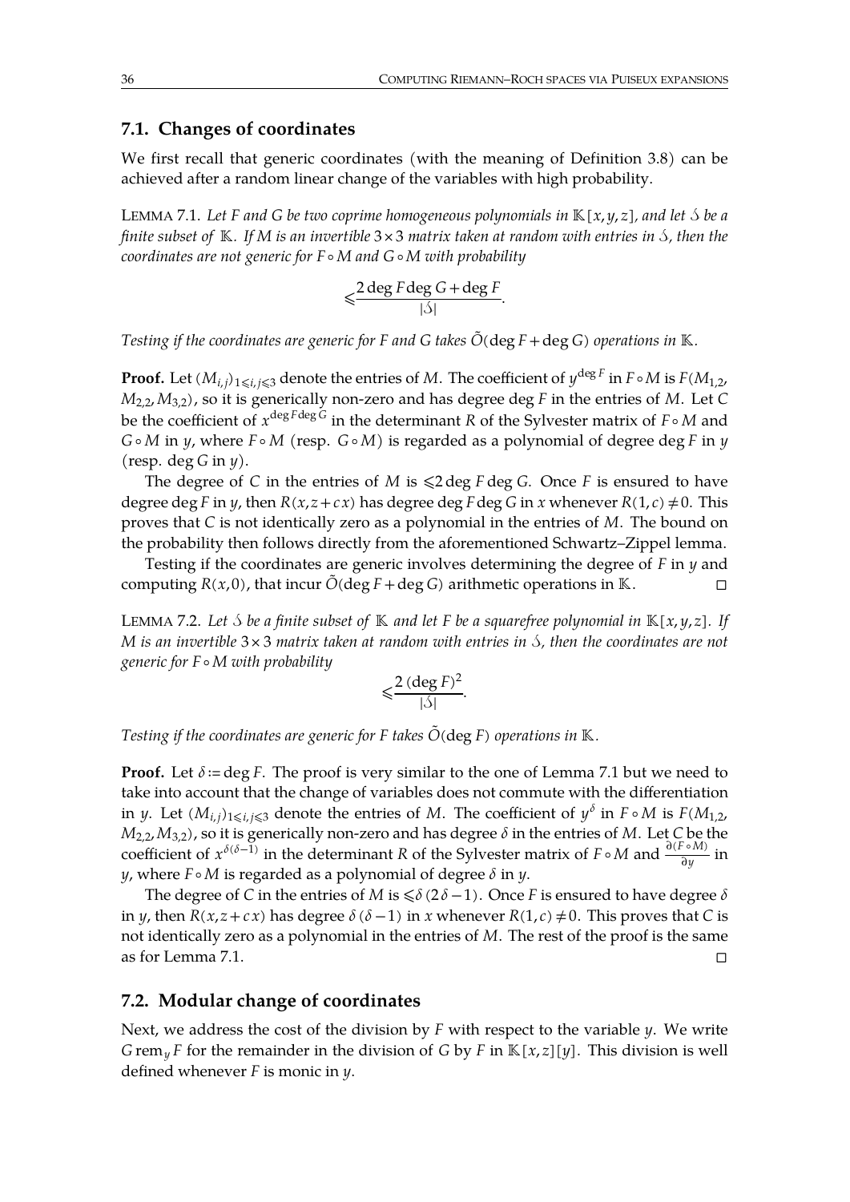## 7.1. Changes of coordinates

We first recall that generic coordinates (with the meaning of Definition 3.8) can be achieved after a random linear change of the variables with high probability.

LEMMA 7.1. *Let $F$ and $G$ be two coprime homogeneous polynomials in $\mathbb{K}[x, y, z]$, and let $\mathcal{S}$ be a finite subset of $\mathbb{K}$. If $M$ is an invertible $3 \times 3$ matrix taken at random with entries in $\mathcal{S}$, then the coordinates are not generic for $F \circ M$ and $G \circ M$ with probability*

$$\leqslant \frac{2 \deg F \deg G + \deg F}{|\mathcal{S}|}.$$

*Testing if the coordinates are generic for $F$ and $G$ takes $\tilde{O}(\deg F + \deg G)$ operations in $\mathbb{K}$.*

**Proof.** Let $(M_{i,j})_{1 \leqslant i,j \leqslant 3}$ denote the entries of $M$. The coefficient of $y^{\deg F}$ in $F \circ M$ is $F(M_{1,2}, M_{2,2}, M_{3,2})$, so it is generically non-zero and has degree $\deg F$ in the entries of $M$. Let $C$ be the coefficient of $x^{\deg F \deg G}$ in the determinant $R$ of the Sylvester matrix of $F \circ M$ and $G \circ M$ in $y$, where $F \circ M$ (resp. $G \circ M$) is regarded as a polynomial of degree $\deg F$ in $y$ (resp. $\deg G$ in $y$).

The degree of $C$ in the entries of $M$ is $\leqslant 2 \deg F \deg G$. Once $F$ is ensured to have degree $\deg F$ in $y$, then $R(x, z + c x)$ has degree $\deg F \deg G$ in $x$ whenever $R(1, c) \neq 0$. This proves that $C$ is not identically zero as a polynomial in the entries of $M$. The bound on the probability then follows directly from the aforementioned Schwartz–Zippel lemma.

Testing if the coordinates are generic involves determining the degree of $F$ in $y$ and computing $R(x, 0)$, that incur $\tilde{O}(\deg F + \deg G)$ arithmetic operations in $\mathbb{K}$. □

LEMMA 7.2. *Let $\mathcal{S}$ be a finite subset of $\mathbb{K}$ and let $F$ be a squarefree polynomial in $\mathbb{K}[x, y, z]$. If $M$ is an invertible $3 \times 3$ matrix taken at random with entries in $\mathcal{S}$, then the coordinates are not generic for $F \circ M$ with probability*

$$\leqslant \frac{2\,(\deg F)^2}{|\mathcal{S}|}.$$

*Testing if the coordinates are generic for $F$ takes $\tilde{O}(\deg F)$ operations in $\mathbb{K}$.*

**Proof.** Let $\delta := \deg F$. The proof is very similar to the one of Lemma 7.1 but we need to take into account that the change of variables does not commute with the differentiation in $y$. Let $(M_{i,j})_{1 \leqslant i,j \leqslant 3}$ denote the entries of $M$. The coefficient of $y^{\delta}$ in $F \circ M$ is $F(M_{1,2}, M_{2,2}, M_{3,2})$, so it is generically non-zero and has degree $\delta$ in the entries of $M$. Let $C$ be the coefficient of $x^{\delta(\delta - 1)}$ in the determinant $R$ of the Sylvester matrix of $F \circ M$ and $\frac{\partial (F \circ M)}{\partial y}$ in $y$, where $F \circ M$ is regarded as a polynomial of degree $\delta$ in $y$.

The degree of $C$ in the entries of $M$ is $\leqslant \delta\,(2\delta - 1)$. Once $F$ is ensured to have degree $\delta$ in $y$, then $R(x, z + c x)$ has degree $\delta\,(\delta - 1)$ in $x$ whenever $R(1, c) \neq 0$. This proves that $C$ is not identically zero as a polynomial in the entries of $M$. The rest of the proof is the same as for Lemma 7.1. □

## 7.2. Modular change of coordinates

Next, we address the cost of the division by $F$ with respect to the variable $y$. We write $G \operatorname{rem}_y F$ for the remainder in the division of $G$ by $F$ in $\mathbb{K}[x, z][y]$. This division is well defined whenever $F$ is monic in $y$.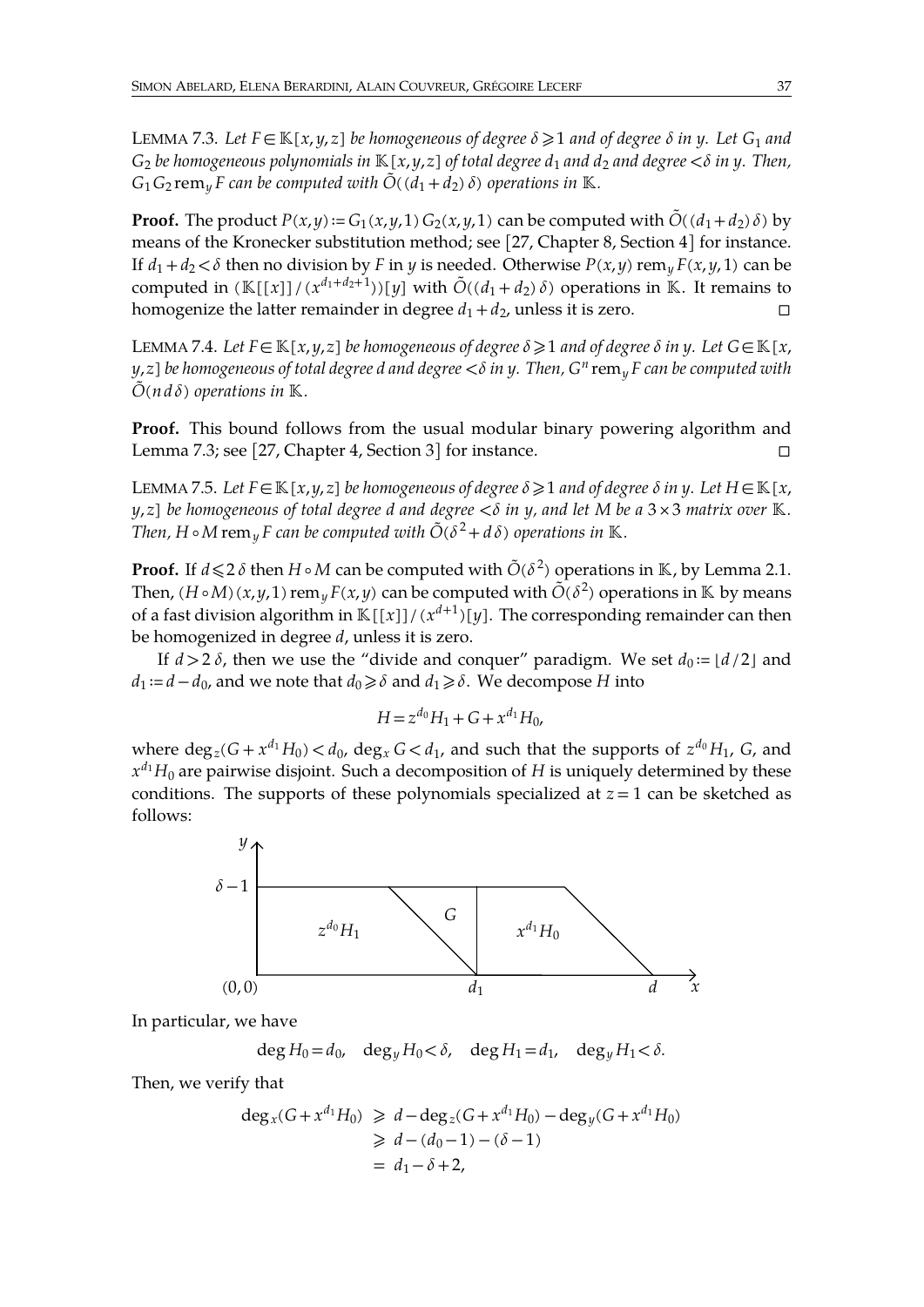LEMMA 7.3. *Let $F \in \mathbb{K}[x,y,z]$ be homogeneous of degree $\delta \geqslant 1$ and of degree $\delta$ in $y$. Let $G_1$ and $G_2$ be homogeneous polynomials in $\mathbb{K}[x,y,z]$ of total degree $d_1$ and $d_2$ and degree $<\delta$ in $y$. Then, $G_1 G_2 \operatorname{rem}_y F$ can be computed with $\tilde{O}((d_1+d_2)\,\delta)$ operations in $\mathbb{K}$.*

**Proof.** The product $P(x,y) := G_1(x,y,1)\, G_2(x,y,1)$ can be computed with $\tilde{O}((d_1+d_2)\,\delta)$ by means of the Kronecker substitution method; see [27, Chapter 8, Section 4] for instance. If $d_1+d_2 < \delta$ then no division by $F$ in $y$ is needed. Otherwise $P(x,y) \operatorname{rem}_y F(x,y,1)$ can be computed in $(\mathbb{K}[[x]]/(x^{d_1+d_2+1}))[y]$ with $\tilde{O}((d_1+d_2)\,\delta)$ operations in $\mathbb{K}$. It remains to homogenize the latter remainder in degree $d_1+d_2$, unless it is zero. □

LEMMA 7.4. *Let $F \in \mathbb{K}[x,y,z]$ be homogeneous of degree $\delta \geqslant 1$ and of degree $\delta$ in $y$. Let $G \in \mathbb{K}[x,y,z]$ be homogeneous of total degree $d$ and degree $<\delta$ in $y$. Then, $G^n \operatorname{rem}_y F$ can be computed with $\tilde{O}(n\,d\,\delta)$ operations in $\mathbb{K}$.*

**Proof.** This bound follows from the usual modular binary powering algorithm and Lemma 7.3; see [27, Chapter 4, Section 3] for instance. □

LEMMA 7.5. *Let $F \in \mathbb{K}[x,y,z]$ be homogeneous of degree $\delta \geqslant 1$ and of degree $\delta$ in $y$. Let $H \in \mathbb{K}[x,y,z]$ be homogeneous of total degree $d$ and degree $<\delta$ in $y$, and let $M$ be a $3\times 3$ matrix over $\mathbb{K}$. Then, $H \circ M \operatorname{rem}_y F$ can be computed with $\tilde{O}(\delta^2 + d\,\delta)$ operations in $\mathbb{K}$.*

**Proof.** If $d \leqslant 2\,\delta$ then $H \circ M$ can be computed with $\tilde{O}(\delta^2)$ operations in $\mathbb{K}$, by Lemma 2.1. Then, $(H \circ M)(x,y,1) \operatorname{rem}_y F(x,y)$ can be computed with $\tilde{O}(\delta^2)$ operations in $\mathbb{K}$ by means of a fast division algorithm in $\mathbb{K}[[x]]/(x^{d+1})[y]$. The corresponding remainder can then be homogenized in degree $d$, unless it is zero.

If $d > 2\,\delta$, then we use the "divide and conquer" paradigm. We set $d_0 := \lfloor d/2 \rfloor$ and $d_1 := d - d_0$, and we note that $d_0 \geqslant \delta$ and $d_1 \geqslant \delta$. We decompose $H$ into

$$H = z^{d_0} H_1 + G + x^{d_1} H_0,$$

where $\deg_z(G + x^{d_1} H_0) < d_0$, $\deg_x G < d_1$, and such that the supports of $z^{d_0} H_1$, $G$, and $x^{d_1} H_0$ are pairwise disjoint. Such a decomposition of $H$ is uniquely determined by these conditions. The supports of these polynomials specialized at $z = 1$ can be sketched as follows:

$y$
$\delta - 1$
$z^{d_0} H_1$
$G$
$x^{d_1} H_0$
$(0,0)$
$d_1$
$d$
$x$

In particular, we have

$$\deg H_0 = d_0, \quad \deg_y H_0 < \delta, \quad \deg H_1 = d_1, \quad \deg_y H_1 < \delta.$$

Then, we verify that

$$\begin{aligned}
\deg_x(G + x^{d_1} H_0) &\geqslant d - \deg_z(G + x^{d_1} H_0) - \deg_y(G + x^{d_1} H_0) \\
&\geqslant d - (d_0 - 1) - (\delta - 1) \\
&= d_1 - \delta + 2,
\end{aligned}$$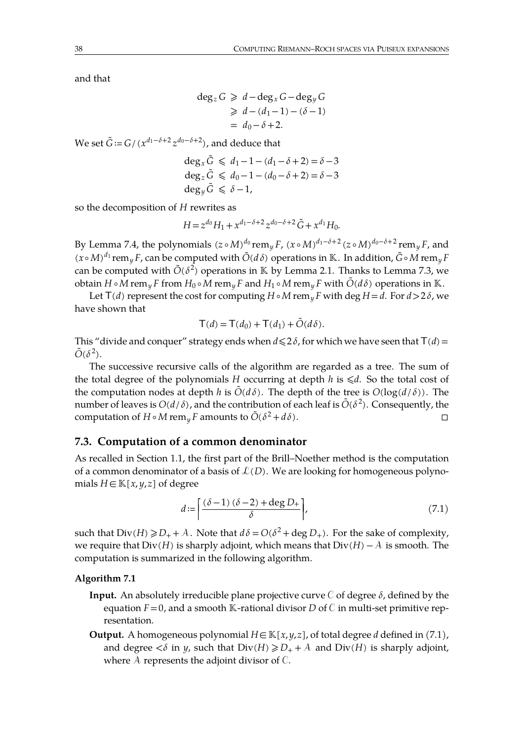and that

$$\begin{aligned}\deg_z G &\geqslant d - \deg_x G - \deg_y G\\ &\geqslant d - (d_1 - 1) - (\delta - 1)\\ &= d_0 - \delta + 2.\end{aligned}$$

We set $\tilde{G} := G / (x^{d_1 - \delta + 2} z^{d_0 - \delta + 2})$, and deduce that

$$\begin{aligned}\deg_x \tilde{G} &\leqslant d_1 - 1 - (d_1 - \delta + 2) = \delta - 3\\ \deg_z \tilde{G} &\leqslant d_0 - 1 - (d_0 - \delta + 2) = \delta - 3\\ \deg_y \tilde{G} &\leqslant \delta - 1,\end{aligned}$$

so the decomposition of $H$ rewrites as

$$H = z^{d_0} H_1 + x^{d_1 - \delta + 2} z^{d_0 - \delta + 2} \tilde{G} + x^{d_1} H_0.$$

By Lemma 7.4, the polynomials $(z \circ M)^{d_0} \operatorname{rem}_y F$, $(x \circ M)^{d_1 - \delta + 2} (z \circ M)^{d_0 - \delta + 2} \operatorname{rem}_y F$, and $(x \circ M)^{d_1} \operatorname{rem}_y F$, can be computed with $\tilde{O}(d\delta)$ operations in $\mathbb{K}$. In addition, $\tilde{G} \circ M \operatorname{rem}_y F$ can be computed with $\tilde{O}(\delta^2)$ operations in $\mathbb{K}$ by Lemma 2.1. Thanks to Lemma 7.3, we obtain $H \circ M \operatorname{rem}_y F$ from $H_0 \circ M \operatorname{rem}_y F$ and $H_1 \circ M \operatorname{rem}_y F$ with $\tilde{O}(d\delta)$ operations in $\mathbb{K}$.

Let $\mathsf{T}(d)$ represent the cost for computing $H \circ M \operatorname{rem}_y F$ with $\deg H = d$. For $d > 2\delta$, we have shown that

$$\mathsf{T}(d) = \mathsf{T}(d_0) + \mathsf{T}(d_1) + \tilde{O}(d\delta).$$

This "divide and conquer" strategy ends when $d \leqslant 2\delta$, for which we have seen that $\mathsf{T}(d) = \tilde{O}(\delta^2)$.

The successive recursive calls of the algorithm are regarded as a tree. The sum of the total degree of the polynomials $H$ occurring at depth $h$ is $\leqslant d$. So the total cost of the computation nodes at depth $h$ is $\tilde{O}(d\delta)$. The depth of the tree is $O(\log(d/\delta))$. The number of leaves is $O(d/\delta)$, and the contribution of each leaf is $\tilde{O}(\delta^2)$. Consequently, the computation of $H \circ M \operatorname{rem}_y F$ amounts to $\tilde{O}(\delta^2 + d\delta)$. □

## 7.3. Computation of a common denominator

As recalled in Section 1.1, the first part of the Brill–Noether method is the computation of a common denominator of a basis of $\mathcal{L}(D)$. We are looking for homogeneous polynomials $H \in \mathbb{K}[x, y, z]$ of degree

$$d := \left\lceil \frac{(\delta - 1)(\delta - 2) + \deg D_+}{\delta} \right\rceil, \tag{7.1}$$

such that $\operatorname{Div}(H) \geqslant D_+ + \mathbb{A}$. Note that $d\delta = O(\delta^2 + \deg D_+)$. For the sake of complexity, we require that $\operatorname{Div}(H)$ is sharply adjoint, which means that $\operatorname{Div}(H) - \mathbb{A}$ is smooth. The computation is summarized in the following algorithm.

**Algorithm 7.1**

**Input.** An absolutely irreducible plane projective curve $\mathbb{C}$ of degree $\delta$, defined by the equation $F = 0$, and a smooth $\mathbb{K}$-rational divisor $D$ of $\mathbb{C}$ in multi-set primitive representation.

**Output.** A homogeneous polynomial $H \in \mathbb{K}[x, y, z]$, of total degree $d$ defined in (7.1), and degree $< \delta$ in $y$, such that $\operatorname{Div}(H) \geqslant D_+ + \mathbb{A}$ and $\operatorname{Div}(H)$ is sharply adjoint, where $\mathbb{A}$ represents the adjoint divisor of $\mathbb{C}$.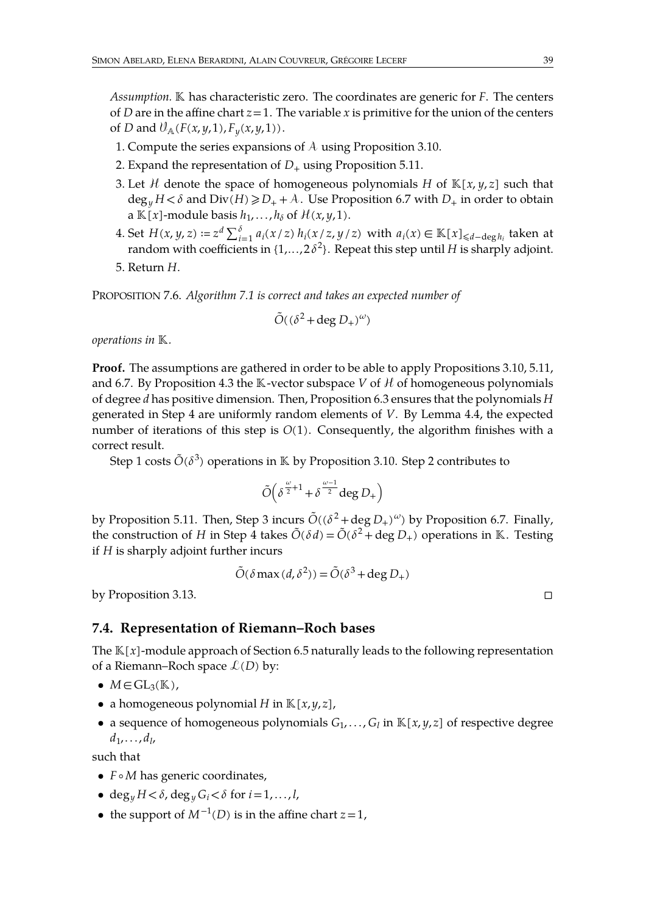*Assumption.* $\mathbb{K}$ has characteristic zero. The coordinates are generic for $F$. The centers of $D$ are in the affine chart $z=1$. The variable $x$ is primitive for the union of the centers of $D$ and $\mathcal{V}_{\mathbb{A}}(F(x,y,1), F_y(x,y,1))$.

1. Compute the series expansions of $\mathcal{A}$ using Proposition 3.10.
2. Expand the representation of $D_+$ using Proposition 5.11.
3. Let $\mathcal{H}$ denote the space of homogeneous polynomials $H$ of $\mathbb{K}[x,y,z]$ such that $\deg_y H < \delta$ and $\operatorname{Div}(H) \geqslant D_+ + \mathcal{A}$. Use Proposition 6.7 with $D_+$ in order to obtain a $\mathbb{K}[x]$-module basis $h_1, \ldots, h_\delta$ of $\mathcal{H}(x,y,1)$.
4. Set $H(x,y,z) := z^d \sum_{i=1}^{\delta} a_i(x/z)\, h_i(x/z, y/z)$ with $a_i(x) \in \mathbb{K}[x]_{\leqslant d - \deg h_i}$ taken at random with coefficients in $\{1, \ldots, 2\delta^2\}$. Repeat this step until $H$ is sharply adjoint.
5. Return $H$.

PROPOSITION 7.6. *Algorithm 7.1 is correct and takes an expected number of*

$$\tilde{O}((\delta^2 + \deg D_+)^{\omega})$$

*operations in* $\mathbb{K}$.

**Proof.** The assumptions are gathered in order to be able to apply Propositions 3.10, 5.11, and 6.7. By Proposition 4.3 the $\mathbb{K}$-vector subspace $V$ of $\mathcal{H}$ of homogeneous polynomials of degree $d$ has positive dimension. Then, Proposition 6.3 ensures that the polynomials $H$ generated in Step 4 are uniformly random elements of $V$. By Lemma 4.4, the expected number of iterations of this step is $O(1)$. Consequently, the algorithm finishes with a correct result.

Step 1 costs $\tilde{O}(\delta^3)$ operations in $\mathbb{K}$ by Proposition 3.10. Step 2 contributes to

$$\tilde{O}\Big(\delta^{\frac{\omega}{2}+1} + \delta^{\frac{\omega-1}{2}} \deg D_+\Big)$$

by Proposition 5.11. Then, Step 3 incurs $\tilde{O}((\delta^2 + \deg D_+)^{\omega})$ by Proposition 6.7. Finally, the construction of $H$ in Step 4 takes $\tilde{O}(\delta d) = \tilde{O}(\delta^2 + \deg D_+)$ operations in $\mathbb{K}$. Testing if $H$ is sharply adjoint further incurs

$$\tilde{O}(\delta \max(d, \delta^2)) = \tilde{O}(\delta^3 + \deg D_+)$$

by Proposition 3.13. □

## 7.4. Representation of Riemann–Roch bases

The $\mathbb{K}[x]$-module approach of Section 6.5 naturally leads to the following representation of a Riemann–Roch space $\mathcal{L}(D)$ by:

- $M \in \mathrm{GL}_3(\mathbb{K})$,
- a homogeneous polynomial $H$ in $\mathbb{K}[x,y,z]$,
- a sequence of homogeneous polynomials $G_1, \ldots, G_l$ in $\mathbb{K}[x,y,z]$ of respective degree $d_1, \ldots, d_l$,

such that

- $F \circ M$ has generic coordinates,
- $\deg_y H < \delta$, $\deg_y G_i < \delta$ for $i = 1, \ldots, l$,
- the support of $M^{-1}(D)$ is in the affine chart $z=1$,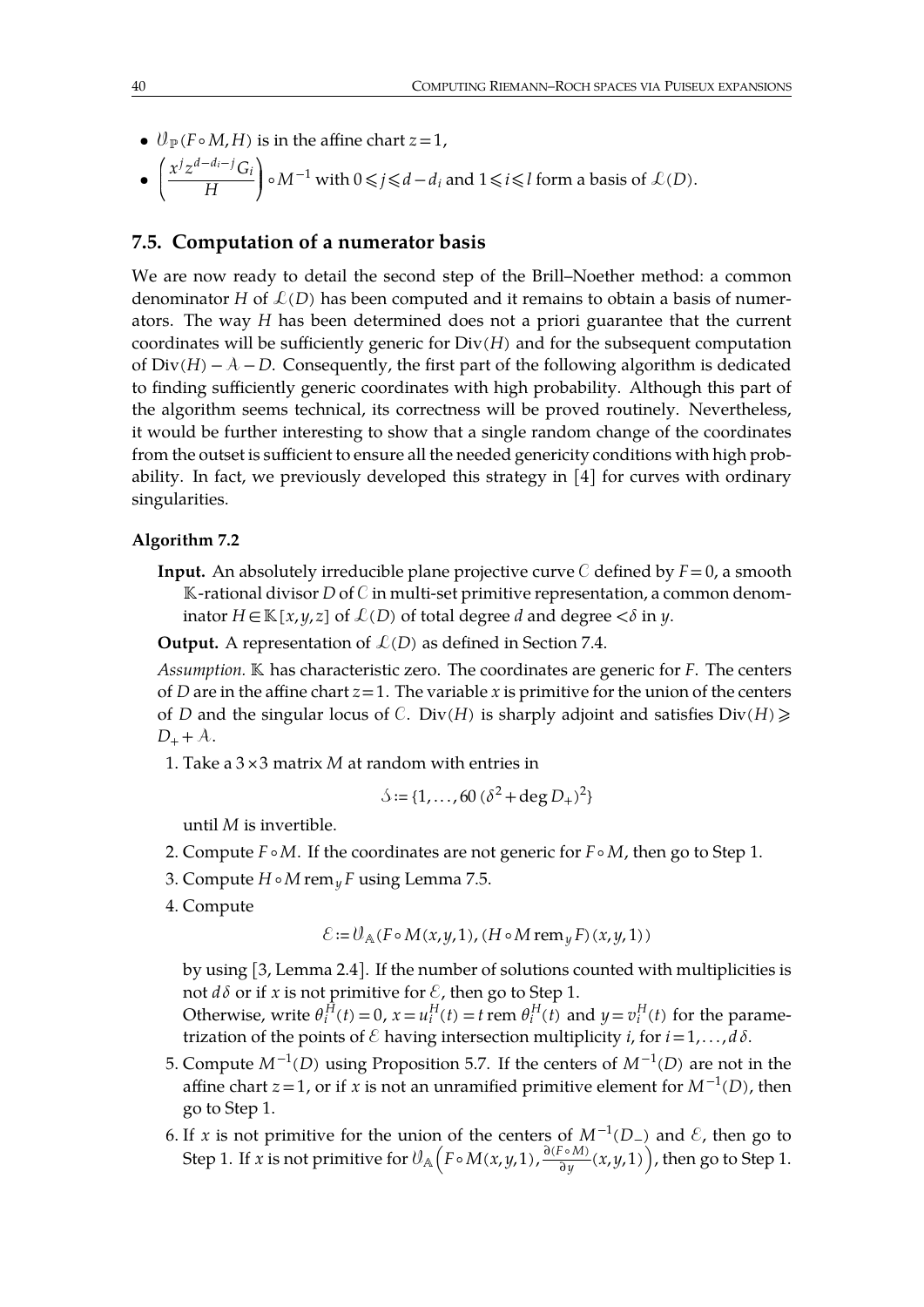- $\mathcal{V}_{\mathbb{P}}(F\circ M, H)$ is in the affine chart $z=1$,
- $\left(\dfrac{x^j z^{d-d_i-j} G_i}{H}\right)\circ M^{-1}$ with $0\leqslant j\leqslant d-d_i$ and $1\leqslant i\leqslant l$ form a basis of $\mathcal{L}(D)$.

### 7.5. Computation of a numerator basis

We are now ready to detail the second step of the Brill–Noether method: a common denominator $H$ of $\mathcal{L}(D)$ has been computed and it remains to obtain a basis of numerators. The way $H$ has been determined does not a priori guarantee that the current coordinates will be sufficiently generic for $\operatorname{Div}(H)$ and for the subsequent computation of $\operatorname{Div}(H)-\mathcal{A}-D$. Consequently, the first part of the following algorithm is dedicated to finding sufficiently generic coordinates with high probability. Although this part of the algorithm seems technical, its correctness will be proved routinely. Nevertheless, it would be further interesting to show that a single random change of the coordinates from the outset is sufficient to ensure all the needed genericity conditions with high probability. In fact, we previously developed this strategy in [4] for curves with ordinary singularities.

**Algorithm 7.2**

**Input.** An absolutely irreducible plane projective curve $\mathcal{C}$ defined by $F=0$, a smooth $\mathbb{K}$-rational divisor $D$ of $\mathcal{C}$ in multi-set primitive representation, a common denominator $H\in\mathbb{K}[x,y,z]$ of $\mathcal{L}(D)$ of total degree $d$ and degree $<\delta$ in $y$.

**Output.** A representation of $\mathcal{L}(D)$ as defined in Section 7.4.

*Assumption.* $\mathbb{K}$ has characteristic zero. The coordinates are generic for $F$. The centers of $D$ are in the affine chart $z=1$. The variable $x$ is primitive for the union of the centers of $D$ and the singular locus of $\mathcal{C}$. $\operatorname{Div}(H)$ is sharply adjoint and satisfies $\operatorname{Div}(H)\geqslant D_+ +\mathcal{A}$.

1. Take a $3\times 3$ matrix $M$ at random with entries in
$$\mathcal{S}:=\{1,\ldots,60\,(\delta^2+\deg D_+)^2\}$$
until $M$ is invertible.
2. Compute $F\circ M$. If the coordinates are not generic for $F\circ M$, then go to Step 1.
3. Compute $H\circ M\operatorname{rem}_y F$ using Lemma 7.5.
4. Compute
$$\mathcal{E}:=\mathcal{V}_{\mathbb{A}}(F\circ M(x,y,1),(H\circ M\operatorname{rem}_y F)(x,y,1))$$
by using [3, Lemma 2.4]. If the number of solutions counted with multiplicities is not $d\delta$ or if $x$ is not primitive for $\mathcal{E}$, then go to Step 1.
Otherwise, write $\theta_i^H(t)=0$, $x=u_i^H(t)=t\operatorname{rem}\theta_i^H(t)$ and $y=v_i^H(t)$ for the parametrization of the points of $\mathcal{E}$ having intersection multiplicity $i$, for $i=1,\ldots,d\delta$.
5. Compute $M^{-1}(D)$ using Proposition 5.7. If the centers of $M^{-1}(D)$ are not in the affine chart $z=1$, or if $x$ is not an unramified primitive element for $M^{-1}(D)$, then go to Step 1.
6. If $x$ is not primitive for the union of the centers of $M^{-1}(D_-)$ and $\mathcal{E}$, then go to Step 1. If $x$ is not primitive for $\mathcal{V}_{\mathbb{A}}\left(F\circ M(x,y,1),\frac{\partial(F\circ M)}{\partial y}(x,y,1)\right)$, then go to Step 1.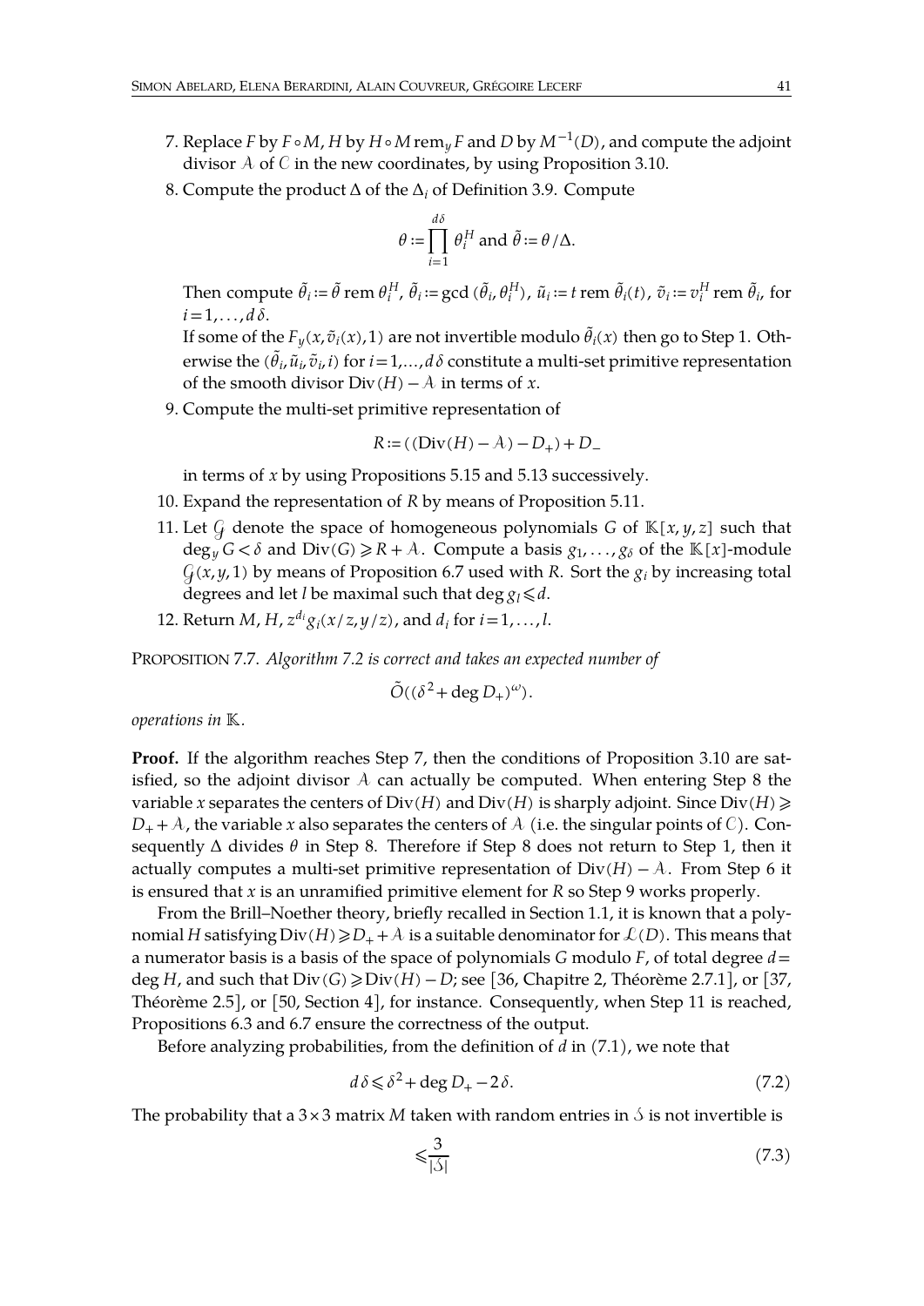7. Replace $F$ by $F \circ M$, $H$ by $H \circ M \operatorname{rem}_y F$ and $D$ by $M^{-1}(D)$, and compute the adjoint divisor $\mathcal{A}$ of $\mathcal{C}$ in the new coordinates, by using Proposition 3.10.
8. Compute the product $\Delta$ of the $\Delta_i$ of Definition 3.9. Compute

$$\theta := \prod_{i=1}^{d\delta} \theta_i^H \text{ and } \tilde{\theta} := \theta / \Delta.$$

Then compute $\tilde{\theta}_i := \tilde{\theta} \operatorname{rem} \theta_i^H$, $\tilde{\theta}_i := \gcd(\tilde{\theta}_i, \theta_i^H)$, $\tilde{u}_i := t \operatorname{rem} \tilde{\theta}_i(t)$, $\tilde{v}_i := v_i^H \operatorname{rem} \tilde{\theta}_i$, for $i = 1, \ldots, d\delta$.

If some of the $F_y(x, \tilde{v}_i(x), 1)$ are not invertible modulo $\tilde{\theta}_i(x)$ then go to Step 1. Otherwise the $(\tilde{\theta}_i, \tilde{u}_i, \tilde{v}_i, i)$ for $i = 1, \ldots, d\delta$ constitute a multi-set primitive representation of the smooth divisor $\operatorname{Div}(H) - \mathcal{A}$ in terms of $x$.
9. Compute the multi-set primitive representation of

$$R := ((\operatorname{Div}(H) - \mathcal{A}) - D_+) + D_-$$

in terms of $x$ by using Propositions 5.15 and 5.13 successively.
10. Expand the representation of $R$ by means of Proposition 5.11.
11. Let $\mathcal{G}$ denote the space of homogeneous polynomials $G$ of $\mathbb{K}[x, y, z]$ such that $\deg_y G < \delta$ and $\operatorname{Div}(G) \geqslant R + \mathcal{A}$. Compute a basis $g_1, \ldots, g_\delta$ of the $\mathbb{K}[x]$-module $\mathcal{G}(x, y, 1)$ by means of Proposition 6.7 used with $R$. Sort the $g_i$ by increasing total degrees and let $l$ be maximal such that $\deg g_l \leqslant d$.
12. Return $M$, $H$, $z^{d_i} g_i(x/z, y/z)$, and $d_i$ for $i = 1, \ldots, l$.

PROPOSITION 7.7. *Algorithm 7.2 is correct and takes an expected number of*

$$\tilde{O}((\delta^2 + \deg D_+)^\omega).$$

*operations in* $\mathbb{K}$.

**Proof.** If the algorithm reaches Step 7, then the conditions of Proposition 3.10 are satisfied, so the adjoint divisor $\mathcal{A}$ can actually be computed. When entering Step 8 the variable $x$ separates the centers of $\operatorname{Div}(H)$ and $\operatorname{Div}(H)$ is sharply adjoint. Since $\operatorname{Div}(H) \geqslant D_+ + \mathcal{A}$, the variable $x$ also separates the centers of $\mathcal{A}$ (i.e. the singular points of $\mathcal{C}$). Consequently $\Delta$ divides $\theta$ in Step 8. Therefore if Step 8 does not return to Step 1, then it actually computes a multi-set primitive representation of $\operatorname{Div}(H) - \mathcal{A}$. From Step 6 it is ensured that $x$ is an unramified primitive element for $R$ so Step 9 works properly.

From the Brill–Noether theory, briefly recalled in Section 1.1, it is known that a polynomial $H$ satisfying $\operatorname{Div}(H) \geqslant D_+ + \mathcal{A}$ is a suitable denominator for $\mathcal{L}(D)$. This means that a numerator basis is a basis of the space of polynomials $G$ modulo $F$, of total degree $d = \deg H$, and such that $\operatorname{Div}(G) \geqslant \operatorname{Div}(H) - D$; see [36, Chapitre 2, Théorème 2.7.1], or [37, Théorème 2.5], or [50, Section 4], for instance. Consequently, when Step 11 is reached, Propositions 6.3 and 6.7 ensure the correctness of the output.

Before analyzing probabilities, from the definition of $d$ in (7.1), we note that

$$d\delta \leqslant \delta^2 + \deg D_+ - 2\delta. \tag{7.2}$$

The probability that a $3 \times 3$ matrix $M$ taken with random entries in $\mathcal{S}$ is not invertible is

$$\leqslant \frac{3}{|\mathcal{S}|} \tag{7.3}$$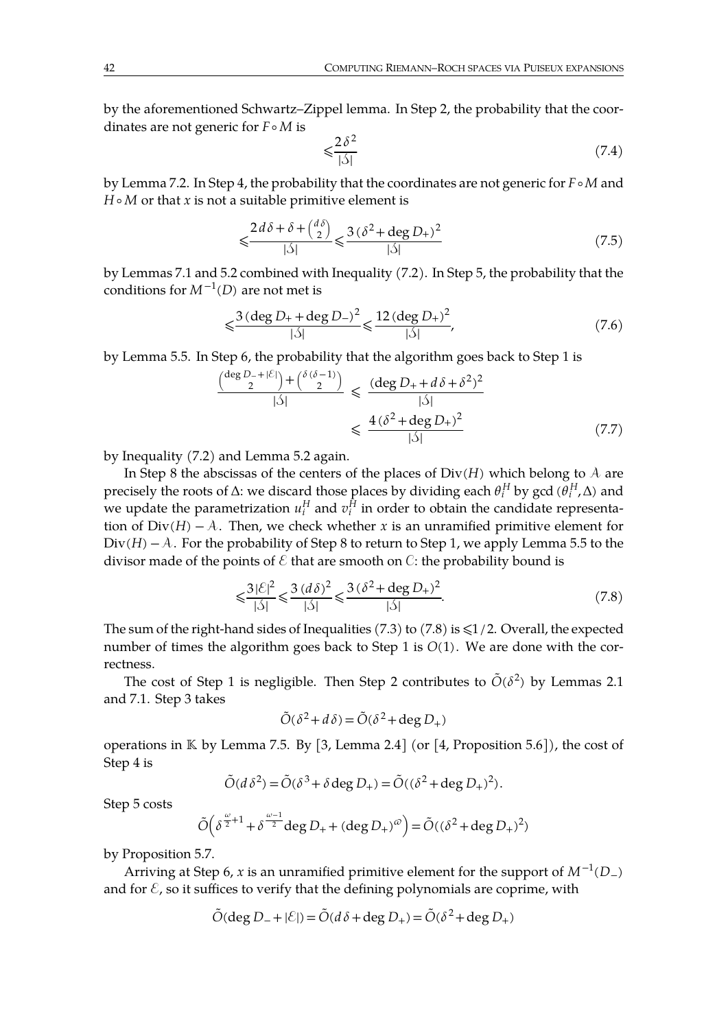by the aforementioned Schwartz–Zippel lemma. In Step 2, the probability that the coordinates are not generic for $F \circ M$ is

$$\leqslant \frac{2\,\delta^2}{|\mathcal{S}|} \tag{7.4}$$

by Lemma 7.2. In Step 4, the probability that the coordinates are not generic for $F \circ M$ and $H \circ M$ or that $x$ is not a suitable primitive element is

$$\leqslant \frac{2\,d\,\delta + \delta + \binom{d\,\delta}{2}}{|\mathcal{S}|} \leqslant \frac{3\,(\delta^2 + \deg D_+)^2}{|\mathcal{S}|} \tag{7.5}$$

by Lemmas 7.1 and 5.2 combined with Inequality (7.2). In Step 5, the probability that the conditions for $M^{-1}(D)$ are not met is

$$\leqslant \frac{3\,(\deg D_+ + \deg D_-)^2}{|\mathcal{S}|} \leqslant \frac{12\,(\deg D_+)^2}{|\mathcal{S}|}, \tag{7.6}$$

by Lemma 5.5. In Step 6, the probability that the algorithm goes back to Step 1 is

$$\begin{aligned} \frac{\binom{\deg D_- + |\mathcal{E}|}{2} + \binom{\delta\,(\delta-1)}{2}}{|\mathcal{S}|} &\leqslant \frac{(\deg D_+ + d\,\delta + \delta^2)^2}{|\mathcal{S}|} \\ &\leqslant \frac{4\,(\delta^2 + \deg D_+)^2}{|\mathcal{S}|} \end{aligned} \tag{7.7}$$

by Inequality (7.2) and Lemma 5.2 again.

In Step 8 the abscissas of the centers of the places of $\operatorname{Div}(H)$ which belong to $\mathcal{A}$ are precisely the roots of $\Delta$: we discard those places by dividing each $\theta_i^H$ by $\gcd(\theta_i^H, \Delta)$ and we update the parametrization $u_i^H$ and $v_i^H$ in order to obtain the candidate representation of $\operatorname{Div}(H) - \mathcal{A}$. Then, we check whether $x$ is an unramified primitive element for $\operatorname{Div}(H) - \mathcal{A}$. For the probability of Step 8 to return to Step 1, we apply Lemma 5.5 to the divisor made of the points of $\mathcal{E}$ that are smooth on $\mathcal{C}$: the probability bound is

$$\leqslant \frac{3|\mathcal{E}|^2}{|\mathcal{S}|} \leqslant \frac{3\,(d\,\delta)^2}{|\mathcal{S}|} \leqslant \frac{3\,(\delta^2 + \deg D_+)^2}{|\mathcal{S}|}. \tag{7.8}$$

The sum of the right-hand sides of Inequalities (7.3) to (7.8) is $\leqslant 1/2$. Overall, the expected number of times the algorithm goes back to Step 1 is $O(1)$. We are done with the correctness.

The cost of Step 1 is negligible. Then Step 2 contributes to $\tilde{O}(\delta^2)$ by Lemmas 2.1 and 7.1. Step 3 takes

$$\tilde{O}(\delta^2 + d\,\delta) = \tilde{O}(\delta^2 + \deg D_+)$$

operations in $\mathbb{K}$ by Lemma 7.5. By [3, Lemma 2.4] (or [4, Proposition 5.6]), the cost of Step 4 is

$$\tilde{O}(d\,\delta^2) = \tilde{O}(\delta^3 + \delta \deg D_+) = \tilde{O}((\delta^2 + \deg D_+)^2).$$

Step 5 costs

$$\tilde{O}\Big(\delta^{\frac{\omega}{2}+1} + \delta^{\frac{\omega-1}{2}} \deg D_+ + (\deg D_+)^{\omega}\Big) = \tilde{O}((\delta^2 + \deg D_+)^2)$$

by Proposition 5.7.

Arriving at Step 6, $x$ is an unramified primitive element for the support of $M^{-1}(D_-)$ and for $\mathcal{E}$, so it suffices to verify that the defining polynomials are coprime, with

$$\tilde{O}(\deg D_- + |\mathcal{E}|) = \tilde{O}(d\,\delta + \deg D_+) = \tilde{O}(\delta^2 + \deg D_+)$$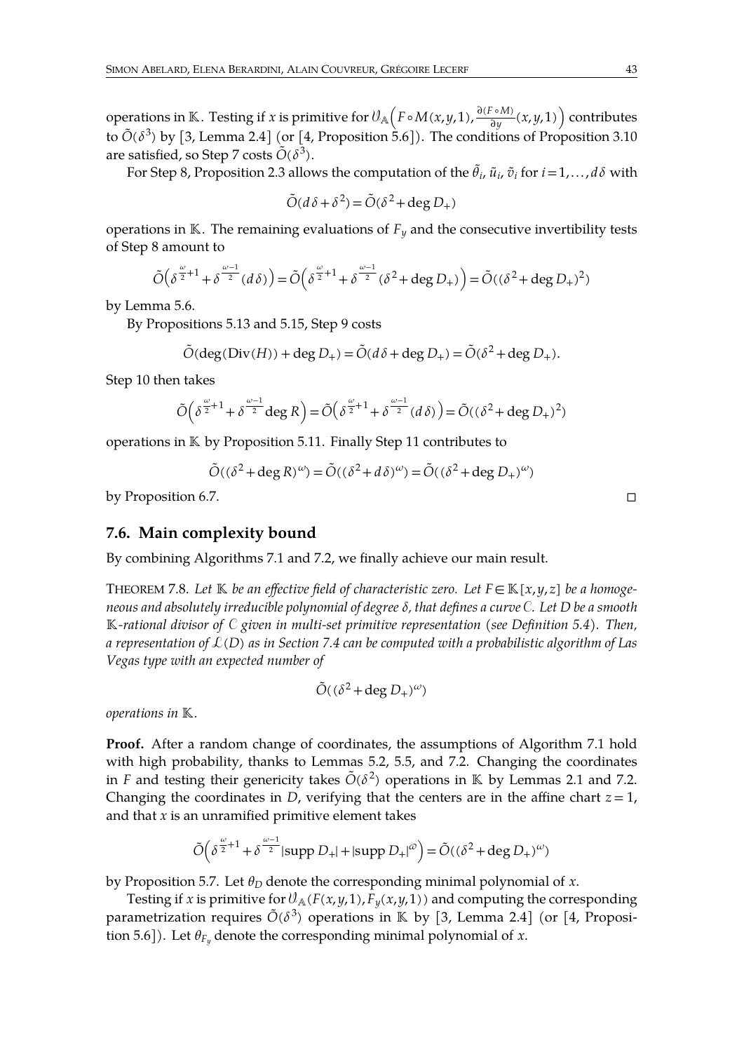operations in $\mathbb{K}$. Testing if $x$ is primitive for $\mathcal{V}_{\mathbb{A}}\left(F \circ M(x,y,1), \frac{\partial(F \circ M)}{\partial y}(x,y,1)\right)$ contributes to $\tilde{O}(\delta^3)$ by [3, Lemma 2.4] (or [4, Proposition 5.6]). The conditions of Proposition 3.10 are satisfied, so Step 7 costs $\tilde{O}(\delta^3)$.

For Step 8, Proposition 2.3 allows the computation of the $\tilde{\theta}_i$, $\tilde{u}_i$, $\tilde{v}_i$ for $i = 1, \ldots, d\delta$ with

$$\tilde{O}(d\delta + \delta^2) = \tilde{O}(\delta^2 + \deg D_+)$$

operations in $\mathbb{K}$. The remaining evaluations of $F_y$ and the consecutive invertibility tests of Step 8 amount to

$$\tilde{O}\left(\delta^{\frac{\omega}{2}+1} + \delta^{\frac{\omega-1}{2}}(d\delta)\right) = \tilde{O}\left(\delta^{\frac{\omega}{2}+1} + \delta^{\frac{\omega-1}{2}}(\delta^2 + \deg D_+)\right) = \tilde{O}((\delta^2 + \deg D_+)^2)$$

by Lemma 5.6.

By Propositions 5.13 and 5.15, Step 9 costs

$$\tilde{O}(\deg(\mathrm{Div}(H)) + \deg D_+) = \tilde{O}(d\delta + \deg D_+) = \tilde{O}(\delta^2 + \deg D_+).$$

Step 10 then takes

$$\tilde{O}\left(\delta^{\frac{\omega}{2}+1} + \delta^{\frac{\omega-1}{2}} \deg R\right) = \tilde{O}\left(\delta^{\frac{\omega}{2}+1} + \delta^{\frac{\omega-1}{2}}(d\delta)\right) = \tilde{O}((\delta^2 + \deg D_+)^2)$$

operations in $\mathbb{K}$ by Proposition 5.11. Finally Step 11 contributes to

$$\tilde{O}((\delta^2 + \deg R)^{\omega}) = \tilde{O}((\delta^2 + d\delta)^{\omega}) = \tilde{O}((\delta^2 + \deg D_+)^{\omega})$$

by Proposition 6.7. □

## 7.6. Main complexity bound

By combining Algorithms 7.1 and 7.2, we finally achieve our main result.

THEOREM 7.8. *Let $\mathbb{K}$ be an effective field of characteristic zero. Let $F \in \mathbb{K}[x,y,z]$ be a homogeneous and absolutely irreducible polynomial of degree $\delta$, that defines a curve $\mathcal{C}$. Let $D$ be a smooth $\mathbb{K}$-rational divisor of $\mathcal{C}$ given in multi-set primitive representation (see Definition 5.4). Then, a representation of $\mathcal{L}(D)$ as in Section 7.4 can be computed with a probabilistic algorithm of Las Vegas type with an expected number of*

$$\tilde{O}((\delta^2 + \deg D_+)^{\omega})$$

*operations in $\mathbb{K}$.*

**Proof.** After a random change of coordinates, the assumptions of Algorithm 7.1 hold with high probability, thanks to Lemmas 5.2, 5.5, and 7.2. Changing the coordinates in $F$ and testing their genericity takes $\tilde{O}(\delta^2)$ operations in $\mathbb{K}$ by Lemmas 2.1 and 7.2. Changing the coordinates in $D$, verifying that the centers are in the affine chart $z = 1$, and that $x$ is an unramified primitive element takes

$$\tilde{O}\left(\delta^{\frac{\omega}{2}+1} + \delta^{\frac{\omega-1}{2}} |\mathrm{supp}\, D_+| + |\mathrm{supp}\, D_+|^{\omega}\right) = \tilde{O}((\delta^2 + \deg D_+)^{\omega})$$

by Proposition 5.7. Let $\theta_D$ denote the corresponding minimal polynomial of $x$.

Testing if $x$ is primitive for $\mathcal{V}_{\mathbb{A}}(F(x,y,1), F_y(x,y,1))$ and computing the corresponding parametrization requires $\tilde{O}(\delta^3)$ operations in $\mathbb{K}$ by [3, Lemma 2.4] (or [4, Proposition 5.6]). Let $\theta_{F_y}$ denote the corresponding minimal polynomial of $x$.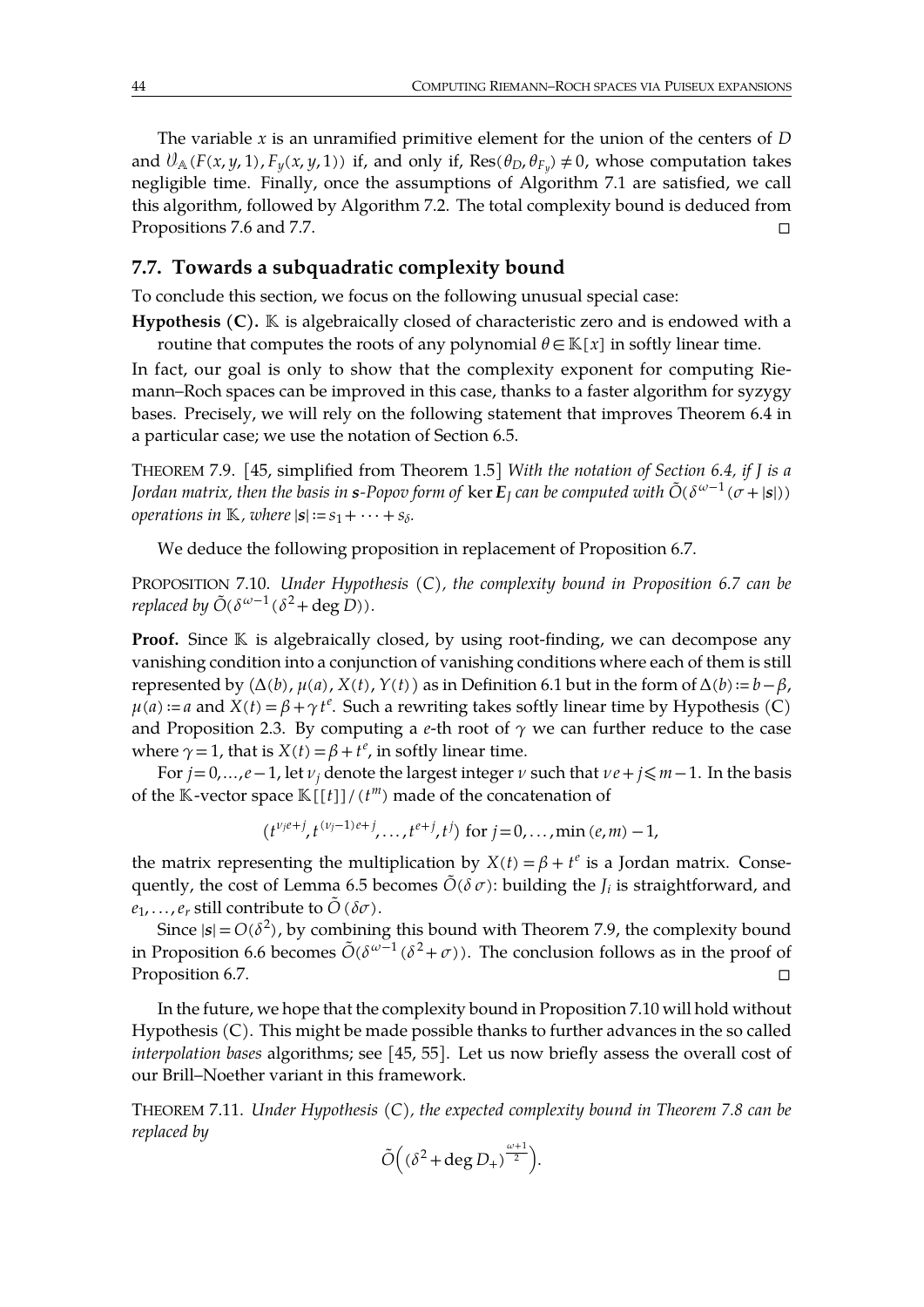The variable $x$ is an unramified primitive element for the union of the centers of $D$ and $\mho_{\mathbb{A}}(F(x,y,1), F_y(x,y,1))$ if, and only if, $\operatorname{Res}(\theta_D, \theta_{F_y}) \neq 0$, whose computation takes negligible time. Finally, once the assumptions of Algorithm 7.1 are satisfied, we call this algorithm, followed by Algorithm 7.2. The total complexity bound is deduced from Propositions 7.6 and 7.7. □

## 7.7. Towards a subquadratic complexity bound

To conclude this section, we focus on the following unusual special case:

**Hypothesis (C).** $\mathbb{K}$ is algebraically closed of characteristic zero and is endowed with a routine that computes the roots of any polynomial $\theta \in \mathbb{K}[x]$ in softly linear time.

In fact, our goal is only to show that the complexity exponent for computing Riemann–Roch spaces can be improved in this case, thanks to a faster algorithm for syzygy bases. Precisely, we will rely on the following statement that improves Theorem 6.4 in a particular case; we use the notation of Section 6.5.

THEOREM 7.9. [45, simplified from Theorem 1.5] *With the notation of Section 6.4, if $J$ is a Jordan matrix, then the basis in $\boldsymbol{s}$-Popov form of $\ker \boldsymbol{E}_J$ can be computed with $\tilde{O}(\delta^{\omega-1}(\sigma + |\boldsymbol{s}|))$ operations in $\mathbb{K}$, where $|\boldsymbol{s}| := s_1 + \cdots + s_\delta$.*

We deduce the following proposition in replacement of Proposition 6.7.

PROPOSITION 7.10. *Under Hypothesis (C), the complexity bound in Proposition 6.7 can be replaced by $\tilde{O}(\delta^{\omega-1}(\delta^2 + \deg D))$.*

**Proof.** Since $\mathbb{K}$ is algebraically closed, by using root-finding, we can decompose any vanishing condition into a conjunction of vanishing conditions where each of them is still represented by $(\Delta(b), \mu(a), X(t), Y(t))$ as in Definition 6.1 but in the form of $\Delta(b) := b - \beta$, $\mu(a) := a$ and $X(t) = \beta + \gamma t^e$. Such a rewriting takes softly linear time by Hypothesis (C) and Proposition 2.3. By computing a $e$-th root of $\gamma$ we can further reduce to the case where $\gamma = 1$, that is $X(t) = \beta + t^e$, in softly linear time.

For $j = 0, \ldots, e-1$, let $\nu_j$ denote the largest integer $\nu$ such that $\nu e + j \leqslant m - 1$. In the basis of the $\mathbb{K}$-vector space $\mathbb{K}[[t]]/(t^m)$ made of the concatenation of

$$(t^{\nu_j e + j}, t^{(\nu_j - 1)e + j}, \ldots, t^{e+j}, t^j) \text{ for } j = 0, \ldots, \min(e, m) - 1,$$

the matrix representing the multiplication by $X(t) = \beta + t^e$ is a Jordan matrix. Consequently, the cost of Lemma 6.5 becomes $\tilde{O}(\delta\sigma)$: building the $J_i$ is straightforward, and $e_1, \ldots, e_r$ still contribute to $\tilde{O}(\delta\sigma)$.

Since $|\boldsymbol{s}| = O(\delta^2)$, by combining this bound with Theorem 7.9, the complexity bound in Proposition 6.6 becomes $\tilde{O}(\delta^{\omega-1}(\delta^2 + \sigma))$. The conclusion follows as in the proof of Proposition 6.7. □

In the future, we hope that the complexity bound in Proposition 7.10 will hold without Hypothesis (C). This might be made possible thanks to further advances in the so called *interpolation bases* algorithms; see [45, 55]. Let us now briefly assess the overall cost of our Brill–Noether variant in this framework.

THEOREM 7.11. *Under Hypothesis (C), the expected complexity bound in Theorem 7.8 can be replaced by*

$$\tilde{O}\Big((\delta^2 + \deg D_+)^{\frac{\omega+1}{2}}\Big).$$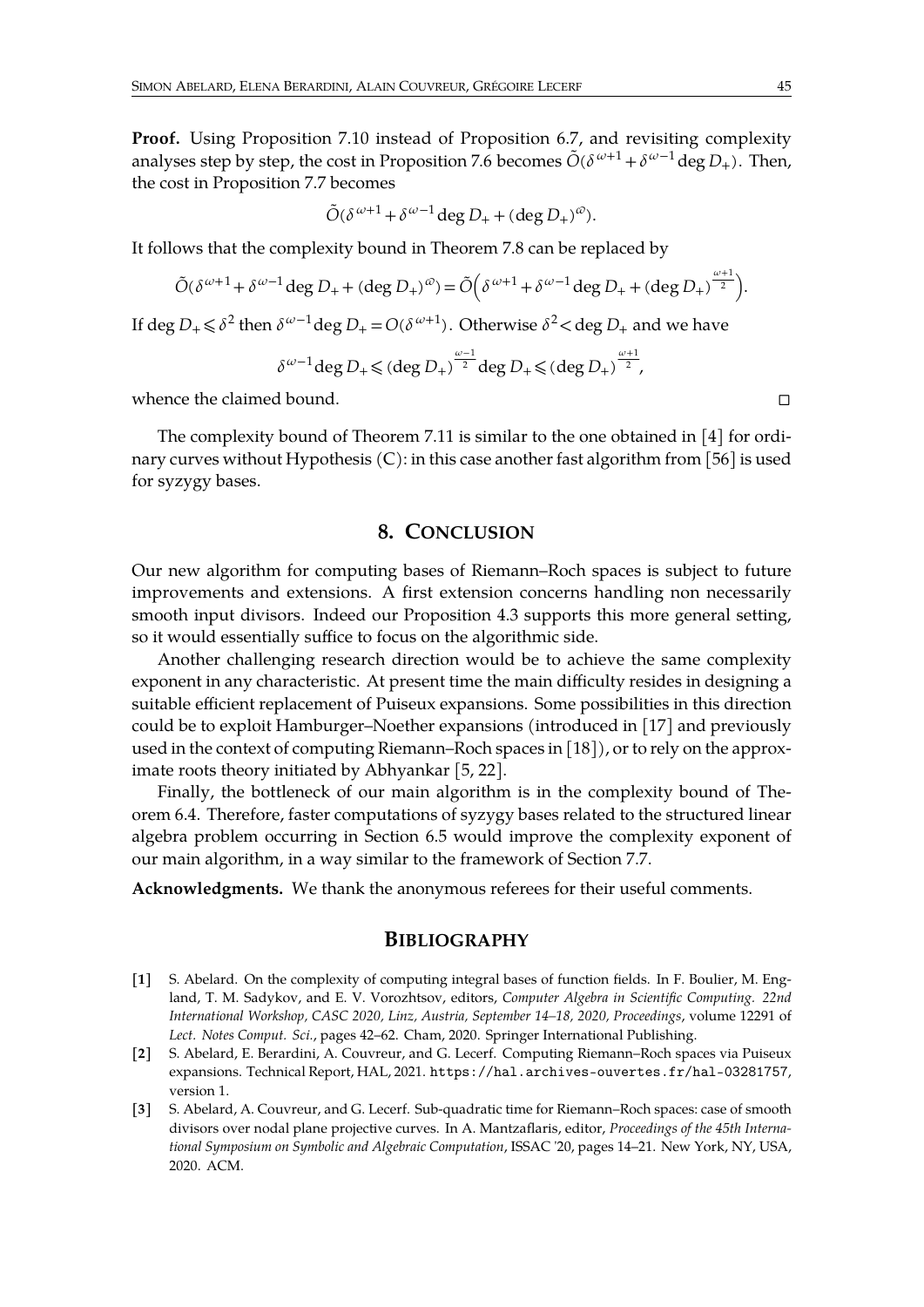**Proof.** Using Proposition 7.10 instead of Proposition 6.7, and revisiting complexity analyses step by step, the cost in Proposition 7.6 becomes $\tilde{O}(\delta^{\omega+1} + \delta^{\omega-1} \deg D_+)$. Then, the cost in Proposition 7.7 becomes

$$\tilde{O}(\delta^{\omega+1} + \delta^{\omega-1} \deg D_+ + (\deg D_+)^{\varpi}).$$

It follows that the complexity bound in Theorem 7.8 can be replaced by

$$\tilde{O}(\delta^{\omega+1} + \delta^{\omega-1} \deg D_+ + (\deg D_+)^{\varpi}) = \tilde{O}\Big(\delta^{\omega+1} + \delta^{\omega-1} \deg D_+ + (\deg D_+)^{\frac{\omega+1}{2}}\Big).$$

If $\deg D_+ \leqslant \delta^2$ then $\delta^{\omega-1} \deg D_+ = O(\delta^{\omega+1})$. Otherwise $\delta^2 < \deg D_+$ and we have

$$\delta^{\omega-1} \deg D_+ \leqslant (\deg D_+)^{\frac{\omega-1}{2}} \deg D_+ \leqslant (\deg D_+)^{\frac{\omega+1}{2}},$$

whence the claimed bound. □

The complexity bound of Theorem 7.11 is similar to the one obtained in [4] for ordinary curves without Hypothesis (C): in this case another fast algorithm from [56] is used for syzygy bases.

## 8. Conclusion

Our new algorithm for computing bases of Riemann–Roch spaces is subject to future improvements and extensions. A first extension concerns handling non necessarily smooth input divisors. Indeed our Proposition 4.3 supports this more general setting, so it would essentially suffice to focus on the algorithmic side.

Another challenging research direction would be to achieve the same complexity exponent in any characteristic. At present time the main difficulty resides in designing a suitable efficient replacement of Puiseux expansions. Some possibilities in this direction could be to exploit Hamburger–Noether expansions (introduced in [17] and previously used in the context of computing Riemann–Roch spaces in [18]), or to rely on the approximate roots theory initiated by Abhyankar [5, 22].

Finally, the bottleneck of our main algorithm is in the complexity bound of Theorem 6.4. Therefore, faster computations of syzygy bases related to the structured linear algebra problem occurring in Section 6.5 would improve the complexity exponent of our main algorithm, in a way similar to the framework of Section 7.7.

**Acknowledgments.** We thank the anonymous referees for their useful comments.

## Bibliography

- [1] S. Abelard. On the complexity of computing integral bases of function fields. In F. Boulier, M. England, T. M. Sadykov, and E. V. Vorozhtsov, editors, *Computer Algebra in Scientific Computing. 22nd International Workshop, CASC 2020, Linz, Austria, September 14–18, 2020, Proceedings*, volume 12291 of *Lect. Notes Comput. Sci.*, pages 42–62. Cham, 2020. Springer International Publishing.
- [2] S. Abelard, E. Berardini, A. Couvreur, and G. Lecerf. Computing Riemann–Roch spaces via Puiseux expansions. Technical Report, HAL, 2021. `https://hal.archives-ouvertes.fr/hal-03281757`, version 1.
- [3] S. Abelard, A. Couvreur, and G. Lecerf. Sub-quadratic time for Riemann–Roch spaces: case of smooth divisors over nodal plane projective curves. In A. Mantzaflaris, editor, *Proceedings of the 45th International Symposium on Symbolic and Algebraic Computation*, ISSAC '20, pages 14–21. New York, NY, USA, 2020. ACM.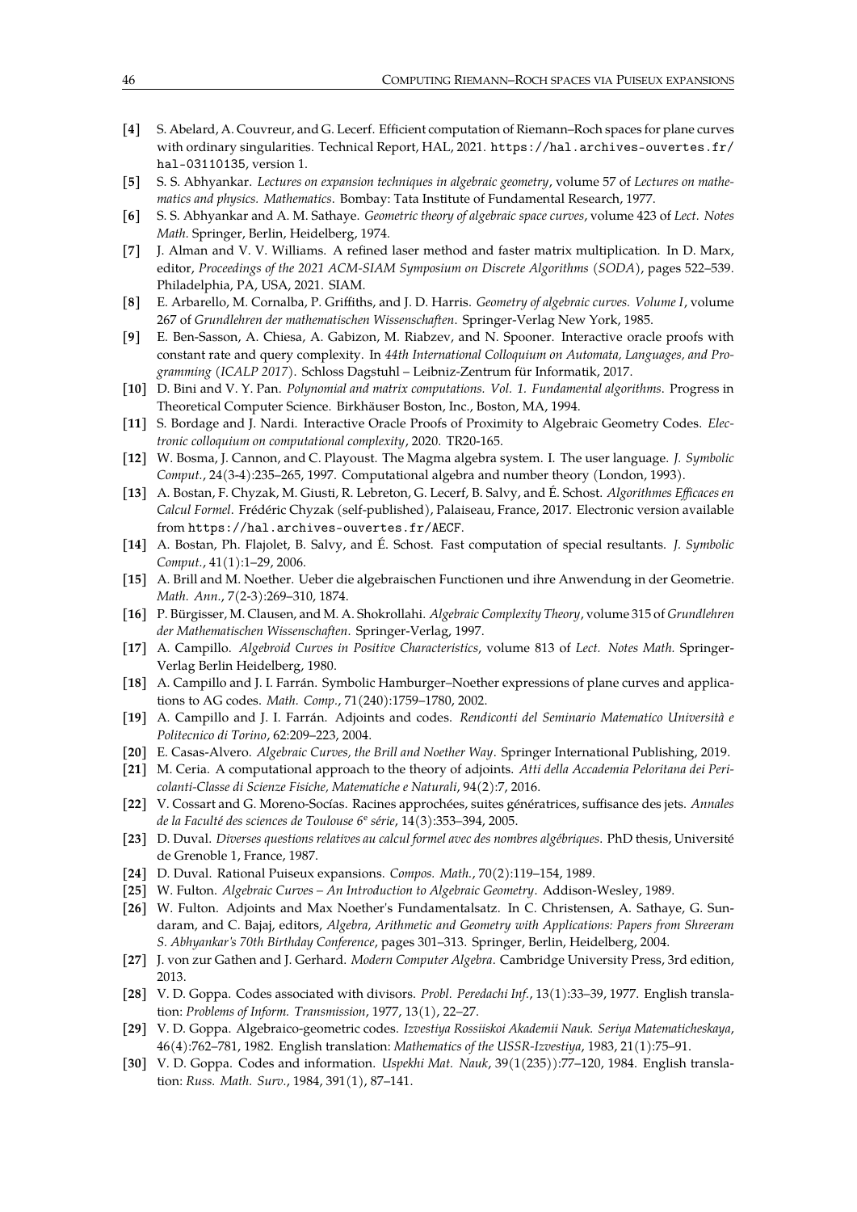[4] S. Abelard, A. Couvreur, and G. Lecerf. Efficient computation of Riemann–Roch spaces for plane curves with ordinary singularities. Technical Report, HAL, 2021. `https://hal.archives-ouvertes.fr/hal-03110135`, version 1.

[5] S. S. Abhyankar. *Lectures on expansion techniques in algebraic geometry*, volume 57 of *Lectures on mathematics and physics. Mathematics*. Bombay: Tata Institute of Fundamental Research, 1977.

[6] S. S. Abhyankar and A. M. Sathaye. *Geometric theory of algebraic space curves*, volume 423 of *Lect. Notes Math.* Springer, Berlin, Heidelberg, 1974.

[7] J. Alman and V. V. Williams. A refined laser method and faster matrix multiplication. In D. Marx, editor, *Proceedings of the 2021 ACM-SIAM Symposium on Discrete Algorithms (SODA)*, pages 522–539. Philadelphia, PA, USA, 2021. SIAM.

[8] E. Arbarello, M. Cornalba, P. Griffiths, and J. D. Harris. *Geometry of algebraic curves. Volume I*, volume 267 of *Grundlehren der mathematischen Wissenschaften*. Springer-Verlag New York, 1985.

[9] E. Ben-Sasson, A. Chiesa, A. Gabizon, M. Riabzev, and N. Spooner. Interactive oracle proofs with constant rate and query complexity. In *44th International Colloquium on Automata, Languages, and Programming (ICALP 2017)*. Schloss Dagstuhl – Leibniz-Zentrum für Informatik, 2017.

[10] D. Bini and V. Y. Pan. *Polynomial and matrix computations. Vol. 1. Fundamental algorithms*. Progress in Theoretical Computer Science. Birkhäuser Boston, Inc., Boston, MA, 1994.

[11] S. Bordage and J. Nardi. Interactive Oracle Proofs of Proximity to Algebraic Geometry Codes. *Electronic colloquium on computational complexity*, 2020. TR20-165.

[12] W. Bosma, J. Cannon, and C. Playoust. The Magma algebra system. I. The user language. *J. Symbolic Comput.*, 24(3-4):235–265, 1997. Computational algebra and number theory (London, 1993).

[13] A. Bostan, F. Chyzak, M. Giusti, R. Lebreton, G. Lecerf, B. Salvy, and É. Schost. *Algorithmes Efficaces en Calcul Formel*. Frédéric Chyzak (self-published), Palaiseau, France, 2017. Electronic version available from `https://hal.archives-ouvertes.fr/AECF`.

[14] A. Bostan, Ph. Flajolet, B. Salvy, and É. Schost. Fast computation of special resultants. *J. Symbolic Comput.*, 41(1):1–29, 2006.

[15] A. Brill and M. Noether. Ueber die algebraischen Functionen und ihre Anwendung in der Geometrie. *Math. Ann.*, 7(2-3):269–310, 1874.

[16] P. Bürgisser, M. Clausen, and M. A. Shokrollahi. *Algebraic Complexity Theory*, volume 315 of *Grundlehren der Mathematischen Wissenschaften*. Springer-Verlag, 1997.

[17] A. Campillo. *Algebroid Curves in Positive Characteristics*, volume 813 of *Lect. Notes Math.* Springer-Verlag Berlin Heidelberg, 1980.

[18] A. Campillo and J. I. Farrán. Symbolic Hamburger–Noether expressions of plane curves and applications to AG codes. *Math. Comp.*, 71(240):1759–1780, 2002.

[19] A. Campillo and J. I. Farrán. Adjoints and codes. *Rendiconti del Seminario Matematico Università e Politecnico di Torino*, 62:209–223, 2004.

[20] E. Casas-Alvero. *Algebraic Curves, the Brill and Noether Way*. Springer International Publishing, 2019.

[21] M. Ceria. A computational approach to the theory of adjoints. *Atti della Accademia Peloritana dei Pericolanti-Classe di Scienze Fisiche, Matematiche e Naturali*, 94(2):7, 2016.

[22] V. Cossart and G. Moreno-Socías. Racines approchées, suites génératrices, suffisance des jets. *Annales de la Faculté des sciences de Toulouse 6e série*, 14(3):353–394, 2005.

[23] D. Duval. *Diverses questions relatives au calcul formel avec des nombres algébriques*. PhD thesis, Université de Grenoble 1, France, 1987.

[24] D. Duval. Rational Puiseux expansions. *Compos. Math.*, 70(2):119–154, 1989.

[25] W. Fulton. *Algebraic Curves – An Introduction to Algebraic Geometry*. Addison-Wesley, 1989.

[26] W. Fulton. Adjoints and Max Noether's Fundamentalsatz. In C. Christensen, A. Sathaye, G. Sundaram, and C. Bajaj, editors, *Algebra, Arithmetic and Geometry with Applications: Papers from Shreeram S. Abhyankar's 70th Birthday Conference*, pages 301–313. Springer, Berlin, Heidelberg, 2004.

[27] J. von zur Gathen and J. Gerhard. *Modern Computer Algebra*. Cambridge University Press, 3rd edition, 2013.

[28] V. D. Goppa. Codes associated with divisors. *Probl. Peredachi Inf.*, 13(1):33–39, 1977. English translation: *Problems of Inform. Transmission*, 1977, 13(1), 22–27.

[29] V. D. Goppa. Algebraico-geometric codes. *Izvestiya Rossiiskoi Akademii Nauk. Seriya Matematicheskaya*, 46(4):762–781, 1982. English translation: *Mathematics of the USSR-Izvestiya*, 1983, 21(1):75–91.

[30] V. D. Goppa. Codes and information. *Uspekhi Mat. Nauk*, 39(1(235)):77–120, 1984. English translation: *Russ. Math. Surv.*, 1984, 391(1), 87–141.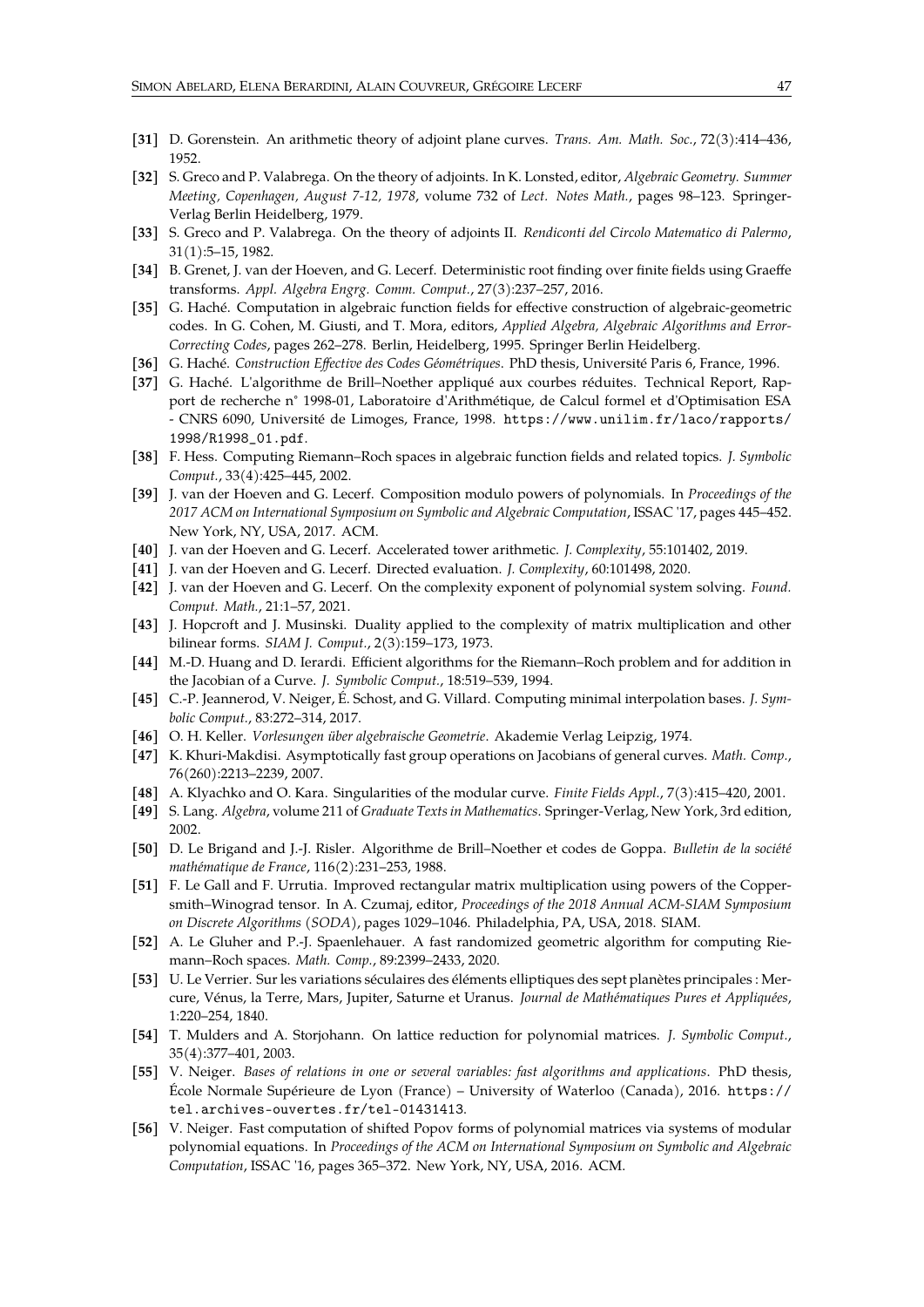**[31]** D. Gorenstein. An arithmetic theory of adjoint plane curves. *Trans. Am. Math. Soc.*, 72(3):414–436, 1952.

**[32]** S. Greco and P. Valabrega. On the theory of adjoints. In K. Lonsted, editor, *Algebraic Geometry. Summer Meeting, Copenhagen, August 7-12, 1978*, volume 732 of *Lect. Notes Math.*, pages 98–123. Springer-Verlag Berlin Heidelberg, 1979.

**[33]** S. Greco and P. Valabrega. On the theory of adjoints II. *Rendiconti del Circolo Matematico di Palermo*, 31(1):5–15, 1982.

**[34]** B. Grenet, J. van der Hoeven, and G. Lecerf. Deterministic root finding over finite fields using Graeffe transforms. *Appl. Algebra Engrg. Comm. Comput.*, 27(3):237–257, 2016.

**[35]** G. Haché. Computation in algebraic function fields for effective construction of algebraic-geometric codes. In G. Cohen, M. Giusti, and T. Mora, editors, *Applied Algebra, Algebraic Algorithms and Error-Correcting Codes*, pages 262–278. Berlin, Heidelberg, 1995. Springer Berlin Heidelberg.

**[36]** G. Haché. *Construction Effective des Codes Géométriques*. PhD thesis, Université Paris 6, France, 1996.

**[37]** G. Haché. L'algorithme de Brill–Noether appliqué aux courbes réduites. Technical Report, Rapport de recherche n° 1998-01, Laboratoire d'Arithmétique, de Calcul formel et d'Optimisation ESA - CNRS 6090, Université de Limoges, France, 1998. `https://www.unilim.fr/laco/rapports/1998/R1998_01.pdf`.

**[38]** F. Hess. Computing Riemann–Roch spaces in algebraic function fields and related topics. *J. Symbolic Comput.*, 33(4):425–445, 2002.

**[39]** J. van der Hoeven and G. Lecerf. Composition modulo powers of polynomials. In *Proceedings of the 2017 ACM on International Symposium on Symbolic and Algebraic Computation*, ISSAC '17, pages 445–452. New York, NY, USA, 2017. ACM.

**[40]** J. van der Hoeven and G. Lecerf. Accelerated tower arithmetic. *J. Complexity*, 55:101402, 2019.

**[41]** J. van der Hoeven and G. Lecerf. Directed evaluation. *J. Complexity*, 60:101498, 2020.

**[42]** J. van der Hoeven and G. Lecerf. On the complexity exponent of polynomial system solving. *Found. Comput. Math.*, 21:1–57, 2021.

**[43]** J. Hopcroft and J. Musinski. Duality applied to the complexity of matrix multiplication and other bilinear forms. *SIAM J. Comput.*, 2(3):159–173, 1973.

**[44]** M.-D. Huang and D. Ierardi. Efficient algorithms for the Riemann–Roch problem and for addition in the Jacobian of a Curve. *J. Symbolic Comput.*, 18:519–539, 1994.

**[45]** C.-P. Jeannerod, V. Neiger, É. Schost, and G. Villard. Computing minimal interpolation bases. *J. Symbolic Comput.*, 83:272–314, 2017.

**[46]** O. H. Keller. *Vorlesungen über algebraische Geometrie*. Akademie Verlag Leipzig, 1974.

**[47]** K. Khuri-Makdisi. Asymptotically fast group operations on Jacobians of general curves. *Math. Comp.*, 76(260):2213–2239, 2007.

**[48]** A. Klyachko and O. Kara. Singularities of the modular curve. *Finite Fields Appl.*, 7(3):415–420, 2001.

**[49]** S. Lang. *Algebra*, volume 211 of *Graduate Texts in Mathematics*. Springer-Verlag, New York, 3rd edition, 2002.

**[50]** D. Le Brigand and J.-J. Risler. Algorithme de Brill–Noether et codes de Goppa. *Bulletin de la société mathématique de France*, 116(2):231–253, 1988.

**[51]** F. Le Gall and F. Urrutia. Improved rectangular matrix multiplication using powers of the Coppersmith–Winograd tensor. In A. Czumaj, editor, *Proceedings of the 2018 Annual ACM-SIAM Symposium on Discrete Algorithms (SODA)*, pages 1029–1046. Philadelphia, PA, USA, 2018. SIAM.

**[52]** A. Le Gluher and P.-J. Spaenlehauer. A fast randomized geometric algorithm for computing Riemann–Roch spaces. *Math. Comp.*, 89:2399–2433, 2020.

**[53]** U. Le Verrier. Sur les variations séculaires des éléments elliptiques des sept planètes principales : Mercure, Vénus, la Terre, Mars, Jupiter, Saturne et Uranus. *Journal de Mathématiques Pures et Appliquées*, 1:220–254, 1840.

**[54]** T. Mulders and A. Storjohann. On lattice reduction for polynomial matrices. *J. Symbolic Comput.*, 35(4):377–401, 2003.

**[55]** V. Neiger. *Bases of relations in one or several variables: fast algorithms and applications*. PhD thesis, École Normale Supérieure de Lyon (France) – University of Waterloo (Canada), 2016. `https://tel.archives-ouvertes.fr/tel-01431413`.

**[56]** V. Neiger. Fast computation of shifted Popov forms of polynomial matrices via systems of modular polynomial equations. In *Proceedings of the ACM on International Symposium on Symbolic and Algebraic Computation*, ISSAC '16, pages 365–372. New York, NY, USA, 2016. ACM.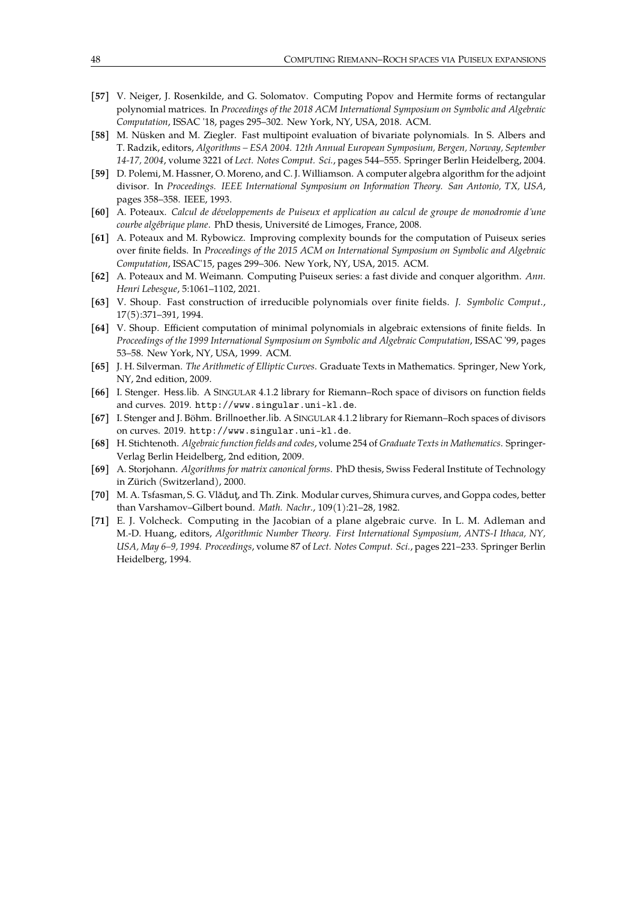[57] V. Neiger, J. Rosenkilde, and G. Solomatov. Computing Popov and Hermite forms of rectangular polynomial matrices. In *Proceedings of the 2018 ACM International Symposium on Symbolic and Algebraic Computation*, ISSAC '18, pages 295–302. New York, NY, USA, 2018. ACM.

[58] M. Nüsken and M. Ziegler. Fast multipoint evaluation of bivariate polynomials. In S. Albers and T. Radzik, editors, *Algorithms – ESA 2004. 12th Annual European Symposium, Bergen, Norway, September 14-17, 2004*, volume 3221 of *Lect. Notes Comput. Sci.*, pages 544–555. Springer Berlin Heidelberg, 2004.

[59] D. Polemi, M. Hassner, O. Moreno, and C. J. Williamson. A computer algebra algorithm for the adjoint divisor. In *Proceedings. IEEE International Symposium on Information Theory. San Antonio, TX, USA*, pages 358–358. IEEE, 1993.

[60] A. Poteaux. *Calcul de développements de Puiseux et application au calcul de groupe de monodromie d'une courbe algébrique plane*. PhD thesis, Université de Limoges, France, 2008.

[61] A. Poteaux and M. Rybowicz. Improving complexity bounds for the computation of Puiseux series over finite fields. In *Proceedings of the 2015 ACM on International Symposium on Symbolic and Algebraic Computation*, ISSAC'15, pages 299–306. New York, NY, USA, 2015. ACM.

[62] A. Poteaux and M. Weimann. Computing Puiseux series: a fast divide and conquer algorithm. *Ann. Henri Lebesgue*, 5:1061–1102, 2021.

[63] V. Shoup. Fast construction of irreducible polynomials over finite fields. *J. Symbolic Comput.*, 17(5):371–391, 1994.

[64] V. Shoup. Efficient computation of minimal polynomials in algebraic extensions of finite fields. In *Proceedings of the 1999 International Symposium on Symbolic and Algebraic Computation*, ISSAC '99, pages 53–58. New York, NY, USA, 1999. ACM.

[65] J. H. Silverman. *The Arithmetic of Elliptic Curves*. Graduate Texts in Mathematics. Springer, New York, NY, 2nd edition, 2009.

[66] I. Stenger. Hess.lib. A SINGULAR 4.1.2 library for Riemann–Roch space of divisors on function fields and curves. 2019. `http://www.singular.uni-kl.de`.

[67] I. Stenger and J. Böhm. Brillnoether.lib. A SINGULAR 4.1.2 library for Riemann–Roch spaces of divisors on curves. 2019. `http://www.singular.uni-kl.de`.

[68] H. Stichtenoth. *Algebraic function fields and codes*, volume 254 of *Graduate Texts in Mathematics*. Springer-Verlag Berlin Heidelberg, 2nd edition, 2009.

[69] A. Storjohann. *Algorithms for matrix canonical forms*. PhD thesis, Swiss Federal Institute of Technology in Zürich (Switzerland), 2000.

[70] M. A. Tsfasman, S. G. Vlăduţ, and Th. Zink. Modular curves, Shimura curves, and Goppa codes, better than Varshamov–Gilbert bound. *Math. Nachr.*, 109(1):21–28, 1982.

[71] E. J. Volcheck. Computing in the Jacobian of a plane algebraic curve. In L. M. Adleman and M.-D. Huang, editors, *Algorithmic Number Theory. First International Symposium, ANTS-I Ithaca, NY, USA, May 6–9, 1994. Proceedings*, volume 87 of *Lect. Notes Comput. Sci.*, pages 221–233. Springer Berlin Heidelberg, 1994.